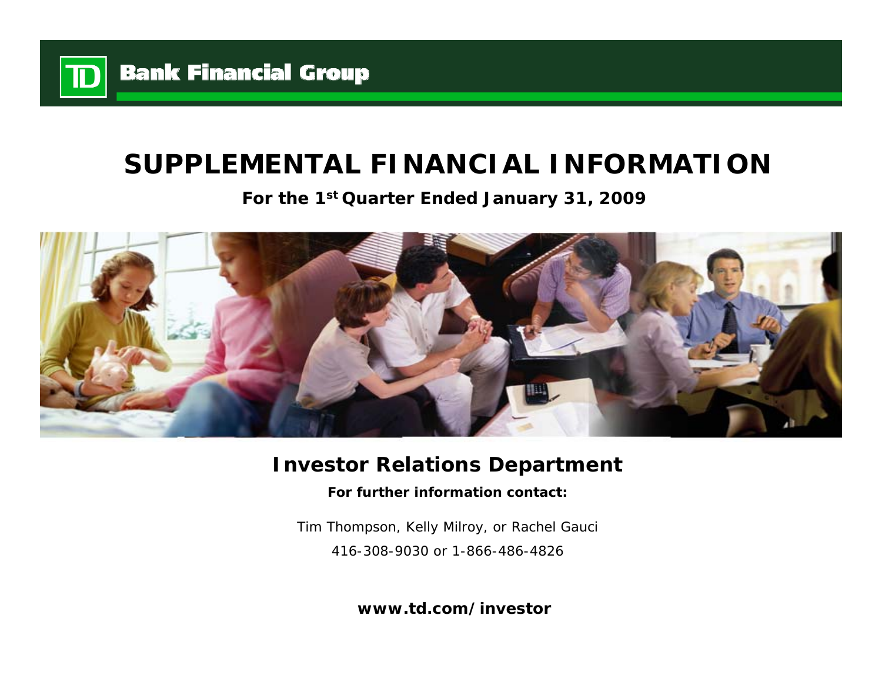TD Bank Financial Group

# SUPPLEMENTAL FINANCIAL INFORMATION

**For the 1st Quarter Ended January 31, 2009**

## Investor Relations Department

**For further information contact:**

Tim Thompson, Kelly Milroy, or Rachel Gauci

416-308-9030 or 1-866-486-4826

**www.td.com/investor**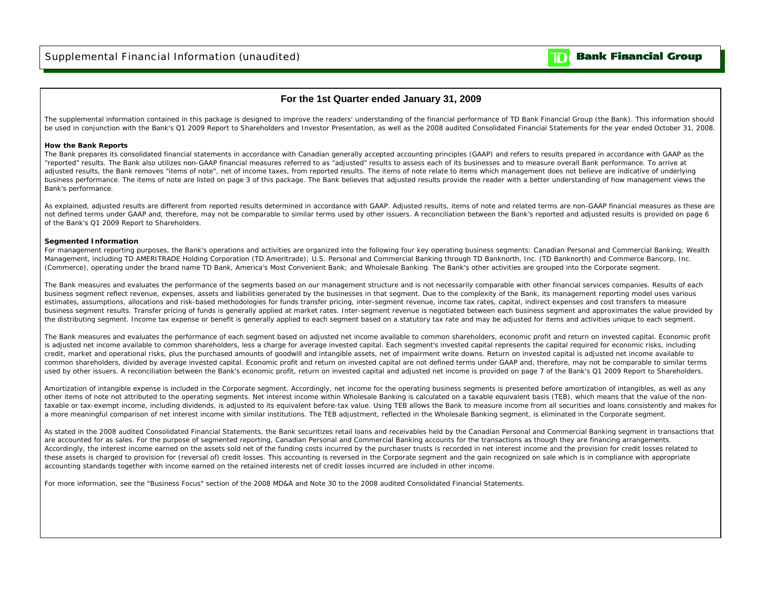# For the 1st Quarter ended January 31, 2009

The supplemental information contained in this package is designed to improve the readers' understanding of the financial performance of TD Bank Financial Group (the Bank). This information should be used in conjunction with the Bank's Q1 2009 Report to Shareholders and Investor Presentation, as well as the 2008 audited Consolidated Financial Statements for the year ended October 31, 2008.

**How the Bank Reports**

The Bank prepares its consolidated financial statements in accordance with Canadian generally accepted accounting principles (GAAP) and refers to results prepared in accordance with GAAP as the "reported" results. The Bank also utilizes non-GAAP financial measures referred to as "adjusted" results to assess each of its businesses and to measure overall Bank performance. To arrive at adjusted results, the Bank removes "items of note", net of income taxes, from reported results. The items of note relate to items which management does not believe are indicative of underlying business performance. The items of note are listed on page 3 of this package. The Bank believes that adjusted results provide the reader with a better understanding of how management views the Bank's performance.

As explained, adjusted results are different from reported results determined in accordance with GAAP. Adjusted results, items of note and related terms are non-GAAP financial measures as these are not defined terms under GAAP and, therefore, may not be comparable to similar terms used by other issuers. A reconciliation between the Bank's reported and adjusted results is provided on page 6 of the Bank's Q1 2009 Report to Shareholders.

**Segmented Information**

For management reporting purposes, the Bank's operations and activities are organized into the following four key operating business segments: Canadian Personal and Commercial Banking; Wealth Management, including TD AMERITRADE Holding Corporation (TD Ameritrade); U.S. Personal and Commercial Banking through TD Banknorth, Inc. (TD Banknorth) and Commerce Bancorp, Inc. (Commerce), operating under the brand name TD Bank, America's Most Convenient Bank; and Wholesale Banking. The Bank's other activities are grouped into the Corporate segment.

The Bank measures and evaluates the performance of the segments based on our management structure and is not necessarily comparable with other financial services companies. Results of each business segment reflect revenue, expenses, assets and liabilities generated by the businesses in that segment. Due to the complexity of the Bank, its management reporting model uses various estimates, assumptions, allocations and risk-based methodologies for funds transfer pricing, inter-segment revenue, income tax rates, capital, indirect expenses and cost transfers to measure business segment results. Transfer pricing of funds is generally applied at market rates. Inter-segment revenue is negotiated between each business segment and approximates the value provided by the distributing segment. Income tax expense or benefit is generally applied to each segment based on a statutory tax rate and may be adjusted for items and activities unique to each segment.

The Bank measures and evaluates the performance of each segment based on adjusted net income available to common shareholders, economic profit and return on invested capital. Economic profit is adjusted net income available to common shareholders, less a charge for average invested capital. Each segment's invested capital represents the capital required for economic risks, including credit, market and operational risks, plus the purchased amounts of goodwill and intangible assets, net of impairment write downs. Return on invested capital is adjusted net income available to common shareholders, divided by average invested capital. Economic profit and return on invested capital are not defined terms under GAAP and, therefore, may not be comparable to similar terms used by other issuers. A reconciliation between the Bank's economic profit, return on invested capital and adjusted net income is provided on page 7 of the Bank's Q1 2009 Report to Shareholders.

Amortization of intangible expense is included in the Corporate segment. Accordingly, net income for the operating business segments is presented before amortization of intangibles, as well as any other items of note not attributed to the operating segments. Net interest income within Wholesale Banking is calculated on a taxable equivalent basis (TEB), which means that the value of the non-taxable or tax-exempt income, including dividends, is adjusted to its equivalent before-tax value. Using TEB allows the Bank to measure income from all securities and loans consistently and makes for a more meaningful comparison of net interest income with similar institutions. The TEB adjustment, reflected in the Wholesale Banking segment, is eliminated in the Corporate segment.

As stated in the 2008 audited Consolidated Financial Statements, the Bank securitizes retail loans and receivables held by the Canadian Personal and Commercial Banking segment in transactions that are accounted for as sales. For the purpose of segmented reporting, Canadian Personal and Commercial Banking accounts for the transactions as though they are financing arrangements. Accordingly, the interest income earned on the assets sold net of the funding costs incurred by the purchaser trusts is recorded in net interest income and the provision for credit losses related to these assets is charged to provision for (reversal of) credit losses. This accounting is reversed in the Corporate segment and the gain recognized on sale which is in compliance with appropriate accounting standards together with income earned on the retained interests net of credit losses incurred are included in other income.

For more information, see the "Business Focus" section of the 2008 MD&A and Note 30 to the 2008 audited Consolidated Financial Statements.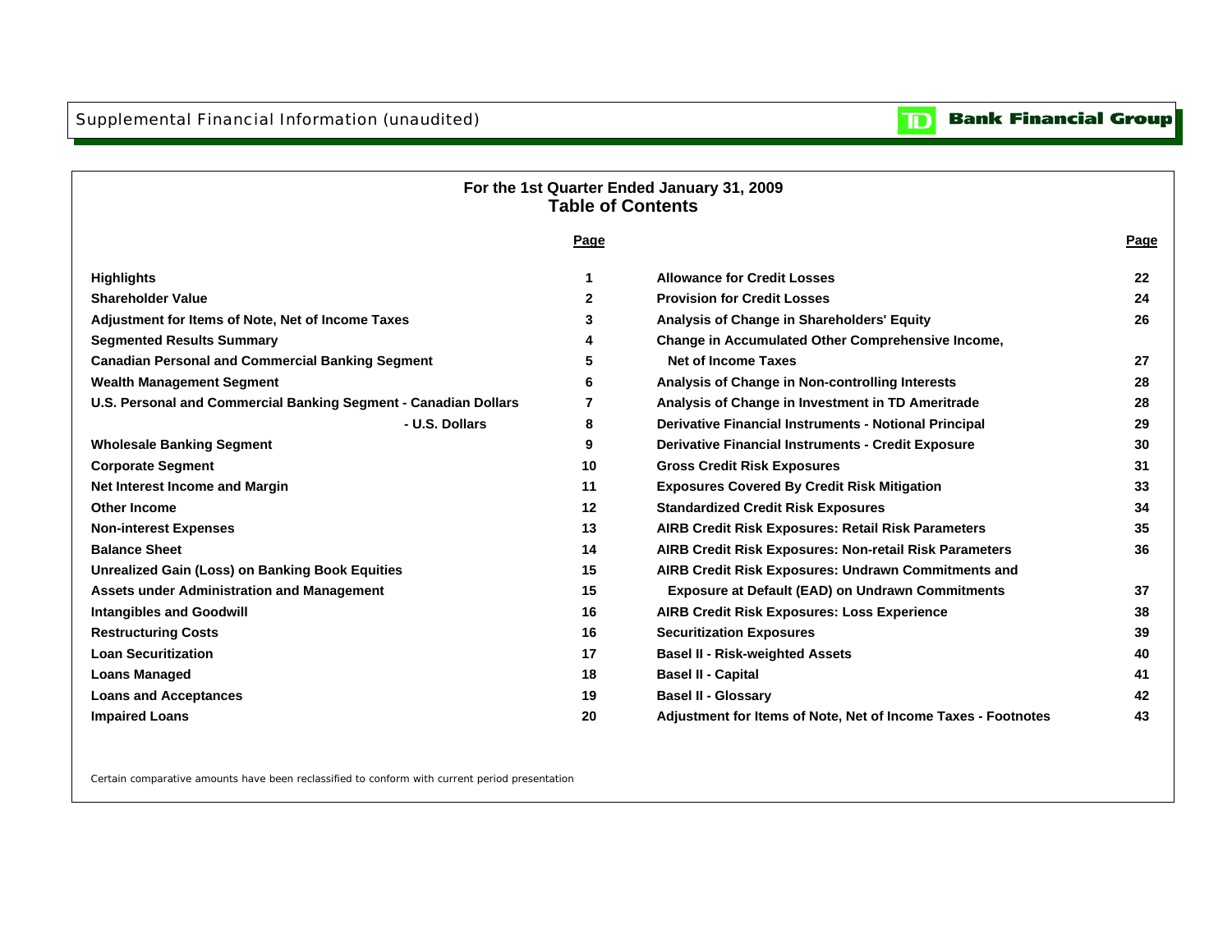Supplemental Financial Information (unaudited)

**Bank Financial Group**

## For the 1st Quarter Ended January 31, 2009
## Table of Contents

| | Page | | Page |
|---|---|---|---|
| **Highlights** | 1 | **Allowance for Credit Losses** | 22 |
| **Shareholder Value** | 2 | **Provision for Credit Losses** | 24 |
| **Adjustment for Items of Note, Net of Income Taxes** | 3 | **Analysis of Change in Shareholders' Equity** | 26 |
| **Segmented Results Summary** | 4 | **Change in Accumulated Other Comprehensive Income, Net of Income Taxes** | 27 |
| **Canadian Personal and Commercial Banking Segment** | 5 | | |
| **Wealth Management Segment** | 6 | **Analysis of Change in Non-controlling Interests** | 28 |
| **U.S. Personal and Commercial Banking Segment - Canadian Dollars** | 7 | **Analysis of Change in Investment in TD Ameritrade** | 28 |
| **- U.S. Dollars** | 8 | **Derivative Financial Instruments - Notional Principal** | 29 |
| **Wholesale Banking Segment** | 9 | **Derivative Financial Instruments - Credit Exposure** | 30 |
| **Corporate Segment** | 10 | **Gross Credit Risk Exposures** | 31 |
| **Net Interest Income and Margin** | 11 | **Exposures Covered By Credit Risk Mitigation** | 33 |
| **Other Income** | 12 | **Standardized Credit Risk Exposures** | 34 |
| **Non-interest Expenses** | 13 | **AIRB Credit Risk Exposures: Retail Risk Parameters** | 35 |
| **Balance Sheet** | 14 | **AIRB Credit Risk Exposures: Non-retail Risk Parameters** | 36 |
| **Unrealized Gain (Loss) on Banking Book Equities** | 15 | **AIRB Credit Risk Exposures: Undrawn Commitments and Exposure at Default (EAD) on Undrawn Commitments** | 37 |
| **Assets under Administration and Management** | 15 | | |
| **Intangibles and Goodwill** | 16 | **AIRB Credit Risk Exposures: Loss Experience** | 38 |
| **Restructuring Costs** | 16 | **Securitization Exposures** | 39 |
| **Loan Securitization** | 17 | **Basel II - Risk-weighted Assets** | 40 |
| **Loans Managed** | 18 | **Basel II - Capital** | 41 |
| **Loans and Acceptances** | 19 | **Basel II - Glossary** | 42 |
| **Impaired Loans** | 20 | **Adjustment for Items of Note, Net of Income Taxes - Footnotes** | 43 |

Certain comparative amounts have been reclassified to conform with current period presentation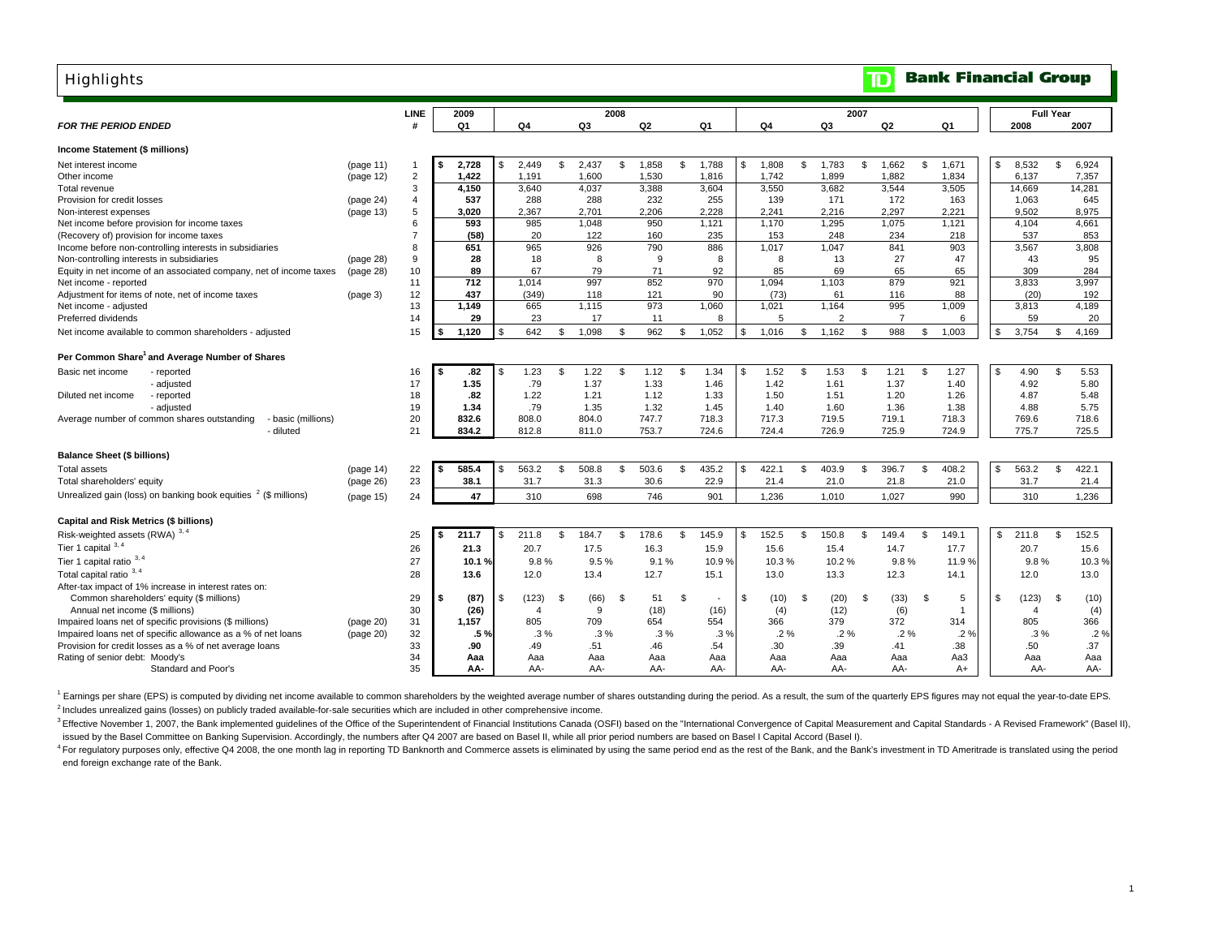# Highlights

**TD Bank Financial Group**

| FOR THE PERIOD ENDED | | LINE # | 2009 Q1 | 2008 Q4 | 2008 Q3 | 2008 Q2 | 2008 Q1 | 2007 Q4 | 2007 Q3 | 2007 Q2 | 2007 Q1 | Full Year 2008 | Full Year 2007 |
|---|---|---|---|---|---|---|---|---|---|---|---|---|---|
| **Income Statement ($ millions)** | | | | | | | | | | | | | |
| Net interest income | (page 11) | 1 | $ 2,728 | $ 2,449 | $ 2,437 | $ 1,858 | $ 1,788 | $ 1,808 | $ 1,783 | $ 1,662 | $ 1,671 | $ 8,532 | $ 6,924 |
| Other income | (page 12) | 2 | 1,422 | 1,191 | 1,600 | 1,530 | 1,816 | 1,742 | 1,899 | 1,882 | 1,834 | 6,137 | 7,357 |
| Total revenue | | 3 | 4,150 | 3,640 | 4,037 | 3,388 | 3,604 | 3,550 | 3,682 | 3,544 | 3,505 | 14,669 | 14,281 |
| Provision for credit losses | (page 24) | 4 | 537 | 288 | 288 | 232 | 255 | 139 | 171 | 172 | 163 | 1,063 | 645 |
| Non-interest expenses | (page 13) | 5 | 3,020 | 2,367 | 2,701 | 2,206 | 2,228 | 2,241 | 2,216 | 2,297 | 2,221 | 9,502 | 8,975 |
| Net income before provision for income taxes | | 6 | 593 | 985 | 1,048 | 950 | 1,121 | 1,170 | 1,295 | 1,075 | 1,121 | 4,104 | 4,661 |
| (Recovery of) provision for income taxes | | 7 | (58) | 20 | 122 | 160 | 235 | 153 | 248 | 234 | 218 | 537 | 853 |
| Income before non-controlling interests in subsidiaries | | 8 | 651 | 965 | 926 | 790 | 886 | 1,017 | 1,047 | 841 | 903 | 3,567 | 3,808 |
| Non-controlling interests in subsidiaries | (page 28) | 9 | 28 | 18 | 8 | 9 | 8 | 8 | 13 | 27 | 47 | 43 | 95 |
| Equity in net income of an associated company, net of income taxes | (page 28) | 10 | 89 | 67 | 79 | 71 | 92 | 85 | 69 | 65 | 65 | 309 | 284 |
| Net income - reported | | 11 | 712 | 1,014 | 997 | 852 | 970 | 1,094 | 1,103 | 879 | 921 | 3,833 | 3,997 |
| Adjustment for items of note, net of income taxes | (page 3) | 12 | 437 | (349) | 118 | 121 | 90 | (73) | 61 | 116 | 88 | (20) | 192 |
| Net income - adjusted | | 13 | 1,149 | 665 | 1,115 | 973 | 1,060 | 1,021 | 1,164 | 995 | 1,009 | 3,813 | 4,189 |
| Preferred dividends | | 14 | 29 | 23 | 17 | 11 | 8 | 5 | 2 | 7 | 6 | 59 | 20 |
| Net income available to common shareholders - adjusted | | 15 | $ 1,120 | $ 642 | $ 1,098 | $ 962 | $ 1,052 | $ 1,016 | $ 1,162 | $ 988 | $ 1,003 | $ 3,754 | $ 4,169 |
| **Per Common Share[1] and Average Number of Shares** | | | | | | | | | | | | | |
| Basic net income - reported | | 16 | $ .82 | $ 1.23 | $ 1.22 | $ 1.12 | $ 1.34 | $ 1.52 | $ 1.53 | $ 1.21 | $ 1.27 | $ 4.90 | $ 5.53 |
| - adjusted | | 17 | 1.35 | .79 | 1.37 | 1.33 | 1.46 | 1.42 | 1.61 | 1.37 | 1.40 | 4.92 | 5.80 |
| Diluted net income - reported | | 18 | .82 | 1.22 | 1.21 | 1.12 | 1.33 | 1.50 | 1.51 | 1.20 | 1.26 | 4.87 | 5.48 |
| - adjusted | | 19 | 1.34 | .79 | 1.35 | 1.32 | 1.45 | 1.40 | 1.60 | 1.36 | 1.38 | 4.88 | 5.75 |
| Average number of common shares outstanding - basic (millions) | | 20 | 832.6 | 808.0 | 804.0 | 747.7 | 718.3 | 717.3 | 719.5 | 719.1 | 718.3 | 769.6 | 718.6 |
| - diluted | | 21 | 834.2 | 812.8 | 811.0 | 753.7 | 724.6 | 724.4 | 726.9 | 725.9 | 724.9 | 775.7 | 725.5 |
| **Balance Sheet ($ billions)** | | | | | | | | | | | | | |
| Total assets | (page 14) | 22 | $ 585.4 | $ 563.2 | $ 508.8 | $ 503.6 | $ 435.2 | $ 422.1 | $ 403.9 | $ 396.7 | $ 408.2 | $ 563.2 | $ 422.1 |
| Total shareholders' equity | (page 26) | 23 | 38.1 | 31.7 | 31.3 | 30.6 | 22.9 | 21.4 | 21.0 | 21.8 | 21.0 | 31.7 | 21.4 |
| Unrealized gain (loss) on banking book equities[2] ($ millions) | (page 15) | 24 | 47 | 310 | 698 | 746 | 901 | 1,236 | 1,010 | 1,027 | 990 | 310 | 1,236 |
| **Capital and Risk Metrics ($ billions)** | | | | | | | | | | | | | |
| Risk-weighted assets (RWA)[3,4] | | 25 | $ 211.7 | $ 211.8 | $ 184.7 | $ 178.6 | $ 145.9 | $ 152.5 | $ 150.8 | $ 149.4 | $ 149.1 | $ 211.8 | $ 152.5 |
| Tier 1 capital[3,4] | | 26 | 21.3 | 20.7 | 17.5 | 16.3 | 15.9 | 15.6 | 15.4 | 14.7 | 17.7 | 20.7 | 15.6 |
| Tier 1 capital ratio[3,4] | | 27 | 10.1 % | 9.8 % | 9.5 % | 9.1 % | 10.9 % | 10.3 % | 10.2 % | 9.8 % | 11.9 % | 9.8 % | 10.3 % |
| Total capital ratio[3,4] | | 28 | 13.6 | 12.0 | 13.4 | 12.7 | 15.1 | 13.0 | 13.3 | 12.3 | 14.1 | 12.0 | 13.0 |
| After-tax impact of 1% increase in interest rates on: | | | | | | | | | | | | | |
| Common shareholders' equity ($ millions) | | 29 | $ (87) | $ (123) | $ (66) | $ 51 | $ - | $ (10) | $ (20) | $ (33) | $ 5 | $ (123) | $ (10) |
| Annual net income ($ millions) | | 30 | (26) | 4 | 9 | (18) | (16) | (4) | (12) | (6) | 1 | 4 | (4) |
| Impaired loans net of specific provisions ($ millions) | (page 20) | 31 | 1,157 | 805 | 709 | 654 | 554 | 366 | 379 | 372 | 314 | 805 | 366 |
| Impaired loans net of specific allowance as a % of net loans | (page 20) | 32 | .5 % | .3 % | .3 % | .3 % | .3 % | .2 % | .2 % | .2 % | .2 % | .3 % | .2 % |
| Provision for credit losses as a % of net average loans | | 33 | .90 | .49 | .51 | .46 | .54 | .30 | .39 | .41 | .38 | .50 | .37 |
| Rating of senior debt: Moody's | | 34 | Aaa | Aaa | Aaa | Aaa | Aaa | Aaa | Aaa | Aaa | Aa3 | Aaa | Aaa |
| Standard and Poor's | | 35 | AA- | AA- | AA- | AA- | AA- | AA- | AA- | AA- | A+ | AA- | AA- |

[1] Earnings per share (EPS) is computed by dividing net income available to common shareholders by the weighted average number of shares outstanding during the period. As a result, the sum of the quarterly EPS figures may not equal the year-to-date EPS.

[2] Includes unrealized gains (losses) on publicly traded available-for-sale securities which are included in other comprehensive income.

[3] Effective November 1, 2007, the Bank implemented guidelines of the Office of the Superintendent of Financial Institutions Canada (OSFI) based on the "International Convergence of Capital Measurement and Capital Standards - A Revised Framework" (Basel II), issued by the Basel Committee on Banking Supervision. Accordingly, the numbers after Q4 2007 are based on Basel II, while all prior period numbers are based on Basel I Capital Accord (Basel I).

[4] For regulatory purposes only, effective Q4 2008, the one month lag in reporting TD Banknorth and Commerce assets is eliminated by using the same period end as the rest of the Bank, and the Bank's investment in TD Ameritrade is translated using the period end foreign exchange rate of the Bank.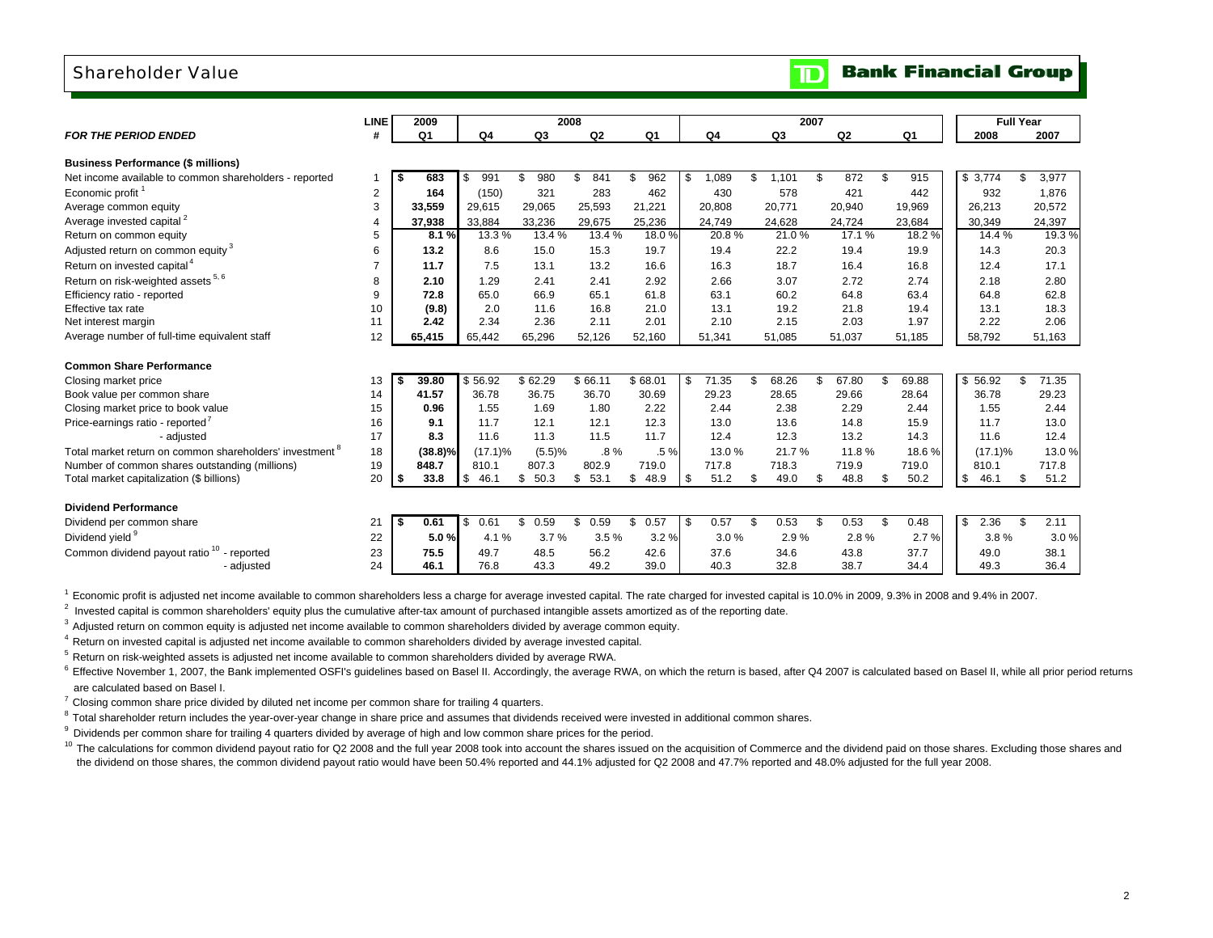# Shareholder Value

**Bank Financial Group**

| *FOR THE PERIOD ENDED* | LINE # | 2009 Q1 | 2008 Q4 | 2008 Q3 | 2008 Q2 | 2008 Q1 | 2007 Q4 | 2007 Q3 | 2007 Q2 | 2007 Q1 | Full Year 2008 | Full Year 2007 |
|---|---|---|---|---|---|---|---|---|---|---|---|---|
| **Business Performance ($ millions)** | | | | | | | | | | | | |
| Net income available to common shareholders - reported | 1 | **$ 683** | $ 991 | $ 980 | $ 841 | $ 962 | $ 1,089 | $ 1,101 | $ 872 | $ 915 | $ 3,774 | $ 3,977 |
| Economic profit [1] | 2 | **164** | (150) | 321 | 283 | 462 | 430 | 578 | 421 | 442 | 932 | 1,876 |
| Average common equity | 3 | **33,559** | 29,615 | 29,065 | 25,593 | 21,221 | 20,808 | 20,771 | 20,940 | 19,969 | 26,213 | 20,572 |
| Average invested capital [2] | 4 | **37,938** | 33,884 | 33,236 | 29,675 | 25,236 | 24,749 | 24,628 | 24,724 | 23,684 | 30,349 | 24,397 |
| Return on common equity | 5 | **8.1 %** | 13.3 % | 13.4 % | 13.4 % | 18.0 % | 20.8 % | 21.0 % | 17.1 % | 18.2 % | 14.4 % | 19.3 % |
| Adjusted return on common equity [3] | 6 | **13.2** | 8.6 | 15.0 | 15.3 | 19.7 | 19.4 | 22.2 | 19.4 | 19.9 | 14.3 | 20.3 |
| Return on invested capital [4] | 7 | **11.7** | 7.5 | 13.1 | 13.2 | 16.6 | 16.3 | 18.7 | 16.4 | 16.8 | 12.4 | 17.1 |
| Return on risk-weighted assets [5, 6] | 8 | **2.10** | 1.29 | 2.41 | 2.41 | 2.92 | 2.66 | 3.07 | 2.72 | 2.74 | 2.18 | 2.80 |
| Efficiency ratio - reported | 9 | **72.8** | 65.0 | 66.9 | 65.1 | 61.8 | 63.1 | 60.2 | 64.8 | 63.4 | 64.8 | 62.8 |
| Effective tax rate | 10 | **(9.8)** | 2.0 | 11.6 | 16.8 | 21.0 | 13.1 | 19.2 | 21.8 | 19.4 | 13.1 | 18.3 |
| Net interest margin | 11 | **2.42** | 2.34 | 2.36 | 2.11 | 2.01 | 2.10 | 2.15 | 2.03 | 1.97 | 2.22 | 2.06 |
| Average number of full-time equivalent staff | 12 | **65,415** | 65,442 | 65,296 | 52,126 | 52,160 | 51,341 | 51,085 | 51,037 | 51,185 | 58,792 | 51,163 |
| **Common Share Performance** | | | | | | | | | | | | |
| Closing market price | 13 | **$ 39.80** | $ 56.92 | $ 62.29 | $ 66.11 | $ 68.01 | $ 71.35 | $ 68.26 | $ 67.80 | $ 69.88 | $ 56.92 | $ 71.35 |
| Book value per common share | 14 | **41.57** | 36.78 | 36.75 | 36.70 | 30.69 | 29.23 | 28.65 | 29.66 | 28.64 | 36.78 | 29.23 |
| Closing market price to book value | 15 | **0.96** | 1.55 | 1.69 | 1.80 | 2.22 | 2.44 | 2.38 | 2.29 | 2.44 | 1.55 | 2.44 |
| Price-earnings ratio - reported [7] | 16 | **9.1** | 11.7 | 12.1 | 12.1 | 12.3 | 13.0 | 13.6 | 14.8 | 15.9 | 11.7 | 13.0 |
| - adjusted | 17 | **8.3** | 11.6 | 11.3 | 11.5 | 11.7 | 12.4 | 12.3 | 13.2 | 14.3 | 11.6 | 12.4 |
| Total market return on common shareholders' investment [8] | 18 | **(38.8)%** | (17.1)% | (5.5)% | .8 % | .5 % | 13.0 % | 21.7 % | 11.8 % | 18.6 % | (17.1)% | 13.0 % |
| Number of common shares outstanding (millions) | 19 | **848.7** | 810.1 | 807.3 | 802.9 | 719.0 | 717.8 | 718.3 | 719.9 | 719.0 | 810.1 | 717.8 |
| Total market capitalization ($ billions) | 20 | **$ 33.8** | $ 46.1 | $ 50.3 | $ 53.1 | $ 48.9 | $ 51.2 | $ 49.0 | $ 48.8 | $ 50.2 | $ 46.1 | $ 51.2 |
| **Dividend Performance** | | | | | | | | | | | | |
| Dividend per common share | 21 | **$ 0.61** | $ 0.61 | $ 0.59 | $ 0.59 | $ 0.57 | $ 0.57 | $ 0.53 | $ 0.53 | $ 0.48 | $ 2.36 | $ 2.11 |
| Dividend yield [9] | 22 | **5.0 %** | 4.1 % | 3.7 % | 3.5 % | 3.2 % | 3.0 % | 2.9 % | 2.8 % | 2.7 % | 3.8 % | 3.0 % |
| Common dividend payout ratio [10] - reported | 23 | **75.5** | 49.7 | 48.5 | 56.2 | 42.6 | 37.6 | 34.6 | 43.8 | 37.7 | 49.0 | 38.1 |
| - adjusted | 24 | **46.1** | 76.8 | 43.3 | 49.2 | 39.0 | 40.3 | 32.8 | 38.7 | 34.4 | 49.3 | 36.4 |

[1] Economic profit is adjusted net income available to common shareholders less a charge for average invested capital. The rate charged for invested capital is 10.0% in 2009, 9.3% in 2008 and 9.4% in 2007.

[2] Invested capital is common shareholders' equity plus the cumulative after-tax amount of purchased intangible assets amortized as of the reporting date.

[3] Adjusted return on common equity is adjusted net income available to common shareholders divided by average common equity.

[4] Return on invested capital is adjusted net income available to common shareholders divided by average invested capital.

[5] Return on risk-weighted assets is adjusted net income available to common shareholders divided by average RWA.

[6] Effective November 1, 2007, the Bank implemented OSFI's guidelines based on Basel II. Accordingly, the average RWA, on which the return is based, after Q4 2007 is calculated based on Basel II, while all prior period returns are calculated based on Basel I.

[7] Closing common share price divided by diluted net income per common share for trailing 4 quarters.

[8] Total shareholder return includes the year-over-year change in share price and assumes that dividends received were invested in additional common shares.

[9] Dividends per common share for trailing 4 quarters divided by average of high and low common share prices for the period.

[10] The calculations for common dividend payout ratio for Q2 2008 and the full year 2008 took into account the shares issued on the acquisition of Commerce and the dividend paid on those shares. Excluding those shares and the dividend on those shares, the common dividend payout ratio would have been 50.4% reported and 44.1% adjusted for Q2 2008 and 47.7% reported and 48.0% adjusted for the full year 2008.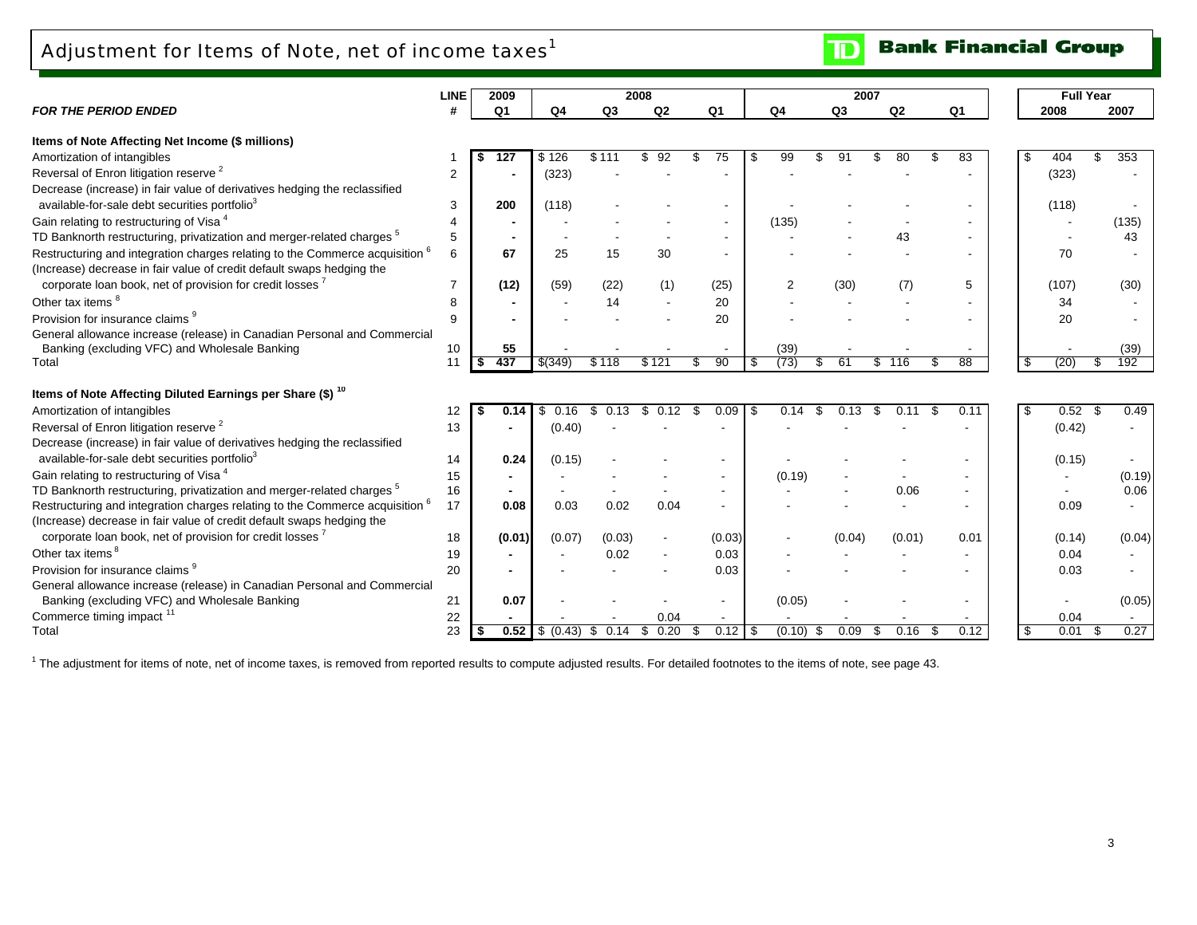# Adjustment for Items of Note, net of income taxes[1]

TD Bank Financial Group

| FOR THE PERIOD ENDED | LINE # | 2009 Q1 | 2008 Q4 | 2008 Q3 | 2008 Q2 | 2008 Q1 | 2007 Q4 | 2007 Q3 | 2007 Q2 | 2007 Q1 | Full Year 2008 | Full Year 2007 |
|---|---|---|---|---|---|---|---|---|---|---|---|---|
| **Items of Note Affecting Net Income ($ millions)** | | | | | | | | | | | | |
| Amortization of intangibles | 1 | **$ 127** | $ 126 | $ 111 | $ 92 | $ 75 | $ 99 | $ 91 | $ 80 | $ 83 | $ 404 | $ 353 |
| Reversal of Enron litigation reserve [2] | 2 | **-** | (323) | - | - | - | - | - | - | - | (323) | - |
| Decrease (increase) in fair value of derivatives hedging the reclassified available-for-sale debt securities portfolio[3] | 3 | **200** | (118) | - | - | - | - | - | - | - | (118) | - |
| Gain relating to restructuring of Visa [4] | 4 | **-** | - | - | - | - | (135) | - | - | - | - | (135) |
| TD Banknorth restructuring, privatization and merger-related charges [5] | 5 | **-** | - | - | - | - | - | - | 43 | - | - | 43 |
| Restructuring and integration charges relating to the Commerce acquisition [6] | 6 | **67** | 25 | 15 | 30 | - | - | - | - | - | 70 | - |
| (Increase) decrease in fair value of credit default swaps hedging the corporate loan book, net of provision for credit losses [7] | 7 | **(12)** | (59) | (22) | (1) | (25) | 2 | (30) | (7) | 5 | (107) | (30) |
| Other tax items [8] | 8 | **-** | - | 14 | - | 20 | - | - | - | - | 34 | - |
| Provision for insurance claims [9] | 9 | **-** | - | - | - | 20 | - | - | - | - | 20 | - |
| General allowance increase (release) in Canadian Personal and Commercial Banking (excluding VFC) and Wholesale Banking | 10 | **55** | - | - | - | - | (39) | - | - | - | - | (39) |
| Total | 11 | **$ 437** | $(349) | $ 118 | $ 121 | $ 90 | $ (73) | $ 61 | $ 116 | $ 88 | $ (20) | $ 192 |
| **Items of Note Affecting Diluted Earnings per Share ($) [10]** | | | | | | | | | | | | |
| Amortization of intangibles | 12 | **$ 0.14** | $ 0.16 | $ 0.13 | $ 0.12 | $ 0.09 | $ 0.14 | $ 0.13 | $ 0.11 | $ 0.11 | $ 0.52 | $ 0.49 |
| Reversal of Enron litigation reserve [2] | 13 | **-** | (0.40) | - | - | - | - | - | - | - | (0.42) | - |
| Decrease (increase) in fair value of derivatives hedging the reclassified available-for-sale debt securities portfolio[3] | 14 | **0.24** | (0.15) | - | - | - | - | - | - | - | (0.15) | - |
| Gain relating to restructuring of Visa [4] | 15 | **-** | - | - | - | - | (0.19) | - | - | - | - | (0.19) |
| TD Banknorth restructuring, privatization and merger-related charges [5] | 16 | **-** | - | - | - | - | - | - | 0.06 | - | - | 0.06 |
| Restructuring and integration charges relating to the Commerce acquisition [6] | 17 | **0.08** | 0.03 | 0.02 | 0.04 | - | - | - | - | - | 0.09 | - |
| (Increase) decrease in fair value of credit default swaps hedging the corporate loan book, net of provision for credit losses [7] | 18 | **(0.01)** | (0.07) | (0.03) | - | (0.03) | - | (0.04) | (0.01) | 0.01 | (0.14) | (0.04) |
| Other tax items [8] | 19 | **-** | - | 0.02 | - | 0.03 | - | - | - | - | 0.04 | - |
| Provision for insurance claims [9] | 20 | **-** | - | - | - | 0.03 | - | - | - | - | 0.03 | - |
| General allowance increase (release) in Canadian Personal and Commercial Banking (excluding VFC) and Wholesale Banking | 21 | **0.07** | - | - | - | - | (0.05) | - | - | - | - | (0.05) |
| Commerce timing impact [11] | 22 | **-** | - | - | 0.04 | - | - | - | - | - | 0.04 | - |
| Total | 23 | **$ 0.52** | $ (0.43) | $ 0.14 | $ 0.20 | $ 0.12 | $ (0.10) | $ 0.09 | $ 0.16 | $ 0.12 | $ 0.01 | $ 0.27 |

[1] The adjustment for items of note, net of income taxes, is removed from reported results to compute adjusted results. For detailed footnotes to the items of note, see page 43.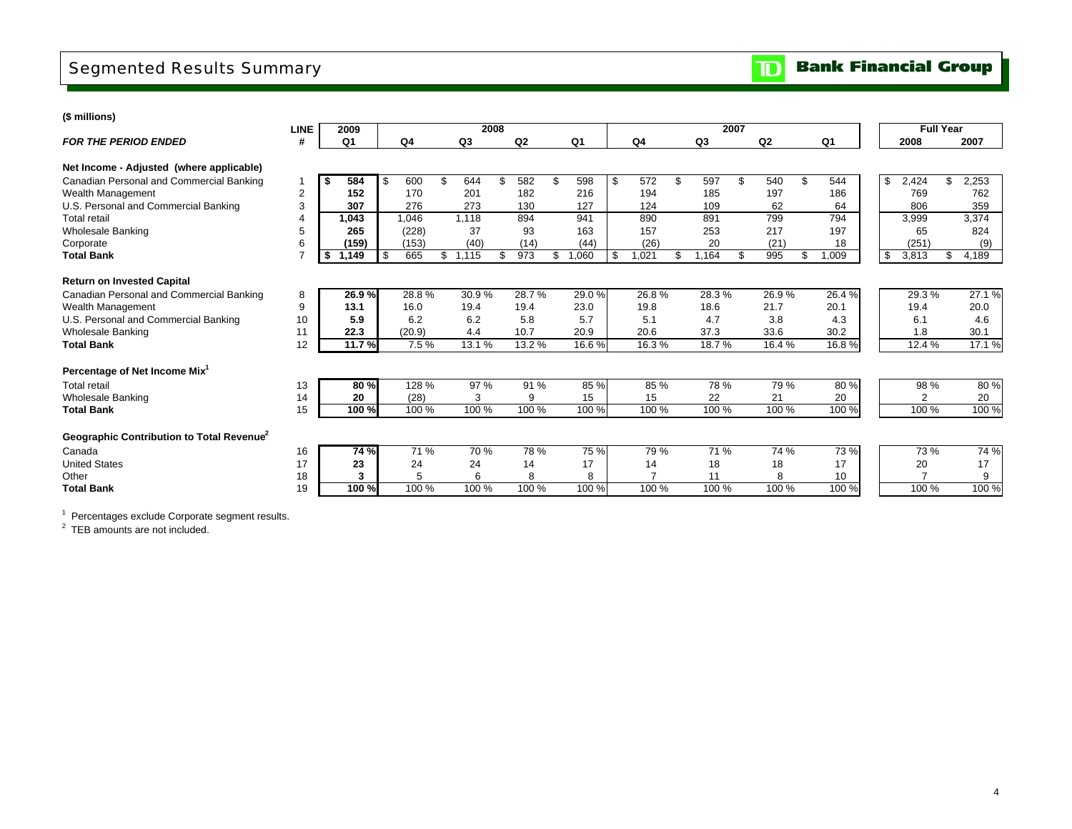# Segmented Results Summary

**TD Bank Financial Group**

**($ millions)**

| *FOR THE PERIOD ENDED* | LINE # | 2009 Q1 | 2008 Q4 | 2008 Q3 | 2008 Q2 | 2008 Q1 | 2007 Q4 | 2007 Q3 | 2007 Q2 | 2007 Q1 | Full Year 2008 | Full Year 2007 |
|---|---|---|---|---|---|---|---|---|---|---|---|---|
| **Net Income - Adjusted (where applicable)** | | | | | | | | | | | | |
| Canadian Personal and Commercial Banking | 1 | **$ 584** | $ 600 | $ 644 | $ 582 | $ 598 | $ 572 | $ 597 | $ 540 | $ 544 | $ 2,424 | $ 2,253 |
| Wealth Management | 2 | **152** | 170 | 201 | 182 | 216 | 194 | 185 | 197 | 186 | 769 | 762 |
| U.S. Personal and Commercial Banking | 3 | **307** | 276 | 273 | 130 | 127 | 124 | 109 | 62 | 64 | 806 | 359 |
| Total retail | 4 | **1,043** | 1,046 | 1,118 | 894 | 941 | 890 | 891 | 799 | 794 | 3,999 | 3,374 |
| Wholesale Banking | 5 | **265** | (228) | 37 | 93 | 163 | 157 | 253 | 217 | 197 | 65 | 824 |
| Corporate | 6 | **(159)** | (153) | (40) | (14) | (44) | (26) | 20 | (21) | 18 | (251) | (9) |
| **Total Bank** | 7 | **$ 1,149** | $ 665 | $ 1,115 | $ 973 | $ 1,060 | $ 1,021 | $ 1,164 | $ 995 | $ 1,009 | $ 3,813 | $ 4,189 |
| **Return on Invested Capital** | | | | | | | | | | | | |
| Canadian Personal and Commercial Banking | 8 | **26.9 %** | 28.8 % | 30.9 % | 28.7 % | 29.0 % | 26.8 % | 28.3 % | 26.9 % | 26.4 % | 29.3 % | 27.1 % |
| Wealth Management | 9 | **13.1** | 16.0 | 19.4 | 19.4 | 23.0 | 19.8 | 18.6 | 21.7 | 20.1 | 19.4 | 20.0 |
| U.S. Personal and Commercial Banking | 10 | **5.9** | 6.2 | 6.2 | 5.8 | 5.7 | 5.1 | 4.7 | 3.8 | 4.3 | 6.1 | 4.6 |
| Wholesale Banking | 11 | **22.3** | (20.9) | 4.4 | 10.7 | 20.9 | 20.6 | 37.3 | 33.6 | 30.2 | 1.8 | 30.1 |
| **Total Bank** | 12 | **11.7 %** | 7.5 % | 13.1 % | 13.2 % | 16.6 % | 16.3 % | 18.7 % | 16.4 % | 16.8 % | 12.4 % | 17.1 % |
| **Percentage of Net Income Mix[1]** | | | | | | | | | | | | |
| Total retail | 13 | **80 %** | 128 % | 97 % | 91 % | 85 % | 85 % | 78 % | 79 % | 80 % | 98 % | 80 % |
| Wholesale Banking | 14 | **20** | (28) | 3 | 9 | 15 | 15 | 22 | 21 | 20 | 2 | 20 |
| **Total Bank** | 15 | **100 %** | 100 % | 100 % | 100 % | 100 % | 100 % | 100 % | 100 % | 100 % | 100 % | 100 % |
| **Geographic Contribution to Total Revenue[2]** | | | | | | | | | | | | |
| Canada | 16 | **74 %** | 71 % | 70 % | 78 % | 75 % | 79 % | 71 % | 74 % | 73 % | 73 % | 74 % |
| United States | 17 | **23** | 24 | 24 | 14 | 17 | 14 | 18 | 18 | 17 | 20 | 17 |
| Other | 18 | **3** | 5 | 6 | 8 | 8 | 7 | 11 | 8 | 10 | 7 | 9 |
| **Total Bank** | 19 | **100 %** | 100 % | 100 % | 100 % | 100 % | 100 % | 100 % | 100 % | 100 % | 100 % | 100 % |

[1] Percentages exclude Corporate segment results.

[2] TEB amounts are not included.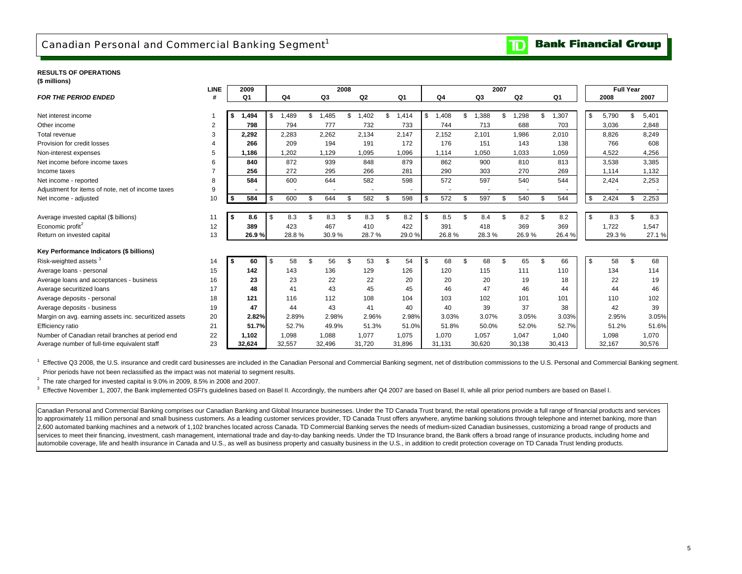# Canadian Personal and Commercial Banking Segment[1]

**RESULTS OF OPERATIONS**
**($ millions)**

| *FOR THE PERIOD ENDED* | LINE # | 2009 Q1 | 2008 Q4 | 2008 Q3 | 2008 Q2 | 2008 Q1 | 2007 Q4 | 2007 Q3 | 2007 Q2 | 2007 Q1 | Full Year 2008 | Full Year 2007 |
|---|---|---|---|---|---|---|---|---|---|---|---|---|
| Net interest income | 1 | **$ 1,494** | $ 1,489 | $ 1,485 | $ 1,402 | $ 1,414 | $ 1,408 | $ 1,388 | $ 1,298 | $ 1,307 | $ 5,790 | $ 5,401 |
| Other income | 2 | **798** | 794 | 777 | 732 | 733 | 744 | 713 | 688 | 703 | 3,036 | 2,848 |
| Total revenue | 3 | **2,292** | 2,283 | 2,262 | 2,134 | 2,147 | 2,152 | 2,101 | 1,986 | 2,010 | 8,826 | 8,249 |
| Provision for credit losses | 4 | **266** | 209 | 194 | 191 | 172 | 176 | 151 | 143 | 138 | 766 | 608 |
| Non-interest expenses | 5 | **1,186** | 1,202 | 1,129 | 1,095 | 1,096 | 1,114 | 1,050 | 1,033 | 1,059 | 4,522 | 4,256 |
| Net income before income taxes | 6 | **840** | 872 | 939 | 848 | 879 | 862 | 900 | 810 | 813 | 3,538 | 3,385 |
| Income taxes | 7 | **256** | 272 | 295 | 266 | 281 | 290 | 303 | 270 | 269 | 1,114 | 1,132 |
| Net income - reported | 8 | **584** | 600 | 644 | 582 | 598 | 572 | 597 | 540 | 544 | 2,424 | 2,253 |
| Adjustment for items of note, net of income taxes | 9 | **-** | - | - | - | - | - | - | - | - | - | - |
| Net income - adjusted | 10 | **$ 584** | $ 600 | $ 644 | $ 582 | $ 598 | $ 572 | $ 597 | $ 540 | $ 544 | $ 2,424 | $ 2,253 |
| Average invested capital ($ billions) | 11 | **$ 8.6** | $ 8.3 | $ 8.3 | $ 8.3 | $ 8.2 | $ 8.5 | $ 8.4 | $ 8.2 | $ 8.2 | $ 8.3 | $ 8.3 |
| Economic profit[2] | 12 | **389** | 423 | 467 | 410 | 422 | 391 | 418 | 369 | 369 | 1,722 | 1,547 |
| Return on invested capital | 13 | **26.9 %** | 28.8 % | 30.9 % | 28.7 % | 29.0 % | 26.8 % | 28.3 % | 26.9 % | 26.4 % | 29.3 % | 27.1 % |
| **Key Performance Indicators ($ billions)** | | | | | | | | | | | | |
| Risk-weighted assets[3] | 14 | **$ 60** | $ 58 | $ 56 | $ 53 | $ 54 | $ 68 | $ 68 | $ 65 | $ 66 | $ 58 | $ 68 |
| Average loans - personal | 15 | **142** | 143 | 136 | 129 | 126 | 120 | 115 | 111 | 110 | 134 | 114 |
| Average loans and acceptances - business | 16 | **23** | 23 | 22 | 22 | 20 | 20 | 20 | 19 | 18 | 22 | 19 |
| Average securitized loans | 17 | **48** | 41 | 43 | 45 | 45 | 46 | 47 | 46 | 44 | 44 | 46 |
| Average deposits - personal | 18 | **121** | 116 | 112 | 108 | 104 | 103 | 102 | 101 | 101 | 110 | 102 |
| Average deposits - business | 19 | **47** | 44 | 43 | 41 | 40 | 40 | 39 | 37 | 38 | 42 | 39 |
| Margin on avg. earning assets inc. securitized assets | 20 | **2.82%** | 2.89% | 2.98% | 2.96% | 2.98% | 3.03% | 3.07% | 3.05% | 3.03% | 2.95% | 3.05% |
| Efficiency ratio | 21 | **51.7%** | 52.7% | 49.9% | 51.3% | 51.0% | 51.8% | 50.0% | 52.0% | 52.7% | 51.2% | 51.6% |
| Number of Canadian retail branches at period end | 22 | **1,102** | 1,098 | 1,088 | 1,077 | 1,075 | 1,070 | 1,057 | 1,047 | 1,040 | 1,098 | 1,070 |
| Average number of full-time equivalent staff | 23 | **32,624** | 32,557 | 32,496 | 31,720 | 31,896 | 31,131 | 30,620 | 30,138 | 30,413 | 32,167 | 30,576 |

[1] Effective Q3 2008, the U.S. insurance and credit card businesses are included in the Canadian Personal and Commercial Banking segment, net of distribution commissions to the U.S. Personal and Commercial Banking segment. Prior periods have not been reclassified as the impact was not material to segment results.

[2] The rate charged for invested capital is 9.0% in 2009, 8.5% in 2008 and 2007.

[3] Effective November 1, 2007, the Bank implemented OSFI's guidelines based on Basel II. Accordingly, the numbers after Q4 2007 are based on Basel II, while all prior period numbers are based on Basel I.

Canadian Personal and Commercial Banking comprises our Canadian Banking and Global Insurance businesses. Under the TD Canada Trust brand, the retail operations provide a full range of financial products and services to approximately 11 million personal and small business customers. As a leading customer services provider, TD Canada Trust offers anywhere, anytime banking solutions through telephone and internet banking, more than 2,600 automated banking machines and a network of 1,102 branches located across Canada. TD Commercial Banking serves the needs of medium-sized Canadian businesses, customizing a broad range of products and services to meet their financing, investment, cash management, international trade and day-to-day banking needs. Under the TD Insurance brand, the Bank offers a broad range of insurance products, including home and automobile coverage, life and health insurance in Canada and U.S., as well as business property and casualty business in the U.S., in addition to credit protection coverage on TD Canada Trust lending products.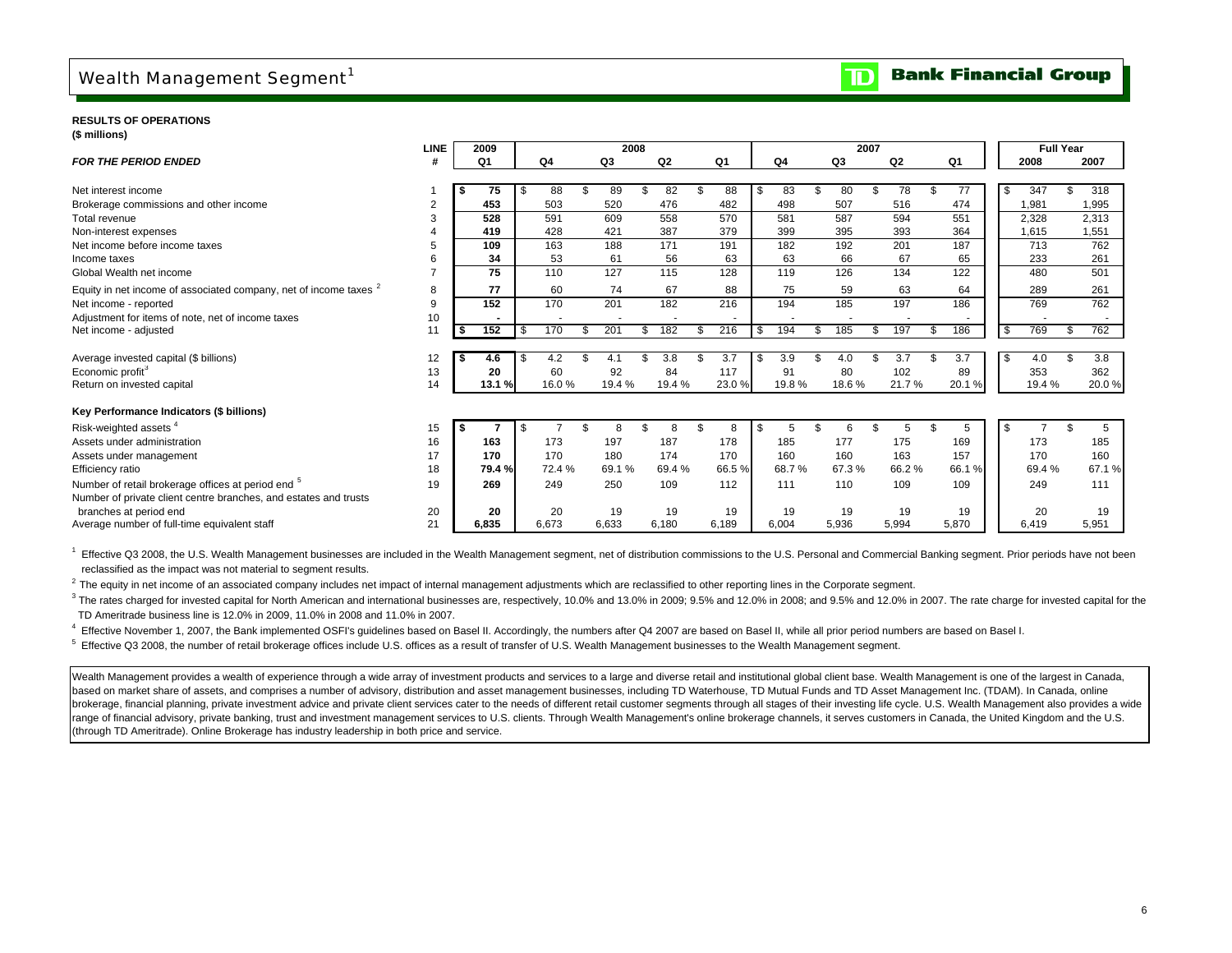# Wealth Management Segment[1]

**RESULTS OF OPERATIONS**
**($ millions)**

| *FOR THE PERIOD ENDED* | LINE # | 2009 Q1 | 2008 Q4 | 2008 Q3 | 2008 Q2 | 2008 Q1 | 2007 Q4 | 2007 Q3 | 2007 Q2 | 2007 Q1 | Full Year 2008 | Full Year 2007 |
|---|---|---|---|---|---|---|---|---|---|---|---|---|
| Net interest income | 1 | **$ 75** | $ 88 | $ 89 | $ 82 | $ 88 | $ 83 | $ 80 | $ 78 | $ 77 | $ 347 | $ 318 |
| Brokerage commissions and other income | 2 | **453** | 503 | 520 | 476 | 482 | 498 | 507 | 516 | 474 | 1,981 | 1,995 |
| Total revenue | 3 | **528** | 591 | 609 | 558 | 570 | 581 | 587 | 594 | 551 | 2,328 | 2,313 |
| Non-interest expenses | 4 | **419** | 428 | 421 | 387 | 379 | 399 | 395 | 393 | 364 | 1,615 | 1,551 |
| Net income before income taxes | 5 | **109** | 163 | 188 | 171 | 191 | 182 | 192 | 201 | 187 | 713 | 762 |
| Income taxes | 6 | **34** | 53 | 61 | 56 | 63 | 63 | 66 | 67 | 65 | 233 | 261 |
| Global Wealth net income | 7 | **75** | 110 | 127 | 115 | 128 | 119 | 126 | 134 | 122 | 480 | 501 |
| Equity in net income of associated company, net of income taxes [2] | 8 | **77** | 60 | 74 | 67 | 88 | 75 | 59 | 63 | 64 | 289 | 261 |
| Net income - reported | 9 | **152** | 170 | 201 | 182 | 216 | 194 | 185 | 197 | 186 | 769 | 762 |
| Adjustment for items of note, net of income taxes | 10 | **-** | - | - | - | - | - | - | - | - | - | - |
| Net income - adjusted | 11 | **$ 152** | $ 170 | $ 201 | $ 182 | $ 216 | $ 194 | $ 185 | $ 197 | $ 186 | $ 769 | $ 762 |
| | | | | | | | | | | | | |
| Average invested capital ($ billions) | 12 | **$ 4.6** | $ 4.2 | $ 4.1 | $ 3.8 | $ 3.7 | $ 3.9 | $ 4.0 | $ 3.7 | $ 3.7 | $ 4.0 | $ 3.8 |
| Economic profit[3] | 13 | **20** | 60 | 92 | 84 | 117 | 91 | 80 | 102 | 89 | 353 | 362 |
| Return on invested capital | 14 | **13.1 %** | 16.0 % | 19.4 % | 19.4 % | 23.0 % | 19.8 % | 18.6 % | 21.7 % | 20.1 % | 19.4 % | 20.0 % |
| **Key Performance Indicators ($ billions)** | | | | | | | | | | | | |
| Risk-weighted assets [4] | 15 | **$ 7** | $ 7 | $ 8 | $ 8 | $ 8 | $ 5 | $ 6 | $ 5 | $ 5 | $ 7 | $ 5 |
| Assets under administration | 16 | **163** | 173 | 197 | 187 | 178 | 185 | 177 | 175 | 169 | 173 | 185 |
| Assets under management | 17 | **170** | 170 | 180 | 174 | 170 | 160 | 160 | 163 | 157 | 170 | 160 |
| Efficiency ratio | 18 | **79.4 %** | 72.4 % | 69.1 % | 69.4 % | 66.5 % | 68.7 % | 67.3 % | 66.2 % | 66.1 % | 69.4 % | 67.1 % |
| Number of retail brokerage offices at period end [5] | 19 | **269** | 249 | 250 | 109 | 112 | 111 | 110 | 109 | 109 | 249 | 111 |
| Number of private client centre branches, and estates and trusts branches at period end | 20 | **20** | 20 | 19 | 19 | 19 | 19 | 19 | 19 | 19 | 20 | 19 |
| Average number of full-time equivalent staff | 21 | **6,835** | 6,673 | 6,633 | 6,180 | 6,189 | 6,004 | 5,936 | 5,994 | 5,870 | 6,419 | 5,951 |

[1] Effective Q3 2008, the U.S. Wealth Management businesses are included in the Wealth Management segment, net of distribution commissions to the U.S. Personal and Commercial Banking segment. Prior periods have not been reclassified as the impact was not material to segment results.

[2] The equity in net income of an associated company includes net impact of internal management adjustments which are reclassified to other reporting lines in the Corporate segment.

[3] The rates charged for invested capital for North American and international businesses are, respectively, 10.0% and 13.0% in 2009; 9.5% and 12.0% in 2008; and 9.5% and 12.0% in 2007. The rate charge for invested capital for the TD Ameritrade business line is 12.0% in 2009, 11.0% in 2008 and 11.0% in 2007.

[4] Effective November 1, 2007, the Bank implemented OSFI's guidelines based on Basel II. Accordingly, the numbers after Q4 2007 are based on Basel II, while all prior period numbers are based on Basel I.

[5] Effective Q3 2008, the number of retail brokerage offices include U.S. offices as a result of transfer of U.S. Wealth Management businesses to the Wealth Management segment.

Wealth Management provides a wealth of experience through a wide array of investment products and services to a large and diverse retail and institutional global client base. Wealth Management is one of the largest in Canada, based on market share of assets, and comprises a number of advisory, distribution and asset management businesses, including TD Waterhouse, TD Mutual Funds and TD Asset Management Inc. (TDAM). In Canada, online brokerage, financial planning, private investment advice and private client services cater to the needs of different retail customer segments through all stages of their investing life cycle. U.S. Wealth Management also provides a wide range of financial advisory, private banking, trust and investment management services to U.S. clients. Through Wealth Management's online brokerage channels, it serves customers in Canada, the United Kingdom and the U.S. (through TD Ameritrade). Online Brokerage has industry leadership in both price and service.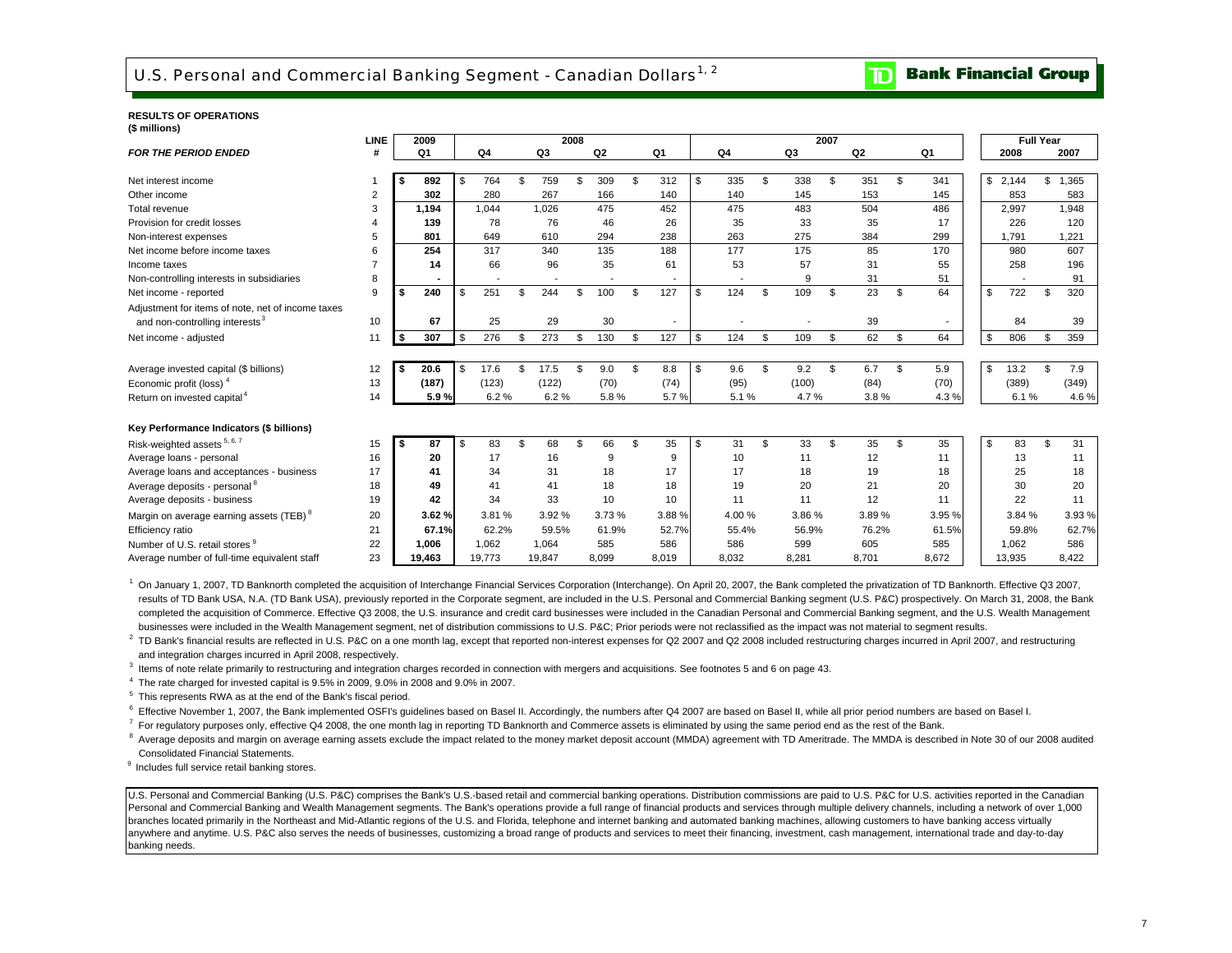# U.S. Personal and Commercial Banking Segment - Canadian Dollars[1, 2]

**Bank Financial Group**

**RESULTS OF OPERATIONS**
**($ millions)**

| *FOR THE PERIOD ENDED* | LINE # | 2009 Q1 | 2008 Q4 | 2008 Q3 | 2008 Q2 | 2008 Q1 | 2007 Q4 | 2007 Q3 | 2007 Q2 | 2007 Q1 | Full Year 2008 | Full Year 2007 |
|---|---|---|---|---|---|---|---|---|---|---|---|---|
| Net interest income | 1 | **$ 892** | $ 764 | $ 759 | $ 309 | $ 312 | $ 335 | $ 338 | $ 351 | $ 341 | $ 2,144 | $ 1,365 |
| Other income | 2 | **302** | 280 | 267 | 166 | 140 | 140 | 145 | 153 | 145 | 853 | 583 |
| Total revenue | 3 | **1,194** | 1,044 | 1,026 | 475 | 452 | 475 | 483 | 504 | 486 | 2,997 | 1,948 |
| Provision for credit losses | 4 | **139** | 78 | 76 | 46 | 26 | 35 | 33 | 35 | 17 | 226 | 120 |
| Non-interest expenses | 5 | **801** | 649 | 610 | 294 | 238 | 263 | 275 | 384 | 299 | 1,791 | 1,221 |
| Net income before income taxes | 6 | **254** | 317 | 340 | 135 | 188 | 177 | 175 | 85 | 170 | 980 | 607 |
| Income taxes | 7 | **14** | 66 | 96 | 35 | 61 | 53 | 57 | 31 | 55 | 258 | 196 |
| Non-controlling interests in subsidiaries | 8 | **-** | - | - | - | - | - | 9 | 31 | 51 | - | 91 |
| Net income - reported | 9 | **$ 240** | $ 251 | $ 244 | $ 100 | $ 127 | $ 124 | $ 109 | $ 23 | $ 64 | $ 722 | $ 320 |
| Adjustment for items of note, net of income taxes and non-controlling interests[3] | 10 | **67** | 25 | 29 | 30 | - | - | - | 39 | - | 84 | 39 |
| Net income - adjusted | 11 | **$ 307** | $ 276 | $ 273 | $ 130 | $ 127 | $ 124 | $ 109 | $ 62 | $ 64 | $ 806 | $ 359 |
| | | | | | | | | | | | | |
| Average invested capital ($ billions) | 12 | **$ 20.6** | $ 17.6 | $ 17.5 | $ 9.0 | $ 8.8 | $ 9.6 | $ 9.2 | $ 6.7 | $ 5.9 | $ 13.2 | $ 7.9 |
| Economic profit (loss)[4] | 13 | **(187)** | (123) | (122) | (70) | (74) | (95) | (100) | (84) | (70) | (389) | (349) |
| Return on invested capital[4] | 14 | **5.9 %** | 6.2 % | 6.2 % | 5.8 % | 5.7 % | 5.1 % | 4.7 % | 3.8 % | 4.3 % | 6.1 % | 4.6 % |
| | | | | | | | | | | | | |
| **Key Performance Indicators ($ billions)** | | | | | | | | | | | | |
| Risk-weighted assets[5, 6, 7] | 15 | **$ 87** | $ 83 | $ 68 | $ 66 | $ 35 | $ 31 | $ 33 | $ 35 | $ 35 | $ 83 | $ 31 |
| Average loans - personal | 16 | **20** | 17 | 16 | 9 | 9 | 10 | 11 | 12 | 11 | 13 | 11 |
| Average loans and acceptances - business | 17 | **41** | 34 | 31 | 18 | 17 | 17 | 18 | 19 | 18 | 25 | 18 |
| Average deposits - personal[8] | 18 | **49** | 41 | 41 | 18 | 18 | 19 | 20 | 21 | 20 | 30 | 20 |
| Average deposits - business | 19 | **42** | 34 | 33 | 10 | 10 | 11 | 11 | 12 | 11 | 22 | 11 |
| Margin on average earning assets (TEB)[8] | 20 | **3.62 %** | 3.81 % | 3.92 % | 3.73 % | 3.88 % | 4.00 % | 3.86 % | 3.89 % | 3.95 % | 3.84 % | 3.93 % |
| Efficiency ratio | 21 | **67.1%** | 62.2% | 59.5% | 61.9% | 52.7% | 55.4% | 56.9% | 76.2% | 61.5% | 59.8% | 62.7% |
| Number of U.S. retail stores[9] | 22 | **1,006** | 1,062 | 1,064 | 585 | 586 | 586 | 599 | 605 | 585 | 1,062 | 586 |
| Average number of full-time equivalent staff | 23 | **19,463** | 19,773 | 19,847 | 8,099 | 8,019 | 8,032 | 8,281 | 8,701 | 8,672 | 13,935 | 8,422 |

[1] On January 1, 2007, TD Banknorth completed the acquisition of Interchange Financial Services Corporation (Interchange). On April 20, 2007, the Bank completed the privatization of TD Banknorth. Effective Q3 2007, results of TD Bank USA, N.A. (TD Bank USA), previously reported in the Corporate segment, are included in the U.S. Personal and Commercial Banking segment (U.S. P&C) prospectively. On March 31, 2008, the Bank completed the acquisition of Commerce. Effective Q3 2008, the U.S. insurance and credit card businesses were included in the Canadian Personal and Commercial Banking segment, and the U.S. Wealth Management businesses were included in the Wealth Management segment, net of distribution commissions to U.S. P&C; Prior periods were not reclassified as the impact was not material to segment results.

[2] TD Bank's financial results are reflected in U.S. P&C on a one month lag, except that reported non-interest expenses for Q2 2007 and Q2 2008 included restructuring charges incurred in April 2007, and restructuring and integration charges incurred in April 2008, respectively.

[3] Items of note relate primarily to restructuring and integration charges recorded in connection with mergers and acquisitions. See footnotes 5 and 6 on page 43.

[4] The rate charged for invested capital is 9.5% in 2009, 9.0% in 2008 and 9.0% in 2007.

[5] This represents RWA as at the end of the Bank's fiscal period.

[6] Effective November 1, 2007, the Bank implemented OSFI's guidelines based on Basel II. Accordingly, the numbers after Q4 2007 are based on Basel II, while all prior period numbers are based on Basel I.

[7] For regulatory purposes only, effective Q4 2008, the one month lag in reporting TD Banknorth and Commerce assets is eliminated by using the same period end as the rest of the Bank.

[8] Average deposits and margin on average earning assets exclude the impact related to the money market deposit account (MMDA) agreement with TD Ameritrade. The MMDA is described in Note 30 of our 2008 audited Consolidated Financial Statements.

[9] Includes full service retail banking stores.

U.S. Personal and Commercial Banking (U.S. P&C) comprises the Bank's U.S.-based retail and commercial banking operations. Distribution commissions are paid to U.S. P&C for U.S. activities reported in the Canadian Personal and Commercial Banking and Wealth Management segments. The Bank's operations provide a full range of financial products and services through multiple delivery channels, including a network of over 1,000 branches located primarily in the Northeast and Mid-Atlantic regions of the U.S. and Florida, telephone and internet banking and automated banking machines, allowing customers to have banking access virtually anywhere and anytime. U.S. P&C also serves the needs of businesses, customizing a broad range of products and services to meet their financing, investment, cash management, international trade and day-to-day banking needs.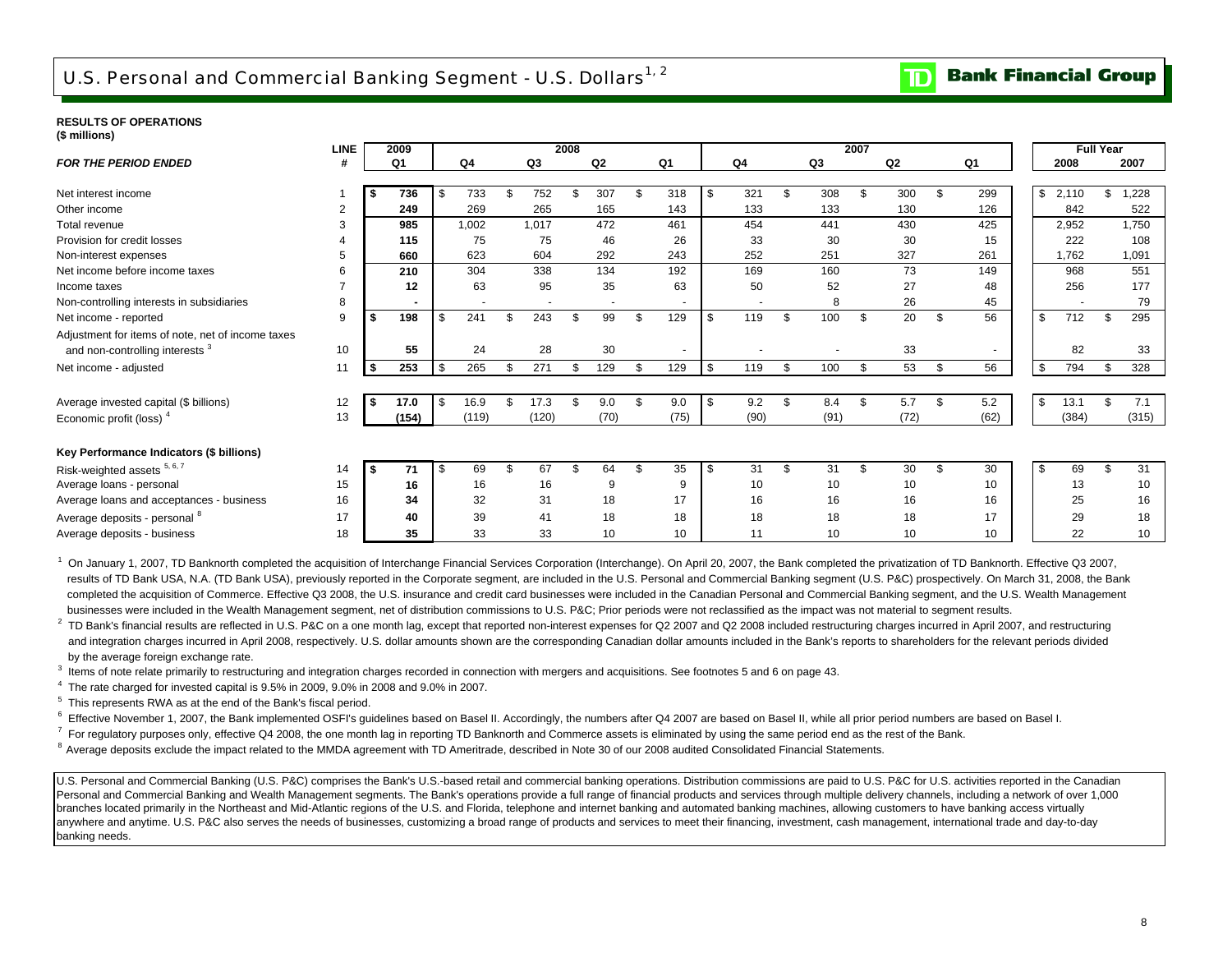# U.S. Personal and Commercial Banking Segment - U.S. Dollars[1, 2]

**RESULTS OF OPERATIONS**
**($ millions)**

| *FOR THE PERIOD ENDED* | LINE # | 2009 Q1 | 2008 Q4 | 2008 Q3 | 2008 Q2 | 2008 Q1 | 2007 Q4 | 2007 Q3 | 2007 Q2 | 2007 Q1 | Full Year 2008 | Full Year 2007 |
|---|---|---|---|---|---|---|---|---|---|---|---|---|
| Net interest income | 1 | $ 736 | $ 733 | $ 752 | $ 307 | $ 318 | $ 321 | $ 308 | $ 300 | $ 299 | $ 2,110 | $ 1,228 |
| Other income | 2 | 249 | 269 | 265 | 165 | 143 | 133 | 133 | 130 | 126 | 842 | 522 |
| Total revenue | 3 | 985 | 1,002 | 1,017 | 472 | 461 | 454 | 441 | 430 | 425 | 2,952 | 1,750 |
| Provision for credit losses | 4 | 115 | 75 | 75 | 46 | 26 | 33 | 30 | 30 | 15 | 222 | 108 |
| Non-interest expenses | 5 | 660 | 623 | 604 | 292 | 243 | 252 | 251 | 327 | 261 | 1,762 | 1,091 |
| Net income before income taxes | 6 | 210 | 304 | 338 | 134 | 192 | 169 | 160 | 73 | 149 | 968 | 551 |
| Income taxes | 7 | 12 | 63 | 95 | 35 | 63 | 50 | 52 | 27 | 48 | 256 | 177 |
| Non-controlling interests in subsidiaries | 8 | - | - | - | - | - | - | 8 | 26 | 45 | - | 79 |
| Net income - reported | 9 | $ 198 | $ 241 | $ 243 | $ 99 | $ 129 | $ 119 | $ 100 | $ 20 | $ 56 | $ 712 | $ 295 |
| Adjustment for items of note, net of income taxes and non-controlling interests [3] | 10 | 55 | 24 | 28 | 30 | - | - | - | 33 | - | 82 | 33 |
| Net income - adjusted | 11 | $ 253 | $ 265 | $ 271 | $ 129 | $ 129 | $ 119 | $ 100 | $ 53 | $ 56 | $ 794 | $ 328 |
| | | | | | | | | | | | | |
| Average invested capital ($ billions) | 12 | $ 17.0 | $ 16.9 | $ 17.3 | $ 9.0 | $ 9.0 | $ 9.2 | $ 8.4 | $ 5.7 | $ 5.2 | $ 13.1 | $ 7.1 |
| Economic profit (loss) [4] | 13 | (154) | (119) | (120) | (70) | (75) | (90) | (91) | (72) | (62) | (384) | (315) |
| | | | | | | | | | | | | |
| **Key Performance Indicators ($ billions)** | | | | | | | | | | | | |
| Risk-weighted assets [5, 6, 7] | 14 | $ 71 | $ 69 | $ 67 | $ 64 | $ 35 | $ 31 | $ 31 | $ 30 | $ 30 | $ 69 | $ 31 |
| Average loans - personal | 15 | 16 | 16 | 16 | 9 | 9 | 10 | 10 | 10 | 10 | 13 | 10 |
| Average loans and acceptances - business | 16 | 34 | 32 | 31 | 18 | 17 | 16 | 16 | 16 | 16 | 25 | 16 |
| Average deposits - personal [8] | 17 | 40 | 39 | 41 | 18 | 18 | 18 | 18 | 18 | 17 | 29 | 18 |
| Average deposits - business | 18 | 35 | 33 | 33 | 10 | 10 | 11 | 10 | 10 | 10 | 22 | 10 |

[1] On January 1, 2007, TD Banknorth completed the acquisition of Interchange Financial Services Corporation (Interchange). On April 20, 2007, the Bank completed the privatization of TD Banknorth. Effective Q3 2007, results of TD Bank USA, N.A. (TD Bank USA), previously reported in the Corporate segment, are included in the U.S. Personal and Commercial Banking segment (U.S. P&C) prospectively. On March 31, 2008, the Bank completed the acquisition of Commerce. Effective Q3 2008, the U.S. insurance and credit card businesses were included in the Canadian Personal and Commercial Banking segment, and the U.S. Wealth Management businesses were included in the Wealth Management segment, net of distribution commissions to U.S. P&C; Prior periods were not reclassified as the impact was not material to segment results.

[2] TD Bank's financial results are reflected in U.S. P&C on a one month lag, except that reported non-interest expenses for Q2 2007 and Q2 2008 included restructuring charges incurred in April 2007, and restructuring and integration charges incurred in April 2008, respectively. U.S. dollar amounts shown are the corresponding Canadian dollar amounts included in the Bank's reports to shareholders for the relevant periods divided by the average foreign exchange rate.

[3] Items of note relate primarily to restructuring and integration charges recorded in connection with mergers and acquisitions. See footnotes 5 and 6 on page 43.

[4] The rate charged for invested capital is 9.5% in 2009, 9.0% in 2008 and 9.0% in 2007.

[5] This represents RWA as at the end of the Bank's fiscal period.

[6] Effective November 1, 2007, the Bank implemented OSFI's guidelines based on Basel II. Accordingly, the numbers after Q4 2007 are based on Basel II, while all prior period numbers are based on Basel I.

[7] For regulatory purposes only, effective Q4 2008, the one month lag in reporting TD Banknorth and Commerce assets is eliminated by using the same period end as the rest of the Bank.

[8] Average deposits exclude the impact related to the MMDA agreement with TD Ameritrade, described in Note 30 of our 2008 audited Consolidated Financial Statements.

U.S. Personal and Commercial Banking (U.S. P&C) comprises the Bank's U.S.-based retail and commercial banking operations. Distribution commissions are paid to U.S. P&C for U.S. activities reported in the Canadian Personal and Commercial Banking and Wealth Management segments. The Bank's operations provide a full range of financial products and services through multiple delivery channels, including a network of over 1,000 branches located primarily in the Northeast and Mid-Atlantic regions of the U.S. and Florida, telephone and internet banking and automated banking machines, allowing customers to have banking access virtually anywhere and anytime. U.S. P&C also serves the needs of businesses, customizing a broad range of products and services to meet their financing, investment, cash management, international trade and day-to-day banking needs.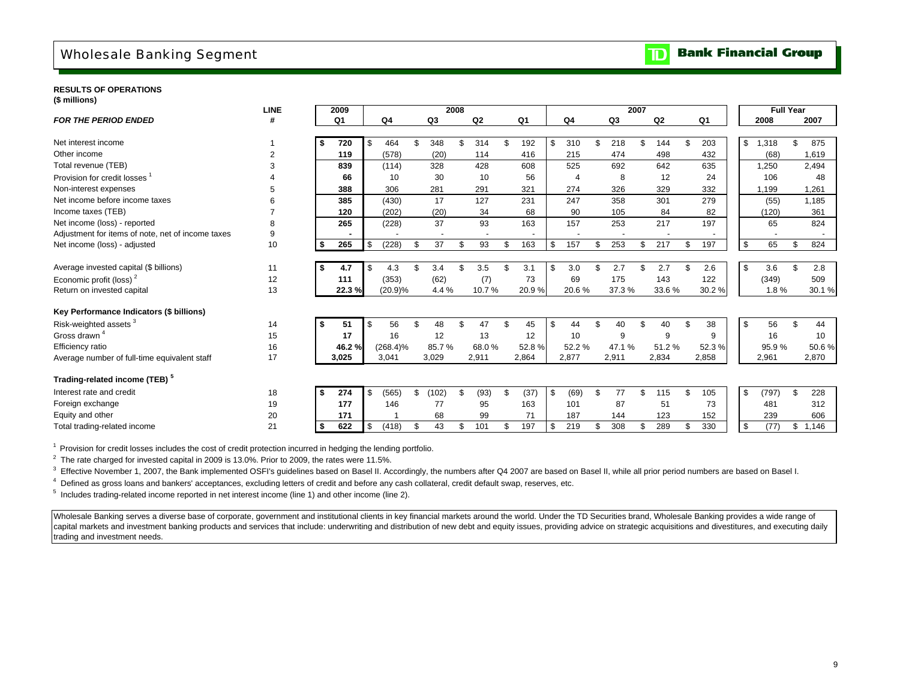# Wholesale Banking Segment

**TD Bank Financial Group**

**RESULTS OF OPERATIONS**
**($ millions)**

| *FOR THE PERIOD ENDED* | LINE # | 2009 Q1 | 2008 Q4 | 2008 Q3 | 2008 Q2 | 2008 Q1 | 2007 Q4 | 2007 Q3 | 2007 Q2 | 2007 Q1 | Full Year 2008 | Full Year 2007 |
|---|---|---|---|---|---|---|---|---|---|---|---|---|
| Net interest income | 1 | $ 720 | $ 464 | $ 348 | $ 314 | $ 192 | $ 310 | $ 218 | $ 144 | $ 203 | $ 1,318 | $ 875 |
| Other income | 2 | 119 | (578) | (20) | 114 | 416 | 215 | 474 | 498 | 432 | (68) | 1,619 |
| Total revenue (TEB) | 3 | 839 | (114) | 328 | 428 | 608 | 525 | 692 | 642 | 635 | 1,250 | 2,494 |
| Provision for credit losses [1] | 4 | 66 | 10 | 30 | 10 | 56 | 4 | 8 | 12 | 24 | 106 | 48 |
| Non-interest expenses | 5 | 388 | 306 | 281 | 291 | 321 | 274 | 326 | 329 | 332 | 1,199 | 1,261 |
| Net income before income taxes | 6 | 385 | (430) | 17 | 127 | 231 | 247 | 358 | 301 | 279 | (55) | 1,185 |
| Income taxes (TEB) | 7 | 120 | (202) | (20) | 34 | 68 | 90 | 105 | 84 | 82 | (120) | 361 |
| Net income (loss) - reported | 8 | 265 | (228) | 37 | 93 | 163 | 157 | 253 | 217 | 197 | 65 | 824 |
| Adjustment for items of note, net of income taxes | 9 | - | - | - | - | - | - | - | - | - | - | - |
| Net income (loss) - adjusted | 10 | $ 265 | $ (228) | $ 37 | $ 93 | $ 163 | $ 157 | $ 253 | $ 217 | $ 197 | $ 65 | $ 824 |
| | | | | | | | | | | | | |
| Average invested capital ($ billions) | 11 | $ 4.7 | $ 4.3 | $ 3.4 | $ 3.5 | $ 3.1 | $ 3.0 | $ 2.7 | $ 2.7 | $ 2.6 | $ 3.6 | $ 2.8 |
| Economic profit (loss) [2] | 12 | 111 | (353) | (62) | (7) | 73 | 69 | 175 | 143 | 122 | (349) | 509 |
| Return on invested capital | 13 | 22.3 % | (20.9)% | 4.4 % | 10.7 % | 20.9 % | 20.6 % | 37.3 % | 33.6 % | 30.2 % | 1.8 % | 30.1 % |
| **Key Performance Indicators ($ billions)** | | | | | | | | | | | | |
| Risk-weighted assets [3] | 14 | $ 51 | $ 56 | $ 48 | $ 47 | $ 45 | $ 44 | $ 40 | $ 40 | $ 38 | $ 56 | $ 44 |
| Gross drawn [4] | 15 | 17 | 16 | 12 | 13 | 12 | 10 | 9 | 9 | 9 | 16 | 10 |
| Efficiency ratio | 16 | 46.2 % | (268.4)% | 85.7 % | 68.0 % | 52.8 % | 52.2 % | 47.1 % | 51.2 % | 52.3 % | 95.9 % | 50.6 % |
| Average number of full-time equivalent staff | 17 | 3,025 | 3,041 | 3,029 | 2,911 | 2,864 | 2,877 | 2,911 | 2,834 | 2,858 | 2,961 | 2,870 |
| **Trading-related income (TEB) [5]** | | | | | | | | | | | | |
| Interest rate and credit | 18 | $ 274 | $ (565) | $ (102) | $ (93) | $ (37) | $ (69) | $ 77 | $ 115 | $ 105 | $ (797) | $ 228 |
| Foreign exchange | 19 | 177 | 146 | 77 | 95 | 163 | 101 | 87 | 51 | 73 | 481 | 312 |
| Equity and other | 20 | 171 | 1 | 68 | 99 | 71 | 187 | 144 | 123 | 152 | 239 | 606 |
| Total trading-related income | 21 | $ 622 | $ (418) | $ 43 | $ 101 | $ 197 | $ 219 | $ 308 | $ 289 | $ 330 | $ (77) | $ 1,146 |

[1] Provision for credit losses includes the cost of credit protection incurred in hedging the lending portfolio.

[2] The rate charged for invested capital in 2009 is 13.0%. Prior to 2009, the rates were 11.5%.

[3] Effective November 1, 2007, the Bank implemented OSFI's guidelines based on Basel II. Accordingly, the numbers after Q4 2007 are based on Basel II, while all prior period numbers are based on Basel I.

[4] Defined as gross loans and bankers' acceptances, excluding letters of credit and before any cash collateral, credit default swap, reserves, etc.

[5] Includes trading-related income reported in net interest income (line 1) and other income (line 2).

Wholesale Banking serves a diverse base of corporate, government and institutional clients in key financial markets around the world. Under the TD Securities brand, Wholesale Banking provides a wide range of capital markets and investment banking products and services that include: underwriting and distribution of new debt and equity issues, providing advice on strategic acquisitions and divestitures, and executing daily trading and investment needs.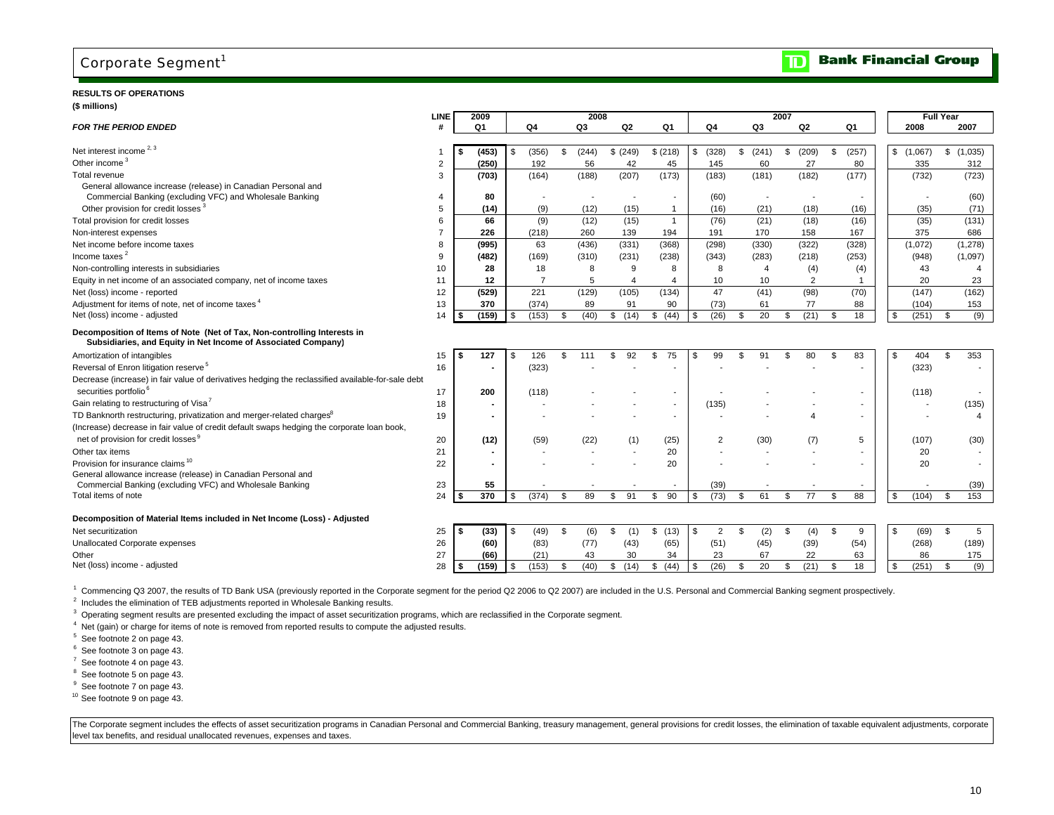# Corporate Segment[1]

**RESULTS OF OPERATIONS**

**($ millions)**

| *FOR THE PERIOD ENDED* | LINE # | 2009 Q1 | 2008 Q4 | 2008 Q3 | 2008 Q2 | 2008 Q1 | 2007 Q4 | 2007 Q3 | 2007 Q2 | 2007 Q1 | Full Year 2008 | Full Year 2007 |
|---|---|---|---|---|---|---|---|---|---|---|---|---|
| Net interest income [2, 3] | 1 | **$ (453)** | $ (356) | $ (244) | $ (249) | $ (218) | $ (328) | $ (241) | $ (209) | $ (257) | $ (1,067) | $ (1,035) |
| Other income [3] | 2 | **(250)** | 192 | 56 | 42 | 45 | 145 | 60 | 27 | 80 | 335 | 312 |
| Total revenue | 3 | **(703)** | (164) | (188) | (207) | (173) | (183) | (181) | (182) | (177) | (732) | (723) |
| General allowance increase (release) in Canadian Personal and Commercial Banking (excluding VFC) and Wholesale Banking | 4 | **80** | - | - | - | - | (60) | - | - | - | - | (60) |
| Other provision for credit losses [3] | 5 | **(14)** | (9) | (12) | (15) | 1 | (16) | (21) | (18) | (16) | (35) | (71) |
| Total provision for credit losses | 6 | **66** | (9) | (12) | (15) | 1 | (76) | (21) | (18) | (16) | (35) | (131) |
| Non-interest expenses | 7 | **226** | (218) | 260 | 139 | 194 | 191 | 170 | 158 | 167 | 375 | 686 |
| Net income before income taxes | 8 | **(995)** | 63 | (436) | (331) | (368) | (298) | (330) | (322) | (328) | (1,072) | (1,278) |
| Income taxes [2] | 9 | **(482)** | (169) | (310) | (231) | (238) | (343) | (283) | (218) | (253) | (948) | (1,097) |
| Non-controlling interests in subsidiaries | 10 | **28** | 18 | 8 | 9 | 8 | 8 | 4 | (4) | (4) | 43 | 4 |
| Equity in net income of an associated company, net of income taxes | 11 | **12** | 7 | 5 | 4 | 4 | 10 | 10 | 2 | 1 | 20 | 23 |
| Net (loss) income - reported | 12 | **(529)** | 221 | (129) | (105) | (134) | 47 | (41) | (98) | (70) | (147) | (162) |
| Adjustment for items of note, net of income taxes [4] | 13 | **370** | (374) | 89 | 91 | 90 | (73) | 61 | 77 | 88 | (104) | 153 |
| Net (loss) income - adjusted | 14 | **$ (159)** | $ (153) | $ (40) | $ (14) | $ (44) | $ (26) | $ 20 | $ (21) | $ 18 | $ (251) | $ (9) |
| **Decomposition of Items of Note (Net of Tax, Non-controlling Interests in Subsidiaries, and Equity in Net Income of Associated Company)** | | | | | | | | | | | | |
| Amortization of intangibles | 15 | **$ 127** | $ 126 | $ 111 | $ 92 | $ 75 | $ 99 | $ 91 | $ 80 | $ 83 | $ 404 | $ 353 |
| Reversal of Enron litigation reserve [5] | 16 | **-** | (323) | - | - | - | - | - | - | - | (323) | - |
| Decrease (increase) in fair value of derivatives hedging the reclassified available-for-sale debt securities portfolio [6] | 17 | **200** | (118) | - | - | - | - | - | - | - | (118) | - |
| Gain relating to restructuring of Visa [7] | 18 | **-** | - | - | - | - | (135) | - | - | - | - | (135) |
| TD Banknorth restructuring, privatization and merger-related charges [8] | 19 | **-** | - | - | - | - | - | - | 4 | - | - | 4 |
| (Increase) decrease in fair value of credit default swaps hedging the corporate loan book, net of provision for credit losses [9] | 20 | **(12)** | (59) | (22) | (1) | (25) | 2 | (30) | (7) | 5 | (107) | (30) |
| Other tax items | 21 | **-** | - | - | - | 20 | - | - | - | - | 20 | - |
| Provision for insurance claims [10] | 22 | **-** | - | - | - | 20 | - | - | - | - | 20 | - |
| General allowance increase (release) in Canadian Personal and Commercial Banking (excluding VFC) and Wholesale Banking | 23 | **55** | - | - | - | - | (39) | - | - | - | - | (39) |
| Total items of note | 24 | **$ 370** | $ (374) | $ 89 | $ 91 | $ 90 | $ (73) | $ 61 | $ 77 | $ 88 | $ (104) | $ 153 |
| **Decomposition of Material Items included in Net Income (Loss) - Adjusted** | | | | | | | | | | | | |
| Net securitization | 25 | **$ (33)** | $ (49) | $ (6) | $ (1) | $ (13) | $ 2 | $ (2) | $ (4) | $ 9 | $ (69) | $ 5 |
| Unallocated Corporate expenses | 26 | **(60)** | (83) | (77) | (43) | (65) | (51) | (45) | (39) | (54) | (268) | (189) |
| Other | 27 | **(66)** | (21) | 43 | 30 | 34 | 23 | 67 | 22 | 63 | 86 | 175 |
| Net (loss) income - adjusted | 28 | **$ (159)** | $ (153) | $ (40) | $ (14) | $ (44) | $ (26) | $ 20 | $ (21) | $ 18 | $ (251) | $ (9) |

[1] Commencing Q3 2007, the results of TD Bank USA (previously reported in the Corporate segment for the period Q2 2006 to Q2 2007) are included in the U.S. Personal and Commercial Banking segment prospectively.

[2] Includes the elimination of TEB adjustments reported in Wholesale Banking results.

[3] Operating segment results are presented excluding the impact of asset securitization programs, which are reclassified in the Corporate segment.

[4] Net (gain) or charge for items of note is removed from reported results to compute the adjusted results.

[5] See footnote 2 on page 43.

[6] See footnote 3 on page 43.

[7] See footnote 4 on page 43.

[8] See footnote 5 on page 43.

[9] See footnote 7 on page 43.

[10] See footnote 9 on page 43.

The Corporate segment includes the effects of asset securitization programs in Canadian Personal and Commercial Banking, treasury management, general provisions for credit losses, the elimination of taxable equivalent adjustments, corporate level tax benefits, and residual unallocated revenues, expenses and taxes.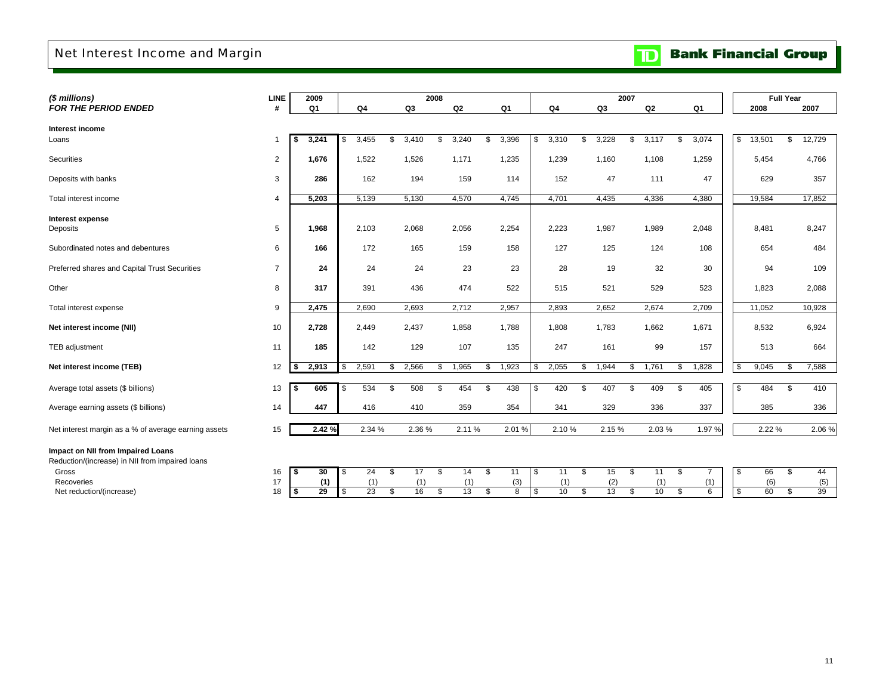## Net Interest Income and Margin

TD Bank Financial Group

| ($ millions) FOR THE PERIOD ENDED | LINE # | 2009 Q1 | 2008 Q4 | 2008 Q3 | 2008 Q2 | 2008 Q1 | 2007 Q4 | 2007 Q3 | 2007 Q2 | 2007 Q1 | Full Year 2008 | Full Year 2007 |
|---|---|---|---|---|---|---|---|---|---|---|---|---|
| **Interest income** | | | | | | | | | | | | |
| Loans | 1 | **$ 3,241** | $ 3,455 | $ 3,410 | $ 3,240 | $ 3,396 | $ 3,310 | $ 3,228 | $ 3,117 | $ 3,074 | $ 13,501 | $ 12,729 |
| Securities | 2 | **1,676** | 1,522 | 1,526 | 1,171 | 1,235 | 1,239 | 1,160 | 1,108 | 1,259 | 5,454 | 4,766 |
| Deposits with banks | 3 | **286** | 162 | 194 | 159 | 114 | 152 | 47 | 111 | 47 | 629 | 357 |
| Total interest income | 4 | **5,203** | 5,139 | 5,130 | 4,570 | 4,745 | 4,701 | 4,435 | 4,336 | 4,380 | 19,584 | 17,852 |
| **Interest expense** | | | | | | | | | | | | |
| Deposits | 5 | **1,968** | 2,103 | 2,068 | 2,056 | 2,254 | 2,223 | 1,987 | 1,989 | 2,048 | 8,481 | 8,247 |
| Subordinated notes and debentures | 6 | **166** | 172 | 165 | 159 | 158 | 127 | 125 | 124 | 108 | 654 | 484 |
| Preferred shares and Capital Trust Securities | 7 | **24** | 24 | 24 | 23 | 23 | 28 | 19 | 32 | 30 | 94 | 109 |
| Other | 8 | **317** | 391 | 436 | 474 | 522 | 515 | 521 | 529 | 523 | 1,823 | 2,088 |
| Total interest expense | 9 | **2,475** | 2,690 | 2,693 | 2,712 | 2,957 | 2,893 | 2,652 | 2,674 | 2,709 | 11,052 | 10,928 |
| **Net interest income (NII)** | 10 | **2,728** | 2,449 | 2,437 | 1,858 | 1,788 | 1,808 | 1,783 | 1,662 | 1,671 | 8,532 | 6,924 |
| TEB adjustment | 11 | **185** | 142 | 129 | 107 | 135 | 247 | 161 | 99 | 157 | 513 | 664 |
| **Net interest income (TEB)** | 12 | **$ 2,913** | $ 2,591 | $ 2,566 | $ 1,965 | $ 1,923 | $ 2,055 | $ 1,944 | $ 1,761 | $ 1,828 | $ 9,045 | $ 7,588 |
| Average total assets ($ billions) | 13 | **$ 605** | $ 534 | $ 508 | $ 454 | $ 438 | $ 420 | $ 407 | $ 409 | $ 405 | $ 484 | $ 410 |
| Average earning assets ($ billions) | 14 | **447** | 416 | 410 | 359 | 354 | 341 | 329 | 336 | 337 | 385 | 336 |
| Net interest margin as a % of average earning assets | 15 | **2.42 %** | 2.34 % | 2.36 % | 2.11 % | 2.01 % | 2.10 % | 2.15 % | 2.03 % | 1.97 % | 2.22 % | 2.06 % |
| **Impact on NII from Impaired Loans** | | | | | | | | | | | | |
| Reduction/(increase) in NII from impaired loans | | | | | | | | | | | | |
| Gross | 16 | **$ 30** | $ 24 | $ 17 | $ 14 | $ 11 | $ 11 | $ 15 | $ 11 | $ 7 | $ 66 | $ 44 |
| Recoveries | 17 | **(1)** | (1) | (1) | (1) | (3) | (1) | (2) | (1) | (1) | (6) | (5) |
| Net reduction/(increase) | 18 | **$ 29** | $ 23 | $ 16 | $ 13 | $ 8 | $ 10 | $ 13 | $ 10 | $ 6 | $ 60 | $ 39 |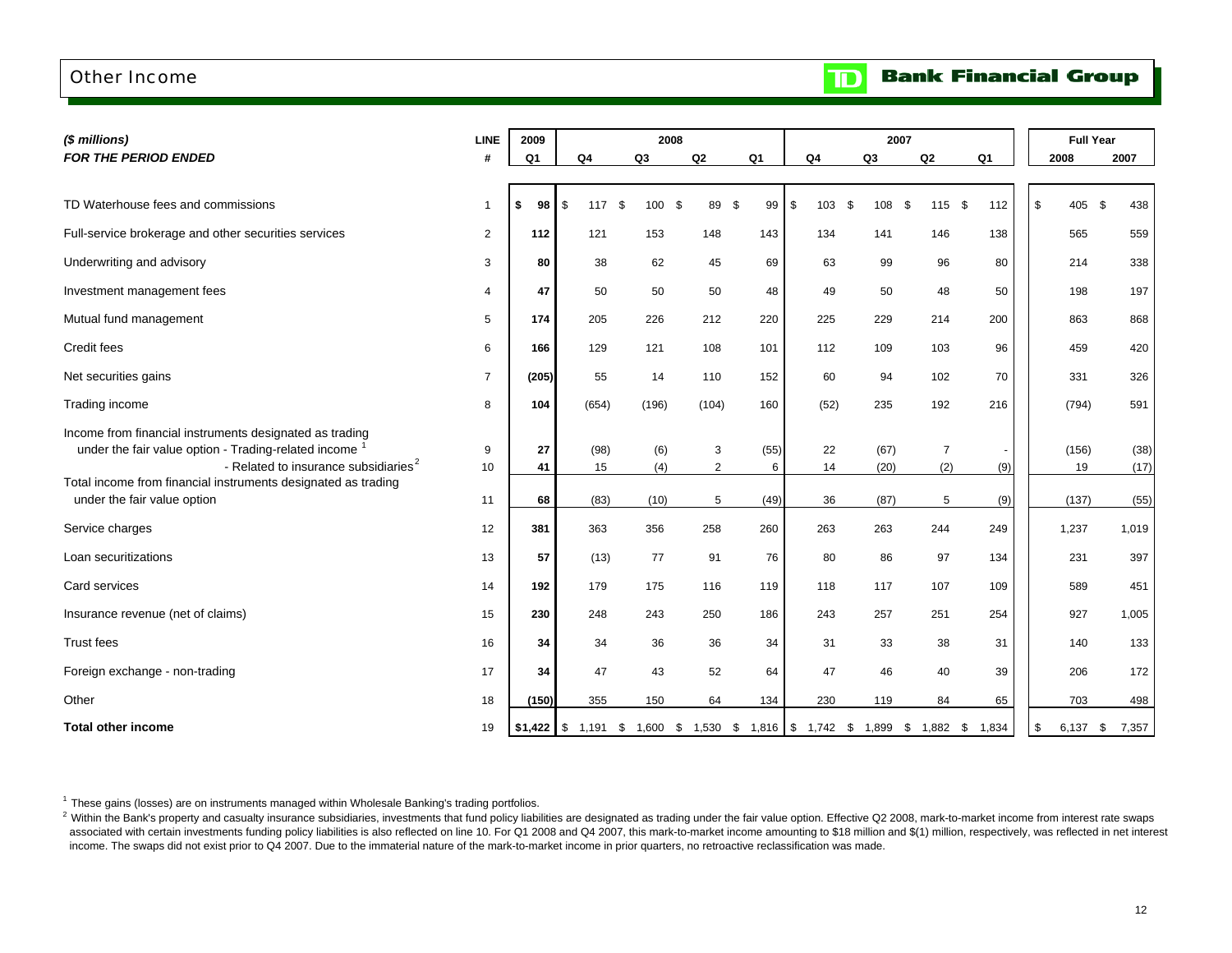# Other Income

**TD Bank Financial Group**

| *($ millions)* | LINE | 2009 | 2008 | | | | 2007 | | | | Full Year | |
|---|---|---|---|---|---|---|---|---|---|---|---|---|
| ***FOR THE PERIOD ENDED*** | **#** | **Q1** | **Q4** | **Q3** | **Q2** | **Q1** | **Q4** | **Q3** | **Q2** | **Q1** | **2008** | **2007** |
| TD Waterhouse fees and commissions | 1 | **$ 98** | $ 117 | $ 100 | $ 89 | $ 99 | $ 103 | $ 108 | $ 115 | $ 112 | $ 405 | $ 438 |
| Full-service brokerage and other securities services | 2 | **112** | 121 | 153 | 148 | 143 | 134 | 141 | 146 | 138 | 565 | 559 |
| Underwriting and advisory | 3 | **80** | 38 | 62 | 45 | 69 | 63 | 99 | 96 | 80 | 214 | 338 |
| Investment management fees | 4 | **47** | 50 | 50 | 50 | 48 | 49 | 50 | 48 | 50 | 198 | 197 |
| Mutual fund management | 5 | **174** | 205 | 226 | 212 | 220 | 225 | 229 | 214 | 200 | 863 | 868 |
| Credit fees | 6 | **166** | 129 | 121 | 108 | 101 | 112 | 109 | 103 | 96 | 459 | 420 |
| Net securities gains | 7 | **(205)** | 55 | 14 | 110 | 152 | 60 | 94 | 102 | 70 | 331 | 326 |
| Trading income | 8 | **104** | (654) | (196) | (104) | 160 | (52) | 235 | 192 | 216 | (794) | 591 |
| Income from financial instruments designated as trading under the fair value option - Trading-related income [1] | 9 | **27** | (98) | (6) | 3 | (55) | 22 | (67) | 7 | - | (156) | (38) |
| - Related to insurance subsidiaries [2] | 10 | **41** | 15 | (4) | 2 | 6 | 14 | (20) | (2) | (9) | 19 | (17) |
| Total income from financial instruments designated as trading under the fair value option | 11 | **68** | (83) | (10) | 5 | (49) | 36 | (87) | 5 | (9) | (137) | (55) |
| Service charges | 12 | **381** | 363 | 356 | 258 | 260 | 263 | 263 | 244 | 249 | 1,237 | 1,019 |
| Loan securitizations | 13 | **57** | (13) | 77 | 91 | 76 | 80 | 86 | 97 | 134 | 231 | 397 |
| Card services | 14 | **192** | 179 | 175 | 116 | 119 | 118 | 117 | 107 | 109 | 589 | 451 |
| Insurance revenue (net of claims) | 15 | **230** | 248 | 243 | 250 | 186 | 243 | 257 | 251 | 254 | 927 | 1,005 |
| Trust fees | 16 | **34** | 34 | 36 | 36 | 34 | 31 | 33 | 38 | 31 | 140 | 133 |
| Foreign exchange - non-trading | 17 | **34** | 47 | 43 | 52 | 64 | 47 | 46 | 40 | 39 | 206 | 172 |
| Other | 18 | **(150)** | 355 | 150 | 64 | 134 | 230 | 119 | 84 | 65 | 703 | 498 |
| **Total other income** | 19 | **$1,422** | $ 1,191 | $ 1,600 | $ 1,530 | $ 1,816 | $ 1,742 | $ 1,899 | $ 1,882 | $ 1,834 | $ 6,137 | $ 7,357 |

[1] These gains (losses) are on instruments managed within Wholesale Banking's trading portfolios.

[2] Within the Bank's property and casualty insurance subsidiaries, investments that fund policy liabilities are designated as trading under the fair value option. Effective Q2 2008, mark-to-market income from interest rate swaps associated with certain investments funding policy liabilities is also reflected on line 10. For Q1 2008 and Q4 2007, this mark-to-market income amounting to $18 million and $(1) million, respectively, was reflected in net interest income. The swaps did not exist prior to Q4 2007. Due to the immaterial nature of the mark-to-market income in prior quarters, no retroactive reclassification was made.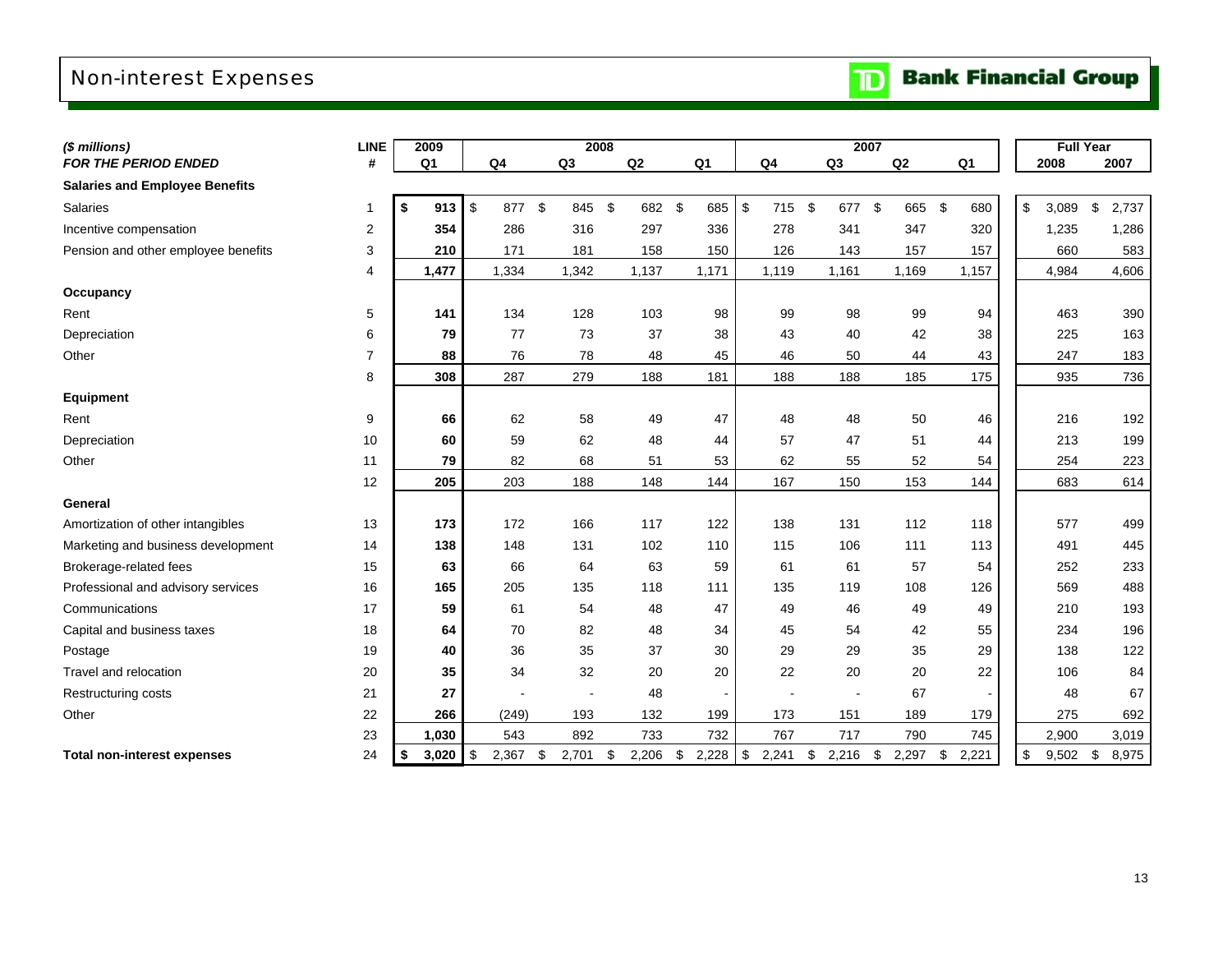# Non-interest Expenses

**TD Bank Financial Group**

| ($ millions) | LINE | 2009 | 2008 | | | | 2007 | | | | Full Year | |
|---|---|---|---|---|---|---|---|---|---|---|---|---|
| FOR THE PERIOD ENDED | # | Q1 | Q4 | Q3 | Q2 | Q1 | Q4 | Q3 | Q2 | Q1 | 2008 | 2007 |
| **Salaries and Employee Benefits** | | | | | | | | | | | | |
| Salaries | 1 | **$ 913** | $ 877 | $ 845 | $ 682 | $ 685 | $ 715 | $ 677 | $ 665 | $ 680 | $ 3,089 | $ 2,737 |
| Incentive compensation | 2 | **354** | 286 | 316 | 297 | 336 | 278 | 341 | 347 | 320 | 1,235 | 1,286 |
| Pension and other employee benefits | 3 | **210** | 171 | 181 | 158 | 150 | 126 | 143 | 157 | 157 | 660 | 583 |
| | 4 | **1,477** | 1,334 | 1,342 | 1,137 | 1,171 | 1,119 | 1,161 | 1,169 | 1,157 | 4,984 | 4,606 |
| **Occupancy** | | | | | | | | | | | | |
| Rent | 5 | **141** | 134 | 128 | 103 | 98 | 99 | 98 | 99 | 94 | 463 | 390 |
| Depreciation | 6 | **79** | 77 | 73 | 37 | 38 | 43 | 40 | 42 | 38 | 225 | 163 |
| Other | 7 | **88** | 76 | 78 | 48 | 45 | 46 | 50 | 44 | 43 | 247 | 183 |
| | 8 | **308** | 287 | 279 | 188 | 181 | 188 | 188 | 185 | 175 | 935 | 736 |
| **Equipment** | | | | | | | | | | | | |
| Rent | 9 | **66** | 62 | 58 | 49 | 47 | 48 | 48 | 50 | 46 | 216 | 192 |
| Depreciation | 10 | **60** | 59 | 62 | 48 | 44 | 57 | 47 | 51 | 44 | 213 | 199 |
| Other | 11 | **79** | 82 | 68 | 51 | 53 | 62 | 55 | 52 | 54 | 254 | 223 |
| | 12 | **205** | 203 | 188 | 148 | 144 | 167 | 150 | 153 | 144 | 683 | 614 |
| **General** | | | | | | | | | | | | |
| Amortization of other intangibles | 13 | **173** | 172 | 166 | 117 | 122 | 138 | 131 | 112 | 118 | 577 | 499 |
| Marketing and business development | 14 | **138** | 148 | 131 | 102 | 110 | 115 | 106 | 111 | 113 | 491 | 445 |
| Brokerage-related fees | 15 | **63** | 66 | 64 | 63 | 59 | 61 | 61 | 57 | 54 | 252 | 233 |
| Professional and advisory services | 16 | **165** | 205 | 135 | 118 | 111 | 135 | 119 | 108 | 126 | 569 | 488 |
| Communications | 17 | **59** | 61 | 54 | 48 | 47 | 49 | 46 | 49 | 49 | 210 | 193 |
| Capital and business taxes | 18 | **64** | 70 | 82 | 48 | 34 | 45 | 54 | 42 | 55 | 234 | 196 |
| Postage | 19 | **40** | 36 | 35 | 37 | 30 | 29 | 29 | 35 | 29 | 138 | 122 |
| Travel and relocation | 20 | **35** | 34 | 32 | 20 | 20 | 22 | 20 | 20 | 22 | 106 | 84 |
| Restructuring costs | 21 | **27** | - | - | 48 | - | - | - | 67 | - | 48 | 67 |
| Other | 22 | **266** | (249) | 193 | 132 | 199 | 173 | 151 | 189 | 179 | 275 | 692 |
| | 23 | **1,030** | 543 | 892 | 733 | 732 | 767 | 717 | 790 | 745 | 2,900 | 3,019 |
| **Total non-interest expenses** | 24 | **$ 3,020** | $ 2,367 | $ 2,701 | $ 2,206 | $ 2,228 | $ 2,241 | $ 2,216 | $ 2,297 | $ 2,221 | $ 9,502 | $ 8,975 |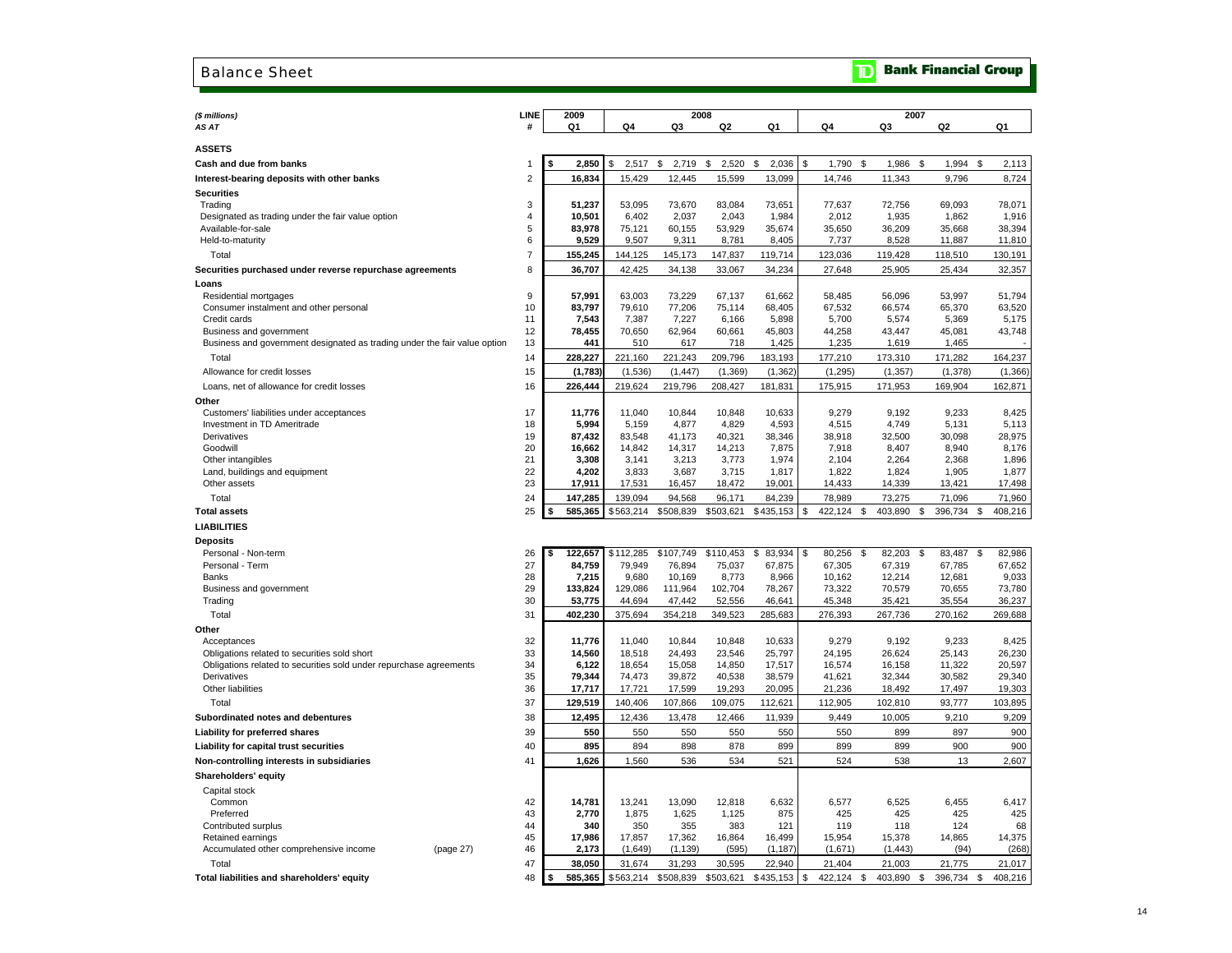# Balance Sheet

**TD Bank Financial Group**

| ($ millions) | LINE | 2009 | 2008 | | | | 2007 | | | |
|---|---|---|---|---|---|---|---|---|---|---|
| AS AT | # | Q1 | Q4 | Q3 | Q2 | Q1 | Q4 | Q3 | Q2 | Q1 |
| **ASSETS** | | | | | | | | | | |
| **Cash and due from banks** | 1 | **$ 2,850** | $ 2,517 | $ 2,719 | $ 2,520 | $ 2,036 | $ 1,790 | $ 1,986 | $ 1,994 | $ 2,113 |
| **Interest-bearing deposits with other banks** | 2 | **16,834** | 15,429 | 12,445 | 15,599 | 13,099 | 14,746 | 11,343 | 9,796 | 8,724 |
| **Securities** | | | | | | | | | | |
| Trading | 3 | **51,237** | 53,095 | 73,670 | 83,084 | 73,651 | 77,637 | 72,756 | 69,093 | 78,071 |
| Designated as trading under the fair value option | 4 | **10,501** | 6,402 | 2,037 | 2,043 | 1,984 | 2,012 | 1,935 | 1,862 | 1,916 |
| Available-for-sale | 5 | **83,978** | 75,121 | 60,155 | 53,929 | 35,674 | 35,650 | 36,209 | 35,668 | 38,394 |
| Held-to-maturity | 6 | **9,529** | 9,507 | 9,311 | 8,781 | 8,405 | 7,737 | 8,528 | 11,887 | 11,810 |
| Total | 7 | **155,245** | 144,125 | 145,173 | 147,837 | 119,714 | 123,036 | 119,428 | 118,510 | 130,191 |
| **Securities purchased under reverse repurchase agreements** | 8 | **36,707** | 42,425 | 34,138 | 33,067 | 34,234 | 27,648 | 25,905 | 25,434 | 32,357 |
| **Loans** | | | | | | | | | | |
| Residential mortgages | 9 | **57,991** | 63,003 | 73,229 | 67,137 | 61,662 | 58,485 | 56,096 | 53,997 | 51,794 |
| Consumer instalment and other personal | 10 | **83,797** | 79,610 | 77,206 | 75,114 | 68,405 | 67,532 | 66,574 | 65,370 | 63,520 |
| Credit cards | 11 | **7,543** | 7,387 | 7,227 | 6,166 | 5,898 | 5,700 | 5,574 | 5,369 | 5,175 |
| Business and government | 12 | **78,455** | 70,650 | 62,964 | 60,661 | 45,803 | 44,258 | 43,447 | 45,081 | 43,748 |
| Business and government designated as trading under the fair value option | 13 | **441** | 510 | 617 | 718 | 1,425 | 1,235 | 1,619 | 1,465 | - |
| Total | 14 | **228,227** | 221,160 | 221,243 | 209,796 | 183,193 | 177,210 | 173,310 | 171,282 | 164,237 |
| Allowance for credit losses | 15 | **(1,783)** | (1,536) | (1,447) | (1,369) | (1,362) | (1,295) | (1,357) | (1,378) | (1,366) |
| Loans, net of allowance for credit losses | 16 | **226,444** | 219,624 | 219,796 | 208,427 | 181,831 | 175,915 | 171,953 | 169,904 | 162,871 |
| **Other** | | | | | | | | | | |
| Customers' liabilities under acceptances | 17 | **11,776** | 11,040 | 10,844 | 10,848 | 10,633 | 9,279 | 9,192 | 9,233 | 8,425 |
| Investment in TD Ameritrade | 18 | **5,994** | 5,159 | 4,877 | 4,829 | 4,593 | 4,515 | 4,749 | 5,131 | 5,113 |
| Derivatives | 19 | **87,432** | 83,548 | 41,173 | 40,321 | 38,346 | 38,918 | 32,500 | 30,098 | 28,975 |
| Goodwill | 20 | **16,662** | 14,842 | 14,317 | 14,213 | 7,875 | 7,918 | 8,407 | 8,940 | 8,176 |
| Other intangibles | 21 | **3,308** | 3,141 | 3,213 | 3,773 | 1,974 | 2,104 | 2,264 | 2,368 | 1,896 |
| Land, buildings and equipment | 22 | **4,202** | 3,833 | 3,687 | 3,715 | 1,817 | 1,822 | 1,824 | 1,905 | 1,877 |
| Other assets | 23 | **17,911** | 17,531 | 16,457 | 18,472 | 19,001 | 14,433 | 14,339 | 13,421 | 17,498 |
| Total | 24 | **147,285** | 139,094 | 94,568 | 96,171 | 84,239 | 78,989 | 73,275 | 71,096 | 71,960 |
| **Total assets** | 25 | **$ 585,365** | $563,214 | $508,839 | $503,621 | $435,153 | $ 422,124 | $ 403,890 | $ 396,734 | $ 408,216 |
| **LIABILITIES** | | | | | | | | | | |
| **Deposits** | | | | | | | | | | |
| Personal - Non-term | 26 | **$ 122,657** | $112,285 | $107,749 | $110,453 | $ 83,934 | $ 80,256 | $ 82,203 | $ 83,487 | $ 82,986 |
| Personal - Term | 27 | **84,759** | 79,949 | 76,894 | 75,037 | 67,875 | 67,305 | 67,319 | 67,785 | 67,652 |
| Banks | 28 | **7,215** | 9,680 | 10,169 | 8,773 | 8,966 | 10,162 | 12,214 | 12,681 | 9,033 |
| Business and government | 29 | **133,824** | 129,086 | 111,964 | 102,704 | 78,267 | 73,322 | 70,579 | 70,655 | 73,780 |
| Trading | 30 | **53,775** | 44,694 | 47,442 | 52,556 | 46,641 | 45,348 | 35,421 | 35,554 | 36,237 |
| Total | 31 | **402,230** | 375,694 | 354,218 | 349,523 | 285,683 | 276,393 | 267,736 | 270,162 | 269,688 |
| **Other** | | | | | | | | | | |
| Acceptances | 32 | **11,776** | 11,040 | 10,844 | 10,848 | 10,633 | 9,279 | 9,192 | 9,233 | 8,425 |
| Obligations related to securities sold short | 33 | **14,560** | 18,518 | 24,493 | 23,546 | 25,797 | 24,195 | 26,624 | 25,143 | 26,230 |
| Obligations related to securities sold under repurchase agreements | 34 | **6,122** | 18,654 | 15,058 | 14,850 | 17,517 | 16,574 | 16,158 | 11,322 | 20,597 |
| Derivatives | 35 | **79,344** | 74,473 | 39,872 | 40,538 | 38,579 | 41,621 | 32,344 | 30,582 | 29,340 |
| Other liabilities | 36 | **17,717** | 17,721 | 17,599 | 19,293 | 20,095 | 21,236 | 18,492 | 17,497 | 19,303 |
| Total | 37 | **129,519** | 140,406 | 107,866 | 109,075 | 112,621 | 112,905 | 102,810 | 93,777 | 103,895 |
| **Subordinated notes and debentures** | 38 | **12,495** | 12,436 | 13,478 | 12,466 | 11,939 | 9,449 | 10,005 | 9,210 | 9,209 |
| **Liability for preferred shares** | 39 | **550** | 550 | 550 | 550 | 550 | 550 | 899 | 897 | 900 |
| **Liability for capital trust securities** | 40 | **895** | 894 | 898 | 878 | 899 | 899 | 899 | 900 | 900 |
| **Non-controlling interests in subsidiaries** | 41 | **1,626** | 1,560 | 536 | 534 | 521 | 524 | 538 | 13 | 2,607 |
| **Shareholders' equity** | | | | | | | | | | |
| Capital stock | | | | | | | | | | |
| Common | 42 | **14,781** | 13,241 | 13,090 | 12,818 | 6,632 | 6,577 | 6,525 | 6,455 | 6,417 |
| Preferred | 43 | **2,770** | 1,875 | 1,625 | 1,125 | 875 | 425 | 425 | 425 | 425 |
| Contributed surplus | 44 | **340** | 350 | 355 | 383 | 121 | 119 | 118 | 124 | 68 |
| Retained earnings | 45 | **17,986** | 17,857 | 17,362 | 16,864 | 16,499 | 15,954 | 15,378 | 14,865 | 14,375 |
| Accumulated other comprehensive income (page 27) | 46 | **2,173** | (1,649) | (1,139) | (595) | (1,187) | (1,671) | (1,443) | (94) | (268) |
| Total | 47 | **38,050** | 31,674 | 31,293 | 30,595 | 22,940 | 21,404 | 21,003 | 21,775 | 21,017 |
| **Total liabilities and shareholders' equity** | 48 | **$ 585,365** | $563,214 | $508,839 | $503,621 | $435,153 | $ 422,124 | $ 403,890 | $ 396,734 | $ 408,216 |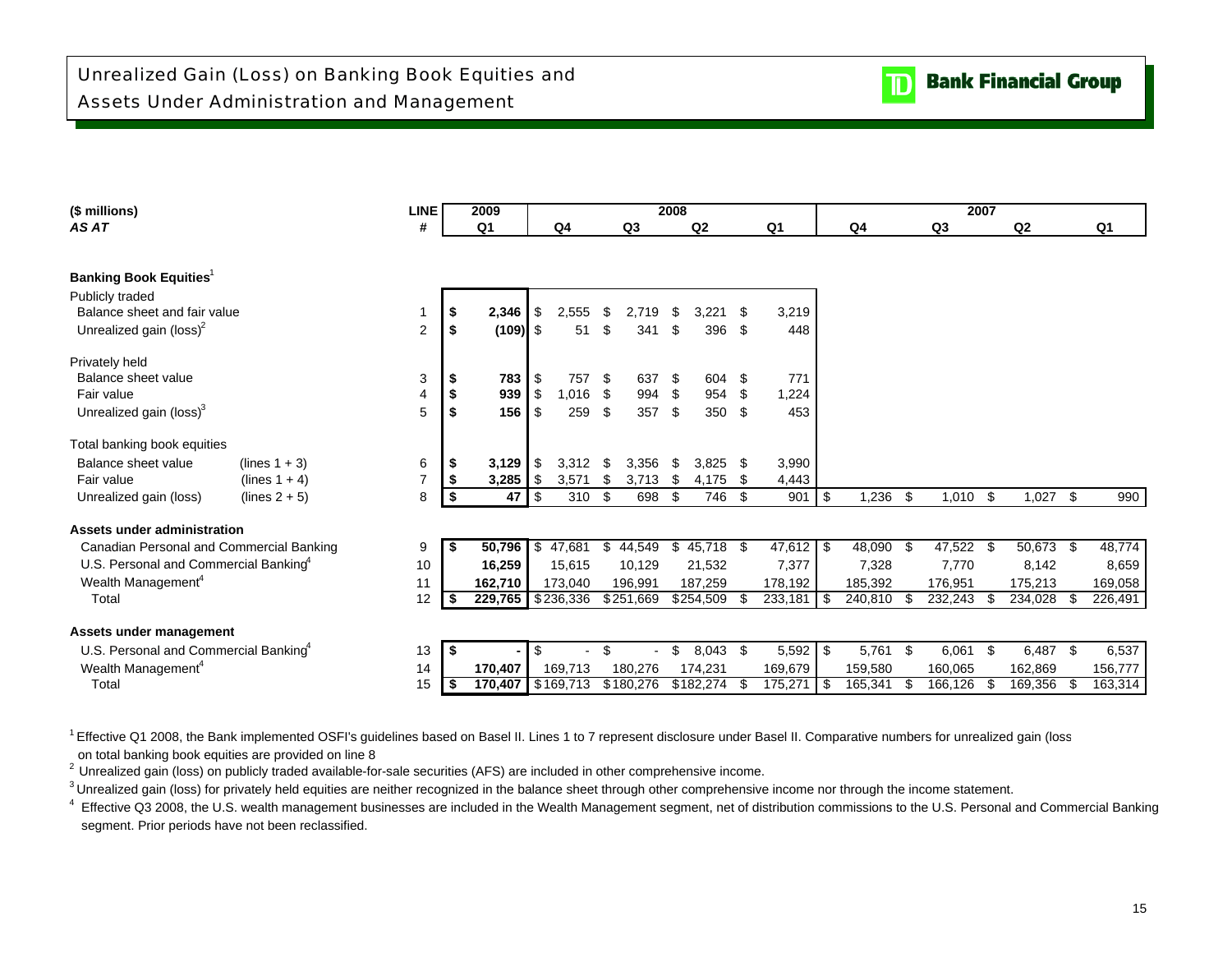# Unrealized Gain (Loss) on Banking Book Equities and Assets Under Administration and Management

| ($ millions) | | LINE | 2009 | 2008 | | | | 2007 | | | |
|---|---|---|---|---|---|---|---|---|---|---|---|
| *AS AT* | | # | Q1 | Q4 | Q3 | Q2 | Q1 | Q4 | Q3 | Q2 | Q1 |
| **Banking Book Equities**[1] | | | | | | | | | | | |
| Publicly traded | | | | | | | | | | | |
| Balance sheet and fair value | | 1 | $ **2,346** | $ 2,555 | $ 2,719 | $ 3,221 | $ 3,219 | | | | |
| Unrealized gain (loss)[2] | | 2 | $ **(109)** | $ 51 | $ 341 | $ 396 | $ 448 | | | | |
| Privately held | | | | | | | | | | | |
| Balance sheet value | | 3 | $ **783** | $ 757 | $ 637 | $ 604 | $ 771 | | | | |
| Fair value | | 4 | $ **939** | $ 1,016 | $ 994 | $ 954 | $ 1,224 | | | | |
| Unrealized gain (loss)[3] | | 5 | $ **156** | $ 259 | $ 357 | $ 350 | $ 453 | | | | |
| Total banking book equities | | | | | | | | | | | |
| Balance sheet value | (lines 1 + 3) | 6 | $ **3,129** | $ 3,312 | $ 3,356 | $ 3,825 | $ 3,990 | | | | |
| Fair value | (lines 1 + 4) | 7 | $ **3,285** | $ 3,571 | $ 3,713 | $ 4,175 | $ 4,443 | | | | |
| Unrealized gain (loss) | (lines 2 + 5) | 8 | $ **47** | $ 310 | $ 698 | $ 746 | $ 901 | $ 1,236 | $ 1,010 | $ 1,027 | $ 990 |
| **Assets under administration** | | | | | | | | | | | |
| Canadian Personal and Commercial Banking | | 9 | $ **50,796** | $ 47,681 | $ 44,549 | $ 45,718 | $ 47,612 | $ 48,090 | $ 47,522 | $ 50,673 | $ 48,774 |
| U.S. Personal and Commercial Banking[4] | | 10 | **16,259** | 15,615 | 10,129 | 21,532 | 7,377 | 7,328 | 7,770 | 8,142 | 8,659 |
| Wealth Management[4] | | 11 | **162,710** | 173,040 | 196,991 | 187,259 | 178,192 | 185,392 | 176,951 | 175,213 | 169,058 |
| Total | | 12 | $ **229,765** | $ 236,336 | $ 251,669 | $ 254,509 | $ 233,181 | $ 240,810 | $ 232,243 | $ 234,028 | $ 226,491 |
| **Assets under management** | | | | | | | | | | | |
| U.S. Personal and Commercial Banking[4] | | 13 | $ **-** | $ - | $ - | $ 8,043 | $ 5,592 | $ 5,761 | $ 6,061 | $ 6,487 | $ 6,537 |
| Wealth Management[4] | | 14 | **170,407** | 169,713 | 180,276 | 174,231 | 169,679 | 159,580 | 160,065 | 162,869 | 156,777 |
| Total | | 15 | $ **170,407** | $ 169,713 | $ 180,276 | $ 182,274 | $ 175,271 | $ 165,341 | $ 166,126 | $ 169,356 | $ 163,314 |

[1] Effective Q1 2008, the Bank implemented OSFI's guidelines based on Basel II. Lines 1 to 7 represent disclosure under Basel II. Comparative numbers for unrealized gain (loss on total banking book equities are provided on line 8

[2] Unrealized gain (loss) on publicly traded available-for-sale securities (AFS) are included in other comprehensive income.

[3] Unrealized gain (loss) for privately held equities are neither recognized in the balance sheet through other comprehensive income nor through the income statement.

[4] Effective Q3 2008, the U.S. wealth management businesses are included in the Wealth Management segment, net of distribution commissions to the U.S. Personal and Commercial Banking segment. Prior periods have not been reclassified.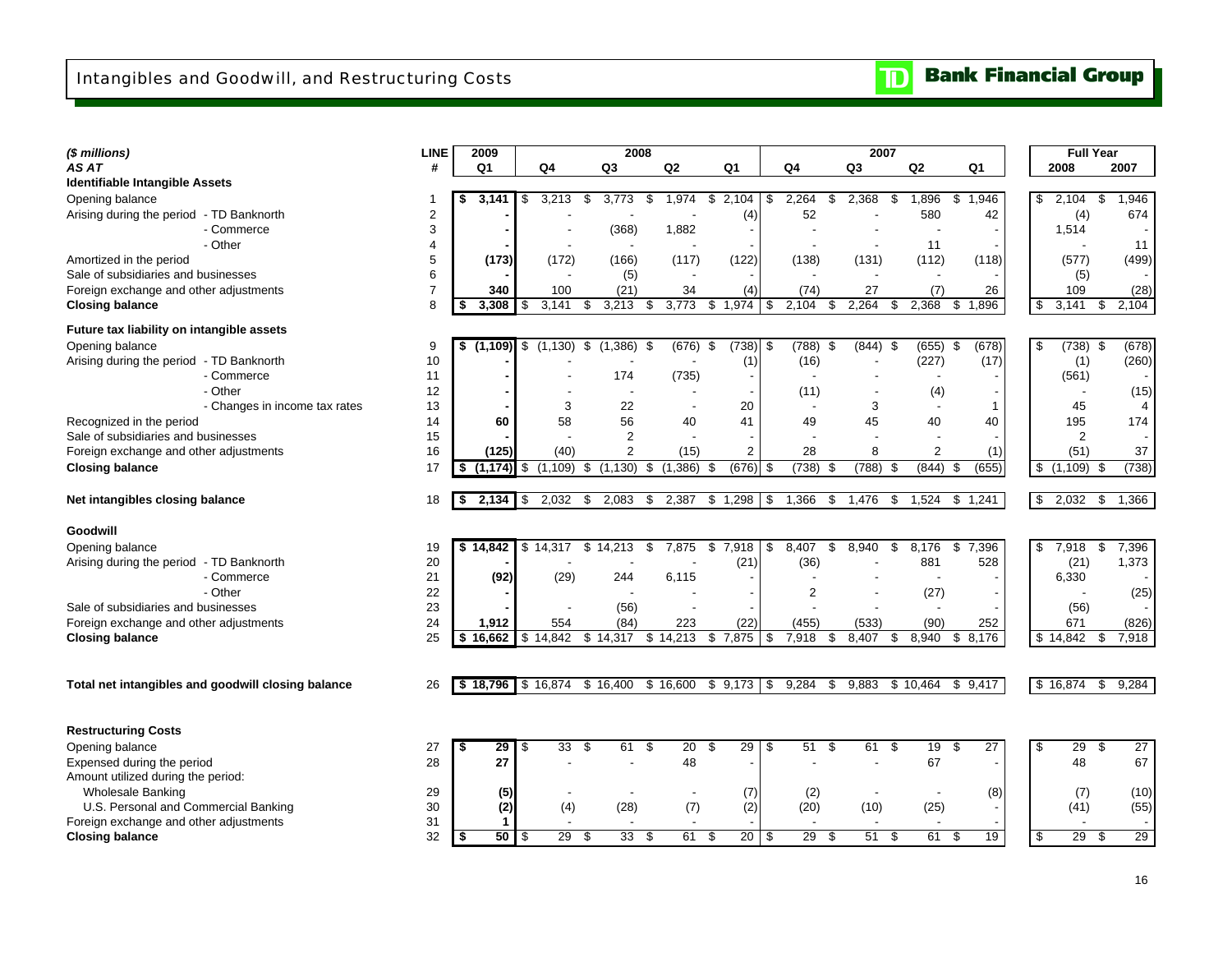# Intangibles and Goodwill, and Restructuring Costs

| ($ millions) | LINE | 2009 | 2008 | | | | 2007 | | | | Full Year | |
|---|---|---|---|---|---|---|---|---|---|---|---|---|
| AS AT | # | Q1 | Q4 | Q3 | Q2 | Q1 | Q4 | Q3 | Q2 | Q1 | 2008 | 2007 |
| **Identifiable Intangible Assets** | | | | | | | | | | | | |
| Opening balance | 1 | **$ 3,141** | $ 3,213 | $ 3,773 | $ 1,974 | $ 2,104 | $ 2,264 | $ 2,368 | $ 1,896 | $ 1,946 | $ 2,104 | $ 1,946 |
| Arising during the period - TD Banknorth | 2 | **-** | - | - | - | (4) | 52 | - | 580 | 42 | (4) | 674 |
| - Commerce | 3 | **-** | - | (368) | 1,882 | - | - | - | - | - | 1,514 | - |
| - Other | 4 | **-** | - | - | - | - | - | - | 11 | - | - | 11 |
| Amortized in the period | 5 | **(173)** | (172) | (166) | (117) | (122) | (138) | (131) | (112) | (118) | (577) | (499) |
| Sale of subsidiaries and businesses | 6 | **-** | - | (5) | - | - | - | - | - | - | (5) | - |
| Foreign exchange and other adjustments | 7 | **340** | 100 | (21) | 34 | (4) | (74) | 27 | (7) | 26 | 109 | (28) |
| **Closing balance** | 8 | **$ 3,308** | $ 3,141 | $ 3,213 | $ 3,773 | $ 1,974 | $ 2,104 | $ 2,264 | $ 2,368 | $ 1,896 | $ 3,141 | $ 2,104 |
| **Future tax liability on intangible assets** | | | | | | | | | | | | |
| Opening balance | 9 | **$ (1,109)** | $ (1,130) | $ (1,386) | $ (676) | $ (738) | $ (788) | $ (844) | $ (655) | $ (678) | $ (738) | $ (678) |
| Arising during the period - TD Banknorth | 10 | **-** | - | - | - | (1) | (16) | - | (227) | (17) | (1) | (260) |
| - Commerce | 11 | **-** | - | 174 | (735) | - | - | - | - | - | (561) | - |
| - Other | 12 | **-** | - | - | - | - | (11) | - | (4) | - | - | (15) |
| - Changes in income tax rates | 13 | **-** | 3 | 22 | - | 20 | - | 3 | - | 1 | 45 | 4 |
| Recognized in the period | 14 | **60** | 58 | 56 | 40 | 41 | 49 | 45 | 40 | 40 | 195 | 174 |
| Sale of subsidiaries and businesses | 15 | **-** | - | 2 | - | - | - | - | - | - | 2 | - |
| Foreign exchange and other adjustments | 16 | **(125)** | (40) | 2 | (15) | 2 | 28 | 8 | 2 | (1) | (51) | 37 |
| **Closing balance** | 17 | **$ (1,174)** | $ (1,109) | $ (1,130) | $ (1,386) | $ (676) | $ (738) | $ (788) | $ (844) | $ (655) | $ (1,109) | $ (738) |
| **Net intangibles closing balance** | 18 | **$ 2,134** | $ 2,032 | $ 2,083 | $ 2,387 | $ 1,298 | $ 1,366 | $ 1,476 | $ 1,524 | $ 1,241 | $ 2,032 | $ 1,366 |
| **Goodwill** | | | | | | | | | | | | |
| Opening balance | 19 | **$ 14,842** | $ 14,317 | $ 14,213 | $ 7,875 | $ 7,918 | $ 8,407 | $ 8,940 | $ 8,176 | $ 7,396 | $ 7,918 | $ 7,396 |
| Arising during the period - TD Banknorth | 20 | **-** | - | - | - | (21) | (36) | - | 881 | 528 | (21) | 1,373 |
| - Commerce | 21 | **(92)** | (29) | 244 | 6,115 | - | - | - | - | - | 6,330 | - |
| - Other | 22 | **-** | - | - | - | - | 2 | - | (27) | - | - | (25) |
| Sale of subsidiaries and businesses | 23 | **-** | - | (56) | - | - | - | - | - | - | (56) | - |
| Foreign exchange and other adjustments | 24 | **1,912** | 554 | (84) | 223 | (22) | (455) | (533) | (90) | 252 | 671 | (826) |
| **Closing balance** | 25 | **$ 16,662** | $ 14,842 | $ 14,317 | $ 14,213 | $ 7,875 | $ 7,918 | $ 8,407 | $ 8,940 | $ 8,176 | $ 14,842 | $ 7,918 |
| **Total net intangibles and goodwill closing balance** | 26 | **$ 18,796** | $ 16,874 | $ 16,400 | $ 16,600 | $ 9,173 | $ 9,284 | $ 9,883 | $ 10,464 | $ 9,417 | $ 16,874 | $ 9,284 |
| **Restructuring Costs** | | | | | | | | | | | | |
| Opening balance | 27 | **$ 29** | $ 33 | $ 61 | $ 20 | $ 29 | $ 51 | $ 61 | $ 19 | $ 27 | $ 29 | $ 27 |
| Expensed during the period | 28 | **27** | - | - | 48 | - | - | - | 67 | - | 48 | 67 |
| Amount utilized during the period: | | | | | | | | | | | | |
| Wholesale Banking | 29 | **(5)** | - | - | - | (7) | (2) | - | - | (8) | (7) | (10) |
| U.S. Personal and Commercial Banking | 30 | **(2)** | (4) | (28) | (7) | (2) | (20) | (10) | (25) | - | (41) | (55) |
| Foreign exchange and other adjustments | 31 | **1** | - | - | - | - | - | - | - | - | - | - |
| **Closing balance** | 32 | **$ 50** | $ 29 | $ 33 | $ 61 | $ 20 | $ 29 | $ 51 | $ 61 | $ 19 | $ 29 | $ 29 |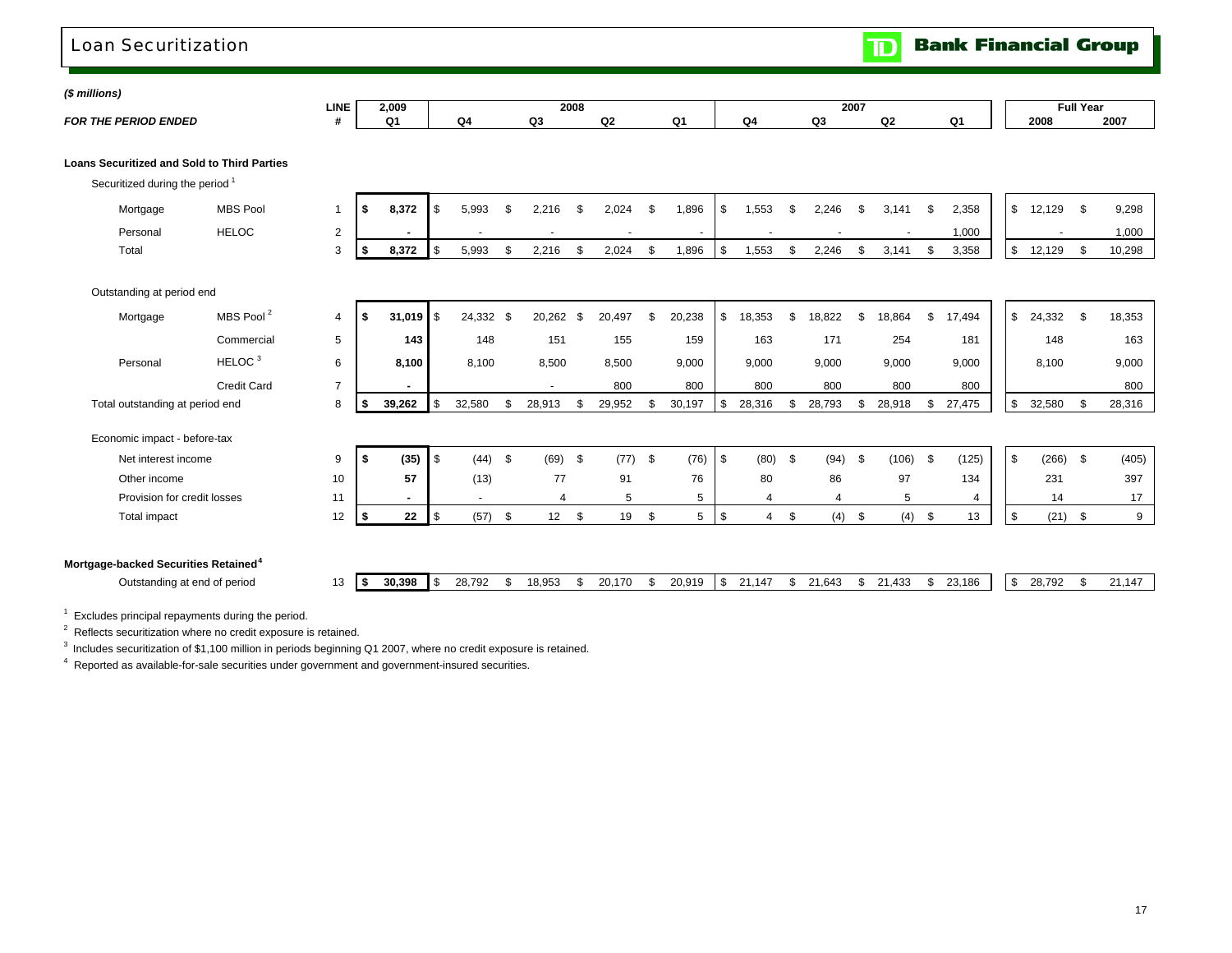# Loan Securitization

TD Bank Financial Group

*($ millions)*

| FOR THE PERIOD ENDED | | LINE # | 2,009 Q1 | 2008 Q4 | 2008 Q3 | 2008 Q2 | 2008 Q1 | 2007 Q4 | 2007 Q3 | 2007 Q2 | 2007 Q1 | Full Year 2008 | Full Year 2007 |
|---|---|---|---|---|---|---|---|---|---|---|---|---|---|
| **Loans Securitized and Sold to Third Parties** | | | | | | | | | | | | | |
| Securitized during the period [1] | | | | | | | | | | | | | |
| Mortgage | MBS Pool | 1 | **$ 8,372** | $ 5,993 | $ 2,216 | $ 2,024 | $ 1,896 | $ 1,553 | $ 2,246 | $ 3,141 | $ 2,358 | $ 12,129 | $ 9,298 |
| Personal | HELOC | 2 | **-** | - | - | - | - | - | - | - | 1,000 | - | 1,000 |
| Total | | 3 | **$ 8,372** | $ 5,993 | $ 2,216 | $ 2,024 | $ 1,896 | $ 1,553 | $ 2,246 | $ 3,141 | $ 3,358 | $ 12,129 | $ 10,298 |
| Outstanding at period end | | | | | | | | | | | | | |
| Mortgage | MBS Pool [2] | 4 | **$ 31,019** | $ 24,332 | $ 20,262 | $ 20,497 | $ 20,238 | $ 18,353 | $ 18,822 | $ 18,864 | $ 17,494 | $ 24,332 | $ 18,353 |
| | Commercial | 5 | **143** | 148 | 151 | 155 | 159 | 163 | 171 | 254 | 181 | 148 | 163 |
| Personal | HELOC [3] | 6 | **8,100** | 8,100 | 8,500 | 8,500 | 9,000 | 9,000 | 9,000 | 9,000 | 9,000 | 8,100 | 9,000 |
| | Credit Card | 7 | **-** | | - | 800 | 800 | 800 | 800 | 800 | 800 | | 800 |
| Total outstanding at period end | | 8 | **$ 39,262** | $ 32,580 | $ 28,913 | $ 29,952 | $ 30,197 | $ 28,316 | $ 28,793 | $ 28,918 | $ 27,475 | $ 32,580 | $ 28,316 |
| Economic impact - before-tax | | | | | | | | | | | | | |
| Net interest income | | 9 | **$ (35)** | $ (44) | $ (69) | $ (77) | $ (76) | $ (80) | $ (94) | $ (106) | $ (125) | $ (266) | $ (405) |
| Other income | | 10 | **57** | (13) | 77 | 91 | 76 | 80 | 86 | 97 | 134 | 231 | 397 |
| Provision for credit losses | | 11 | **-** | - | 4 | 5 | 5 | 4 | 4 | 5 | 4 | 14 | 17 |
| Total impact | | 12 | **$ 22** | $ (57) | $ 12 | $ 19 | $ 5 | $ 4 | $ (4) | $ (4) | $ 13 | $ (21) | $ 9 |
| **Mortgage-backed Securities Retained** [4] | | | | | | | | | | | | | |
| Outstanding at end of period | | 13 | **$ 30,398** | $ 28,792 | $ 18,953 | $ 20,170 | $ 20,919 | $ 21,147 | $ 21,643 | $ 21,433 | $ 23,186 | $ 28,792 | $ 21,147 |

[1] Excludes principal repayments during the period.

[2] Reflects securitization where no credit exposure is retained.

[3] Includes securitization of $1,100 million in periods beginning Q1 2007, where no credit exposure is retained.

[4] Reported as available-for-sale securities under government and government-insured securities.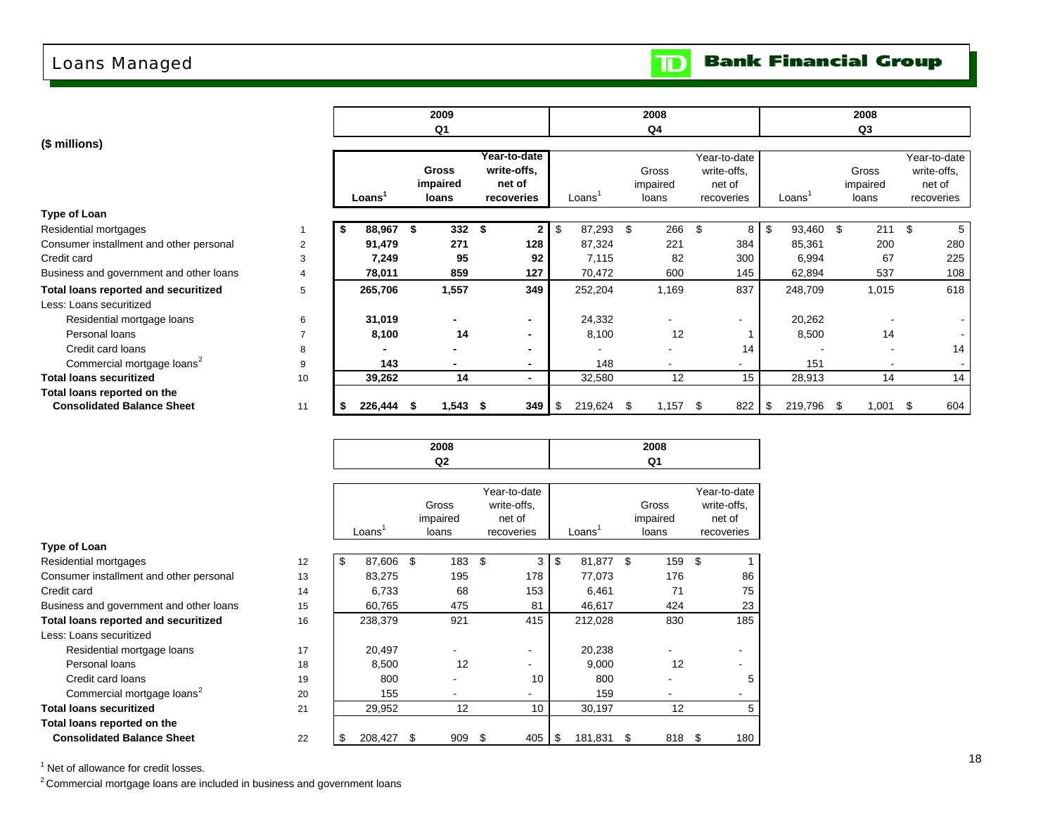# Loans Managed

**($ millions)**

| | | 2009 Q1 | | | 2008 Q4 | | | 2008 Q3 | | |
|---|---|---|---|---|---|---|---|---|---|---|
| | | Loans[1] | Gross impaired loans | Year-to-date write-offs, net of recoveries | Loans[1] | Gross impaired loans | Year-to-date write-offs, net of recoveries | Loans[1] | Gross impaired loans | Year-to-date write-offs, net of recoveries |
| **Type of Loan** | | | | | | | | | | |
| Residential mortgages | 1 | $ 88,967 | $ 332 | $ 2 | $ 87,293 | $ 266 | $ 8 | $ 93,460 | $ 211 | $ 5 |
| Consumer installment and other personal | 2 | 91,479 | 271 | 128 | 87,324 | 221 | 384 | 85,361 | 200 | 280 |
| Credit card | 3 | 7,249 | 95 | 92 | 7,115 | 82 | 300 | 6,994 | 67 | 225 |
| Business and government and other loans | 4 | 78,011 | 859 | 127 | 70,472 | 600 | 145 | 62,894 | 537 | 108 |
| **Total loans reported and securitized** | 5 | 265,706 | 1,557 | 349 | 252,204 | 1,169 | 837 | 248,709 | 1,015 | 618 |
| Less: Loans securitized | | | | | | | | | | |
| Residential mortgage loans | 6 | 31,019 | - | - | 24,332 | - | - | 20,262 | - | - |
| Personal loans | 7 | 8,100 | 14 | - | 8,100 | 12 | 1 | 8,500 | 14 | - |
| Credit card loans | 8 | - | - | - | - | - | 14 | - | - | 14 |
| Commercial mortgage loans[2] | 9 | 143 | - | - | 148 | - | - | 151 | - | - |
| **Total loans securitized** | 10 | 39,262 | 14 | - | 32,580 | 12 | 15 | 28,913 | 14 | 14 |
| **Total loans reported on the Consolidated Balance Sheet** | 11 | $ 226,444 | $ 1,543 | $ 349 | $ 219,624 | $ 1,157 | $ 822 | $ 219,796 | $ 1,001 | $ 604 |

| | | 2008 Q2 | | | 2008 Q1 | | |
|---|---|---|---|---|---|---|---|
| | | Loans[1] | Gross impaired loans | Year-to-date write-offs, net of recoveries | Loans[1] | Gross impaired loans | Year-to-date write-offs, net of recoveries |
| **Type of Loan** | | | | | | | |
| Residential mortgages | 12 | $ 87,606 | $ 183 | $ 3 | $ 81,877 | $ 159 | $ 1 |
| Consumer installment and other personal | 13 | 83,275 | 195 | 178 | 77,073 | 176 | 86 |
| Credit card | 14 | 6,733 | 68 | 153 | 6,461 | 71 | 75 |
| Business and government and other loans | 15 | 60,765 | 475 | 81 | 46,617 | 424 | 23 |
| **Total loans reported and securitized** | 16 | 238,379 | 921 | 415 | 212,028 | 830 | 185 |
| Less: Loans securitized | | | | | | | |
| Residential mortgage loans | 17 | 20,497 | - | - | 20,238 | - | - |
| Personal loans | 18 | 8,500 | 12 | - | 9,000 | 12 | - |
| Credit card loans | 19 | 800 | - | 10 | 800 | - | 5 |
| Commercial mortgage loans[2] | 20 | 155 | - | - | 159 | - | - |
| **Total loans securitized** | 21 | 29,952 | 12 | 10 | 30,197 | 12 | 5 |
| **Total loans reported on the Consolidated Balance Sheet** | 22 | $ 208,427 | $ 909 | $ 405 | $ 181,831 | $ 818 | $ 180 |

[1] Net of allowance for credit losses.

[2] Commercial mortgage loans are included in business and government loans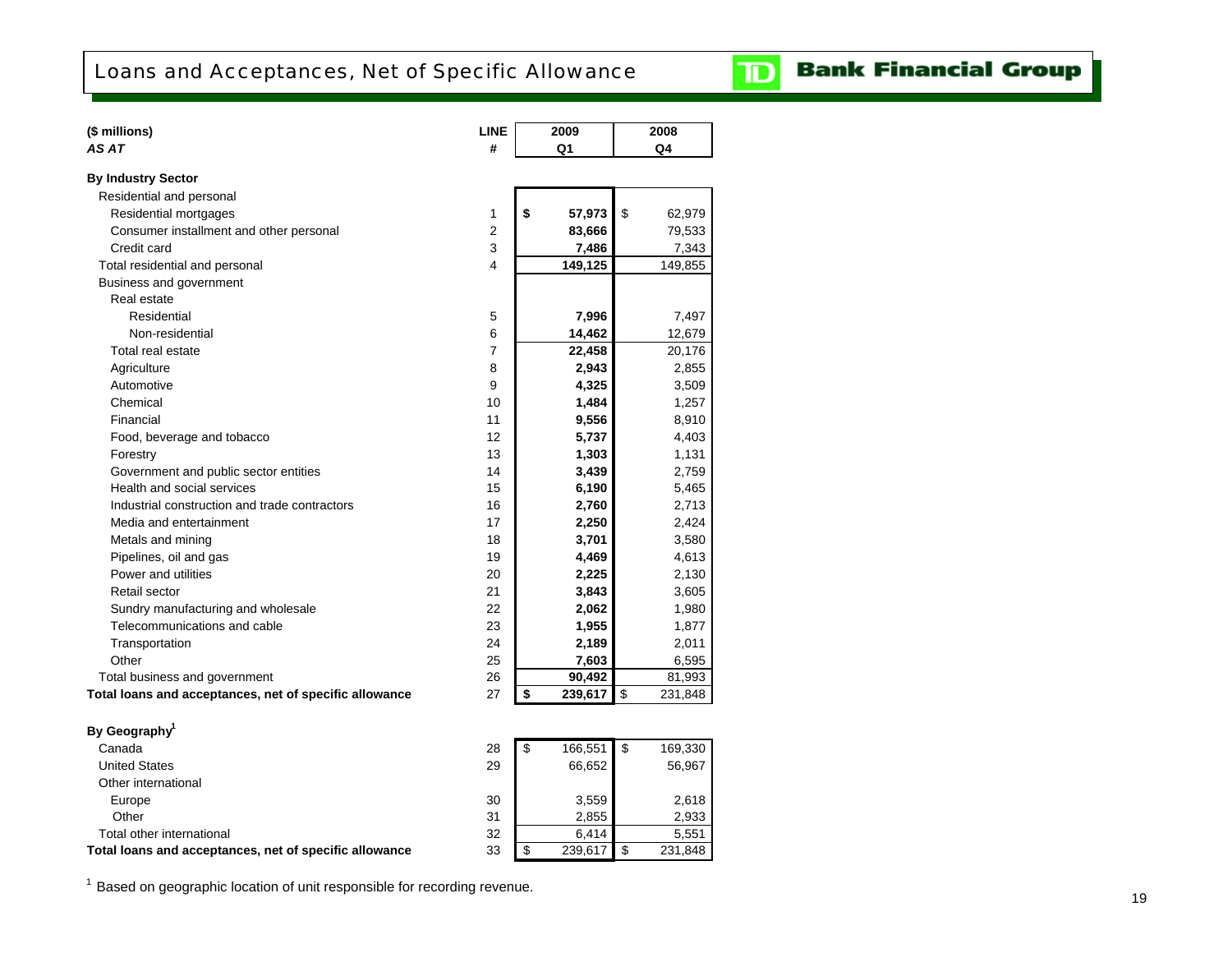# Loans and Acceptances, Net of Specific Allowance

| ($ millions) *AS AT* | LINE # | 2009 Q1 | 2008 Q4 |
|---|---|---|---|
| **By Industry Sector** | | | |
| Residential and personal | | | |
| Residential mortgages | 1 | **$ 57,973** | $ 62,979 |
| Consumer installment and other personal | 2 | **83,666** | 79,533 |
| Credit card | 3 | **7,486** | 7,343 |
| Total residential and personal | 4 | **149,125** | 149,855 |
| Business and government | | | |
| Real estate | | | |
| Residential | 5 | **7,996** | 7,497 |
| Non-residential | 6 | **14,462** | 12,679 |
| Total real estate | 7 | **22,458** | 20,176 |
| Agriculture | 8 | **2,943** | 2,855 |
| Automotive | 9 | **4,325** | 3,509 |
| Chemical | 10 | **1,484** | 1,257 |
| Financial | 11 | **9,556** | 8,910 |
| Food, beverage and tobacco | 12 | **5,737** | 4,403 |
| Forestry | 13 | **1,303** | 1,131 |
| Government and public sector entities | 14 | **3,439** | 2,759 |
| Health and social services | 15 | **6,190** | 5,465 |
| Industrial construction and trade contractors | 16 | **2,760** | 2,713 |
| Media and entertainment | 17 | **2,250** | 2,424 |
| Metals and mining | 18 | **3,701** | 3,580 |
| Pipelines, oil and gas | 19 | **4,469** | 4,613 |
| Power and utilities | 20 | **2,225** | 2,130 |
| Retail sector | 21 | **3,843** | 3,605 |
| Sundry manufacturing and wholesale | 22 | **2,062** | 1,980 |
| Telecommunications and cable | 23 | **1,955** | 1,877 |
| Transportation | 24 | **2,189** | 2,011 |
| Other | 25 | **7,603** | 6,595 |
| Total business and government | 26 | **90,492** | 81,993 |
| **Total loans and acceptances, net of specific allowance** | 27 | **$ 239,617** | $ 231,848 |
| | | | |
| **By Geography**[1] | | | |
| Canada | 28 | $ 166,551 | $ 169,330 |
| United States | 29 | 66,652 | 56,967 |
| Other international | | | |
| Europe | 30 | 3,559 | 2,618 |
| Other | 31 | 2,855 | 2,933 |
| Total other international | 32 | 6,414 | 5,551 |
| **Total loans and acceptances, net of specific allowance** | 33 | $ 239,617 | $ 231,848 |

[1] Based on geographic location of unit responsible for recording revenue.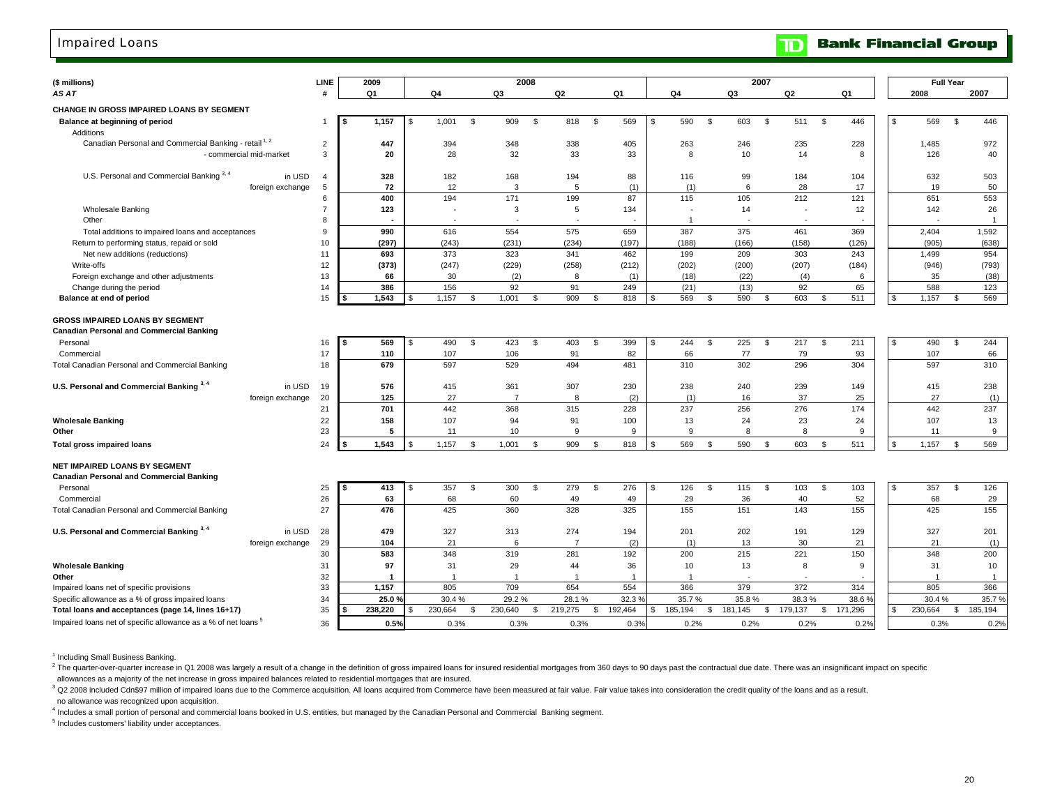# Impaired Loans

**TD Bank Financial Group**

| ($ millions) | | LINE | 2009 | 2008 | | | | 2007 | | | | Full Year | |
|---|---|---|---|---|---|---|---|---|---|---|---|---|---|
| *AS AT* | | # | Q1 | Q4 | Q3 | Q2 | Q1 | Q4 | Q3 | Q2 | Q1 | 2008 | 2007 |
| **CHANGE IN GROSS IMPAIRED LOANS BY SEGMENT** | | | | | | | | | | | | | |
| **Balance at beginning of period** | | 1 | **$ 1,157** | $ 1,001 | $ 909 | $ 818 | $ 569 | $ 590 | $ 603 | $ 511 | $ 446 | $ 569 | $ 446 |
| Additions | | | | | | | | | | | | | |
| Canadian Personal and Commercial Banking - retail [1,2] | | 2 | **447** | 394 | 348 | 338 | 405 | 263 | 246 | 235 | 228 | 1,485 | 972 |
| - commercial mid-market | | 3 | **20** | 28 | 32 | 33 | 33 | 8 | 10 | 14 | 8 | 126 | 40 |
| U.S. Personal and Commercial Banking [3,4] | in USD | 4 | **328** | 182 | 168 | 194 | 88 | 116 | 99 | 184 | 104 | 632 | 503 |
| | foreign exchange | 5 | **72** | 12 | 3 | 5 | (1) | (1) | 6 | 28 | 17 | 19 | 50 |
| | | 6 | **400** | 194 | 171 | 199 | 87 | 115 | 105 | 212 | 121 | 651 | 553 |
| Wholesale Banking | | 7 | **123** | - | 3 | 5 | 134 | - | 14 | - | 12 | 142 | 26 |
| Other | | 8 | **-** | - | - | - | - | 1 | - | - | - | - | 1 |
| Total additions to impaired loans and acceptances | | 9 | **990** | 616 | 554 | 575 | 659 | 387 | 375 | 461 | 369 | 2,404 | 1,592 |
| Return to performing status, repaid or sold | | 10 | **(297)** | (243) | (231) | (234) | (197) | (188) | (166) | (158) | (126) | (905) | (638) |
| Net new additions (reductions) | | 11 | **693** | 373 | 323 | 341 | 462 | 199 | 209 | 303 | 243 | 1,499 | 954 |
| Write-offs | | 12 | **(373)** | (247) | (229) | (258) | (212) | (202) | (200) | (207) | (184) | (946) | (793) |
| Foreign exchange and other adjustments | | 13 | **66** | 30 | (2) | 8 | (1) | (18) | (22) | (4) | 6 | 35 | (38) |
| Change during the period | | 14 | **386** | 156 | 92 | 91 | 249 | (21) | (13) | 92 | 65 | 588 | 123 |
| **Balance at end of period** | | 15 | **$ 1,543** | $ 1,157 | $ 1,001 | $ 909 | $ 818 | $ 569 | $ 590 | $ 603 | $ 511 | $ 1,157 | $ 569 |
| **GROSS IMPAIRED LOANS BY SEGMENT** | | | | | | | | | | | | | |
| **Canadian Personal and Commercial Banking** | | | | | | | | | | | | | |
| Personal | | 16 | **$ 569** | $ 490 | $ 423 | $ 403 | $ 399 | $ 244 | $ 225 | $ 217 | $ 211 | $ 490 | $ 244 |
| Commercial | | 17 | **110** | 107 | 106 | 91 | 82 | 66 | 77 | 79 | 93 | 107 | 66 |
| Total Canadian Personal and Commercial Banking | | 18 | **679** | 597 | 529 | 494 | 481 | 310 | 302 | 296 | 304 | 597 | 310 |
| **U.S. Personal and Commercial Banking [3,4]** | in USD | 19 | **576** | 415 | 361 | 307 | 230 | 238 | 240 | 239 | 149 | 415 | 238 |
| | foreign exchange | 20 | **125** | 27 | 7 | 8 | (2) | (1) | 16 | 37 | 25 | 27 | (1) |
| | | 21 | **701** | 442 | 368 | 315 | 228 | 237 | 256 | 276 | 174 | 442 | 237 |
| **Wholesale Banking** | | 22 | **158** | 107 | 94 | 91 | 100 | 13 | 24 | 23 | 24 | 107 | 13 |
| **Other** | | 23 | **5** | 11 | 10 | 9 | 9 | 9 | 8 | 8 | 9 | 11 | 9 |
| **Total gross impaired loans** | | 24 | **$ 1,543** | $ 1,157 | $ 1,001 | $ 909 | $ 818 | $ 569 | $ 590 | $ 603 | $ 511 | $ 1,157 | $ 569 |
| **NET IMPAIRED LOANS BY SEGMENT** | | | | | | | | | | | | | |
| **Canadian Personal and Commercial Banking** | | | | | | | | | | | | | |
| Personal | | 25 | **$ 413** | $ 357 | $ 300 | $ 279 | $ 276 | $ 126 | $ 115 | $ 103 | $ 103 | $ 357 | $ 126 |
| Commercial | | 26 | **63** | 68 | 60 | 49 | 49 | 29 | 36 | 40 | 52 | 68 | 29 |
| Total Canadian Personal and Commercial Banking | | 27 | **476** | 425 | 360 | 328 | 325 | 155 | 151 | 143 | 155 | 425 | 155 |
| **U.S. Personal and Commercial Banking [3,4]** | in USD | 28 | **479** | 327 | 313 | 274 | 194 | 201 | 202 | 191 | 129 | 327 | 201 |
| | foreign exchange | 29 | **104** | 21 | 6 | 7 | (2) | (1) | 13 | 30 | 21 | 21 | (1) |
| | | 30 | **583** | 348 | 319 | 281 | 192 | 200 | 215 | 221 | 150 | 348 | 200 |
| **Wholesale Banking** | | 31 | **97** | 31 | 29 | 44 | 36 | 10 | 13 | 8 | 9 | 31 | 10 |
| **Other** | | 32 | **1** | 1 | 1 | 1 | 1 | 1 | - | - | - | 1 | 1 |
| Impaired loans net of specific provisions | | 33 | **1,157** | 805 | 709 | 654 | 554 | 366 | 379 | 372 | 314 | 805 | 366 |
| Specific allowance as a % of gross impaired loans | | 34 | **25.0 %** | 30.4 % | 29.2 % | 28.1 % | 32.3 % | 35.7 % | 35.8 % | 38.3 % | 38.6 % | 30.4 % | 35.7 % |
| **Total loans and acceptances (page 14, lines 16+17)** | | 35 | **$ 238,220** | $ 230,664 | $ 230,640 | $ 219,275 | $ 192,464 | $ 185,194 | $ 181,145 | $ 179,137 | $ 171,296 | $ 230,664 | $ 185,194 |
| Impaired loans net of specific allowance as a % of net loans [5] | | 36 | **0.5%** | 0.3% | 0.3% | 0.3% | 0.3% | 0.2% | 0.2% | 0.2% | 0.2% | 0.3% | 0.2% |

[1] Including Small Business Banking.

[2] The quarter-over-quarter increase in Q1 2008 was largely a result of a change in the definition of gross impaired loans for insured residential mortgages from 360 days to 90 days past the contractual due date. There was an insignificant impact on specific allowances as a majority of the net increase in gross impaired balances related to residential mortgages that are insured.

[3] Q2 2008 included Cdn$97 million of impaired loans due to the Commerce acquisition. All loans acquired from Commerce have been measured at fair value. Fair value takes into consideration the credit quality of the loans and as a result, no allowance was recognized upon acquisition.

[4] Includes a small portion of personal and commercial loans booked in U.S. entities, but managed by the Canadian Personal and Commercial Banking segment.

[5] Includes customers' liability under acceptances.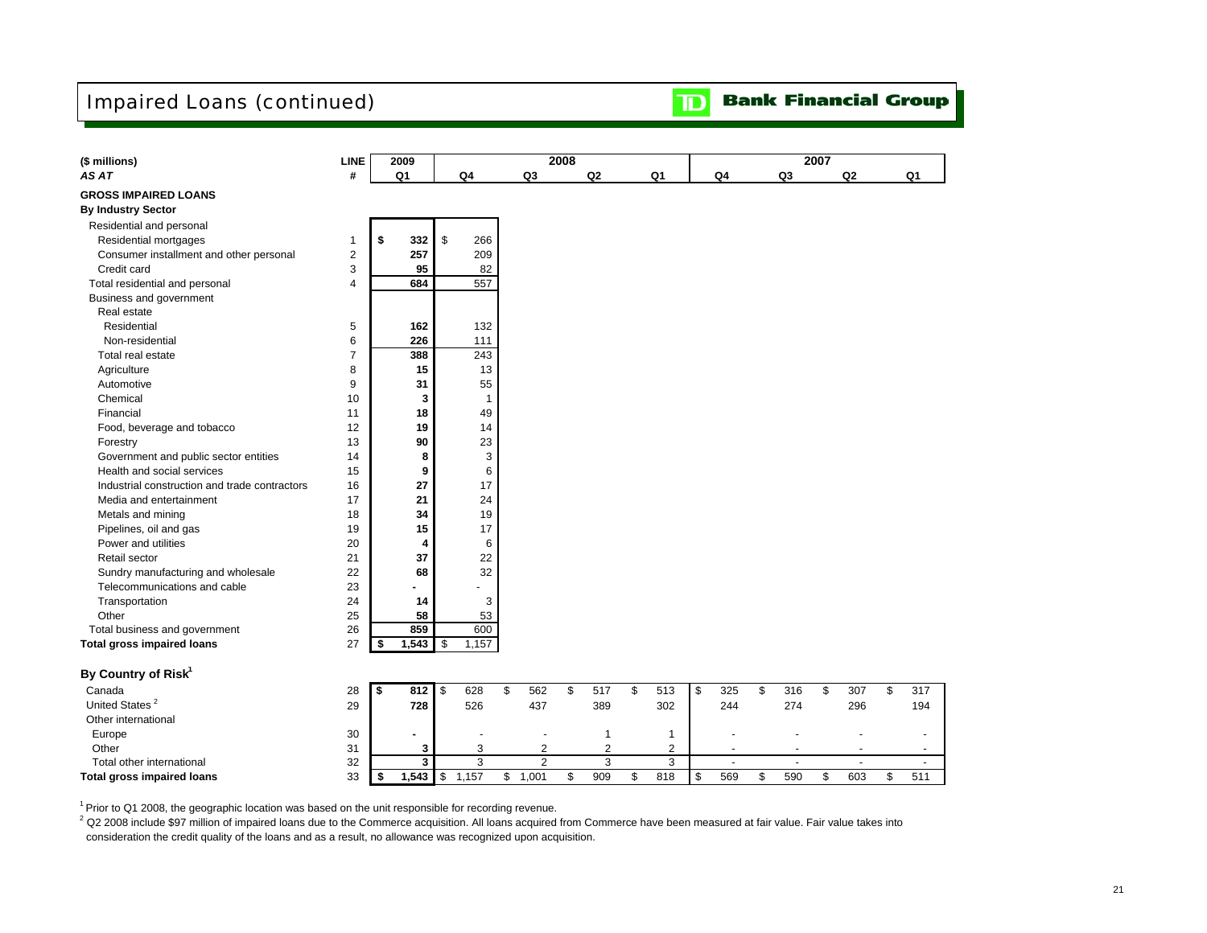# Impaired Loans (continued)

**Bank Financial Group**

| ($ millions) | LINE | 2009 | 2008 | | | | 2007 | | | |
|---|---|---|---|---|---|---|---|---|---|---|
| *AS AT* | # | Q1 | Q4 | Q3 | Q2 | Q1 | Q4 | Q3 | Q2 | Q1 |
| **GROSS IMPAIRED LOANS** | | | | | | | | | | |
| **By Industry Sector** | | | | | | | | | | |
| Residential and personal | | | | | | | | | | |
| Residential mortgages | 1 | **$ 332** | $ 266 | | | | | | | |
| Consumer installment and other personal | 2 | **257** | 209 | | | | | | | |
| Credit card | 3 | **95** | 82 | | | | | | | |
| Total residential and personal | 4 | **684** | 557 | | | | | | | |
| Business and government | | | | | | | | | | |
| Real estate | | | | | | | | | | |
| Residential | 5 | **162** | 132 | | | | | | | |
| Non-residential | 6 | **226** | 111 | | | | | | | |
| Total real estate | 7 | **388** | 243 | | | | | | | |
| Agriculture | 8 | **15** | 13 | | | | | | | |
| Automotive | 9 | **31** | 55 | | | | | | | |
| Chemical | 10 | **3** | 1 | | | | | | | |
| Financial | 11 | **18** | 49 | | | | | | | |
| Food, beverage and tobacco | 12 | **19** | 14 | | | | | | | |
| Forestry | 13 | **90** | 23 | | | | | | | |
| Government and public sector entities | 14 | **8** | 3 | | | | | | | |
| Health and social services | 15 | **9** | 6 | | | | | | | |
| Industrial construction and trade contractors | 16 | **27** | 17 | | | | | | | |
| Media and entertainment | 17 | **21** | 24 | | | | | | | |
| Metals and mining | 18 | **34** | 19 | | | | | | | |
| Pipelines, oil and gas | 19 | **15** | 17 | | | | | | | |
| Power and utilities | 20 | **4** | 6 | | | | | | | |
| Retail sector | 21 | **37** | 22 | | | | | | | |
| Sundry manufacturing and wholesale | 22 | **68** | 32 | | | | | | | |
| Telecommunications and cable | 23 | **-** | - | | | | | | | |
| Transportation | 24 | **14** | 3 | | | | | | | |
| Other | 25 | **58** | 53 | | | | | | | |
| Total business and government | 26 | **859** | 600 | | | | | | | |
| **Total gross impaired loans** | 27 | **$ 1,543** | $ 1,157 | | | | | | | |
| **By Country of Risk[1]** | | | | | | | | | | |
| Canada | 28 | **$ 812** | $ 628 | $ 562 | $ 517 | $ 513 | $ 325 | $ 316 | $ 307 | $ 317 |
| United States [2] | 29 | **728** | 526 | 437 | 389 | 302 | 244 | 274 | 296 | 194 |
| Other international | | | | | | | | | | |
| Europe | 30 | **-** | - | - | 1 | 1 | - | - | - | - |
| Other | 31 | **3** | 3 | 2 | 2 | 2 | - | - | - | - |
| Total other international | 32 | **3** | 3 | 2 | 3 | 3 | - | - | - | - |
| **Total gross impaired loans** | 33 | **$ 1,543** | $ 1,157 | $ 1,001 | $ 909 | $ 818 | $ 569 | $ 590 | $ 603 | $ 511 |

[1] Prior to Q1 2008, the geographic location was based on the unit responsible for recording revenue.

[2] Q2 2008 include $97 million of impaired loans due to the Commerce acquisition. All loans acquired from Commerce have been measured at fair value. Fair value takes into consideration the credit quality of the loans and as a result, no allowance was recognized upon acquisition.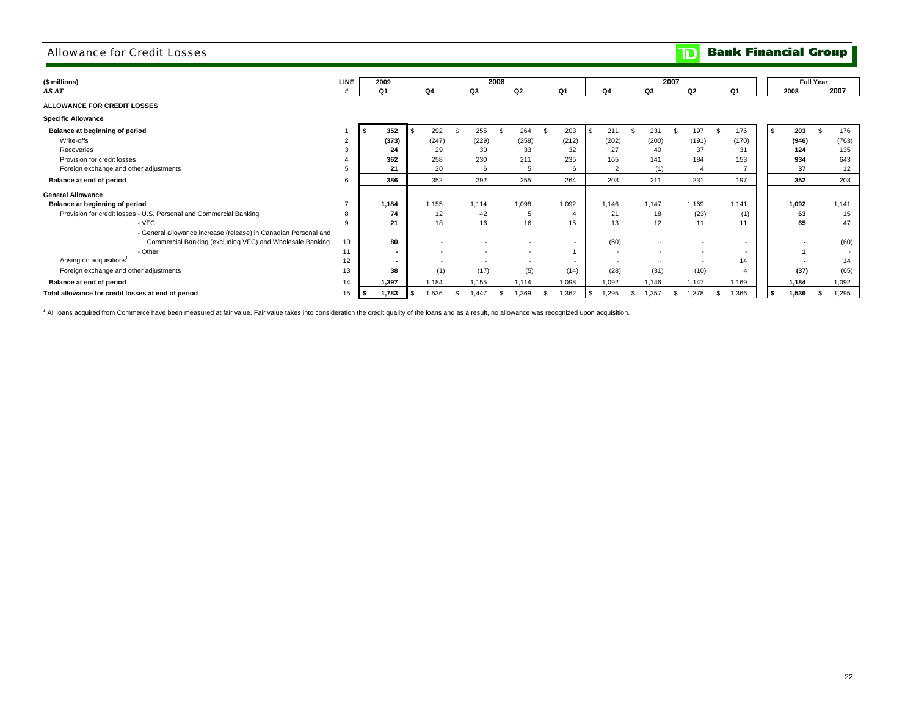# Allowance for Credit Losses

**Bank Financial Group**

| ($ millions) *AS AT* | LINE # | 2009 Q1 | 2008 Q4 | 2008 Q3 | 2008 Q2 | 2008 Q1 | 2007 Q4 | 2007 Q3 | 2007 Q2 | 2007 Q1 | Full Year 2008 | Full Year 2007 |
|---|---|---|---|---|---|---|---|---|---|---|---|---|
| **ALLOWANCE FOR CREDIT LOSSES** | | | | | | | | | | | | |
| **Specific Allowance** | | | | | | | | | | | | |
| **Balance at beginning of period** | 1 | **$ 352** | $ 292 | $ 255 | $ 264 | $ 203 | $ 211 | $ 231 | $ 197 | $ 176 | **$ 203** | $ 176 |
| Write-offs | 2 | **(373)** | (247) | (229) | (258) | (212) | (202) | (200) | (191) | (170) | **(946)** | (763) |
| Recoveries | 3 | **24** | 29 | 30 | 33 | 32 | 27 | 40 | 37 | 31 | **124** | 135 |
| Provision for credit losses | 4 | **362** | 258 | 230 | 211 | 235 | 165 | 141 | 184 | 153 | **934** | 643 |
| Foreign exchange and other adjustments | 5 | **21** | 20 | 6 | 5 | 6 | 2 | (1) | 4 | 7 | **37** | 12 |
| **Balance at end of period** | 6 | **386** | 352 | 292 | 255 | 264 | 203 | 211 | 231 | 197 | **352** | 203 |
| **General Allowance** | | | | | | | | | | | | |
| **Balance at beginning of period** | 7 | **1,184** | 1,155 | 1,114 | 1,098 | 1,092 | 1,146 | 1,147 | 1,169 | 1,141 | **1,092** | 1,141 |
| Provision for credit losses - U.S. Personal and Commercial Banking | 8 | **74** | 12 | 42 | 5 | 4 | 21 | 18 | (23) | (1) | **63** | 15 |
| - VFC | 9 | **21** | 18 | 16 | 16 | 15 | 13 | 12 | 11 | 11 | **65** | 47 |
| - General allowance increase (release) in Canadian Personal and Commercial Banking (excluding VFC) and Wholesale Banking | 10 | **80** | - | - | - | - | (60) | - | - | - | **-** | (60) |
| - Other | 11 | **-** | - | - | - | 1 | - | - | - | - | **1** | - |
| Arising on acquisitions[1] | 12 | **-** | - | - | - | - | - | - | - | 14 | **-** | 14 |
| Foreign exchange and other adjustments | 13 | **38** | (1) | (17) | (5) | (14) | (28) | (31) | (10) | 4 | **(37)** | (65) |
| **Balance at end of period** | 14 | **1,397** | 1,184 | 1,155 | 1,114 | 1,098 | 1,092 | 1,146 | 1,147 | 1,169 | **1,184** | 1,092 |
| **Total allowance for credit losses at end of period** | 15 | **$ 1,783** | $ 1,536 | $ 1,447 | $ 1,369 | $ 1,362 | $ 1,295 | $ 1,357 | $ 1,378 | $ 1,366 | **$ 1,536** | $ 1,295 |

[1] All loans acquired from Commerce have been measured at fair value. Fair value takes into consideration the credit quality of the loans and as a result, no allowance was recognized upon acquisition.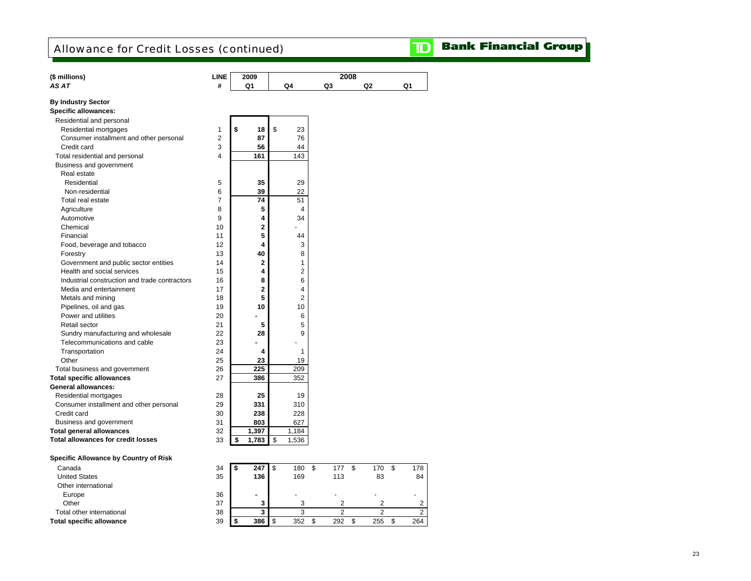# Allowance for Credit Losses (continued)

**TD Bank Financial Group**

| ($ millions) *AS AT* | LINE # | 2009 Q1 | 2008 Q4 | 2008 Q3 | 2008 Q2 | 2008 Q1 |
|---|---|---|---|---|---|---|
| **By Industry Sector** | | | | | | |
| **Specific allowances:** | | | | | | |
| Residential and personal | | | | | | |
| Residential mortgages | 1 | **$ 18** | $ 23 | | | |
| Consumer installment and other personal | 2 | **87** | 76 | | | |
| Credit card | 3 | **56** | 44 | | | |
| Total residential and personal | 4 | **161** | 143 | | | |
| Business and government | | | | | | |
| Real estate | | | | | | |
| Residential | 5 | **35** | 29 | | | |
| Non-residential | 6 | **39** | 22 | | | |
| Total real estate | 7 | **74** | 51 | | | |
| Agriculture | 8 | **5** | 4 | | | |
| Automotive | 9 | **4** | 34 | | | |
| Chemical | 10 | **2** | - | | | |
| Financial | 11 | **5** | 44 | | | |
| Food, beverage and tobacco | 12 | **4** | 3 | | | |
| Forestry | 13 | **40** | 8 | | | |
| Government and public sector entities | 14 | **2** | 1 | | | |
| Health and social services | 15 | **4** | 2 | | | |
| Industrial construction and trade contractors | 16 | **8** | 6 | | | |
| Media and entertainment | 17 | **2** | 4 | | | |
| Metals and mining | 18 | **5** | 2 | | | |
| Pipelines, oil and gas | 19 | **10** | 10 | | | |
| Power and utilities | 20 | **-** | 6 | | | |
| Retail sector | 21 | **5** | 5 | | | |
| Sundry manufacturing and wholesale | 22 | **28** | 9 | | | |
| Telecommunications and cable | 23 | **-** | - | | | |
| Transportation | 24 | **4** | 1 | | | |
| Other | 25 | **23** | 19 | | | |
| Total business and government | 26 | **225** | 209 | | | |
| **Total specific allowances** | 27 | **386** | 352 | | | |
| **General allowances:** | | | | | | |
| Residential mortgages | 28 | **25** | 19 | | | |
| Consumer installment and other personal | 29 | **331** | 310 | | | |
| Credit card | 30 | **238** | 228 | | | |
| Business and government | 31 | **803** | 627 | | | |
| **Total general allowances** | 32 | **1,397** | 1,184 | | | |
| **Total allowances for credit losses** | 33 | **$ 1,783** | $ 1,536 | | | |
| | | | | | | |
| **Specific Allowance by Country of Risk** | | | | | | |
| Canada | 34 | **$ 247** | $ 180 | $ 177 | $ 170 | $ 178 |
| United States | 35 | **136** | 169 | 113 | 83 | 84 |
| Other international | | | | | | |
| Europe | 36 | **-** | - | - | - | - |
| Other | 37 | **3** | 3 | 2 | 2 | 2 |
| Total other international | 38 | **3** | 3 | 2 | 2 | 2 |
| **Total specific allowance** | 39 | **$ 386** | $ 352 | $ 292 | $ 255 | $ 264 |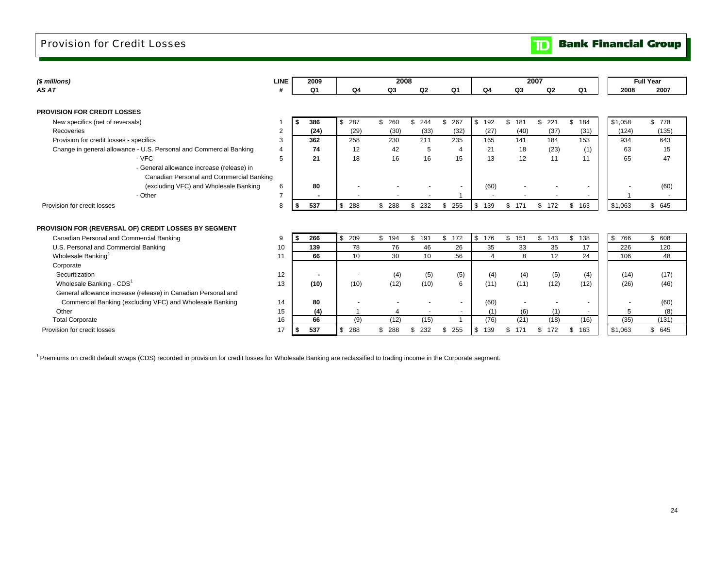# Provision for Credit Losses

TD Bank Financial Group

| ($ millions) | LINE | 2009 | 2008 | | | | 2007 | | | | Full Year | |
|---|---|---|---|---|---|---|---|---|---|---|---|---|
| AS AT | # | Q1 | Q4 | Q3 | Q2 | Q1 | Q4 | Q3 | Q2 | Q1 | 2008 | 2007 |
| **PROVISION FOR CREDIT LOSSES** | | | | | | | | | | | | |
| New specifics (net of reversals) | 1 | **$ 386** | $ 287 | $ 260 | $ 244 | $ 267 | $ 192 | $ 181 | $ 221 | $ 184 | $1,058 | $ 778 |
| Recoveries | 2 | **(24)** | (29) | (30) | (33) | (32) | (27) | (40) | (37) | (31) | (124) | (135) |
| Provision for credit losses - specifics | 3 | **362** | 258 | 230 | 211 | 235 | 165 | 141 | 184 | 153 | 934 | 643 |
| Change in general allowance - U.S. Personal and Commercial Banking | 4 | **74** | 12 | 42 | 5 | 4 | 21 | 18 | (23) | (1) | 63 | 15 |
| - VFC | 5 | **21** | 18 | 16 | 16 | 15 | 13 | 12 | 11 | 11 | 65 | 47 |
| - General allowance increase (release) in Canadian Personal and Commercial Banking (excluding VFC) and Wholesale Banking | 6 | **80** | - | - | - | - | (60) | - | - | - | - | (60) |
| - Other | 7 | **-** | - | - | - | 1 | - | - | - | - | 1 | - |
| Provision for credit losses | 8 | **$ 537** | $ 288 | $ 288 | $ 232 | $ 255 | $ 139 | $ 171 | $ 172 | $ 163 | $1,063 | $ 645 |
| **PROVISION FOR (REVERSAL OF) CREDIT LOSSES BY SEGMENT** | | | | | | | | | | | | |
| Canadian Personal and Commercial Banking | 9 | **$ 266** | $ 209 | $ 194 | $ 191 | $ 172 | $ 176 | $ 151 | $ 143 | $ 138 | $ 766 | $ 608 |
| U.S. Personal and Commercial Banking | 10 | **139** | 78 | 76 | 46 | 26 | 35 | 33 | 35 | 17 | 226 | 120 |
| Wholesale Banking[1] | 11 | **66** | 10 | 30 | 10 | 56 | 4 | 8 | 12 | 24 | 106 | 48 |
| Corporate | | | | | | | | | | | | |
| Securitization | 12 | **-** | - | (4) | (5) | (5) | (4) | (4) | (5) | (4) | (14) | (17) |
| Wholesale Banking - CDS[1] | 13 | **(10)** | (10) | (12) | (10) | 6 | (11) | (11) | (12) | (12) | (26) | (46) |
| General allowance increase (release) in Canadian Personal and Commercial Banking (excluding VFC) and Wholesale Banking | 14 | **80** | - | - | - | - | (60) | - | - | - | - | (60) |
| Other | 15 | **(4)** | 1 | 4 | - | - | (1) | (6) | (1) | - | 5 | (8) |
| Total Corporate | 16 | **66** | (9) | (12) | (15) | 1 | (76) | (21) | (18) | (16) | (35) | (131) |
| Provision for credit losses | 17 | **$ 537** | $ 288 | $ 288 | $ 232 | $ 255 | $ 139 | $ 171 | $ 172 | $ 163 | $1,063 | $ 645 |

[1] Premiums on credit default swaps (CDS) recorded in provision for credit losses for Wholesale Banking are reclassified to trading income in the Corporate segment.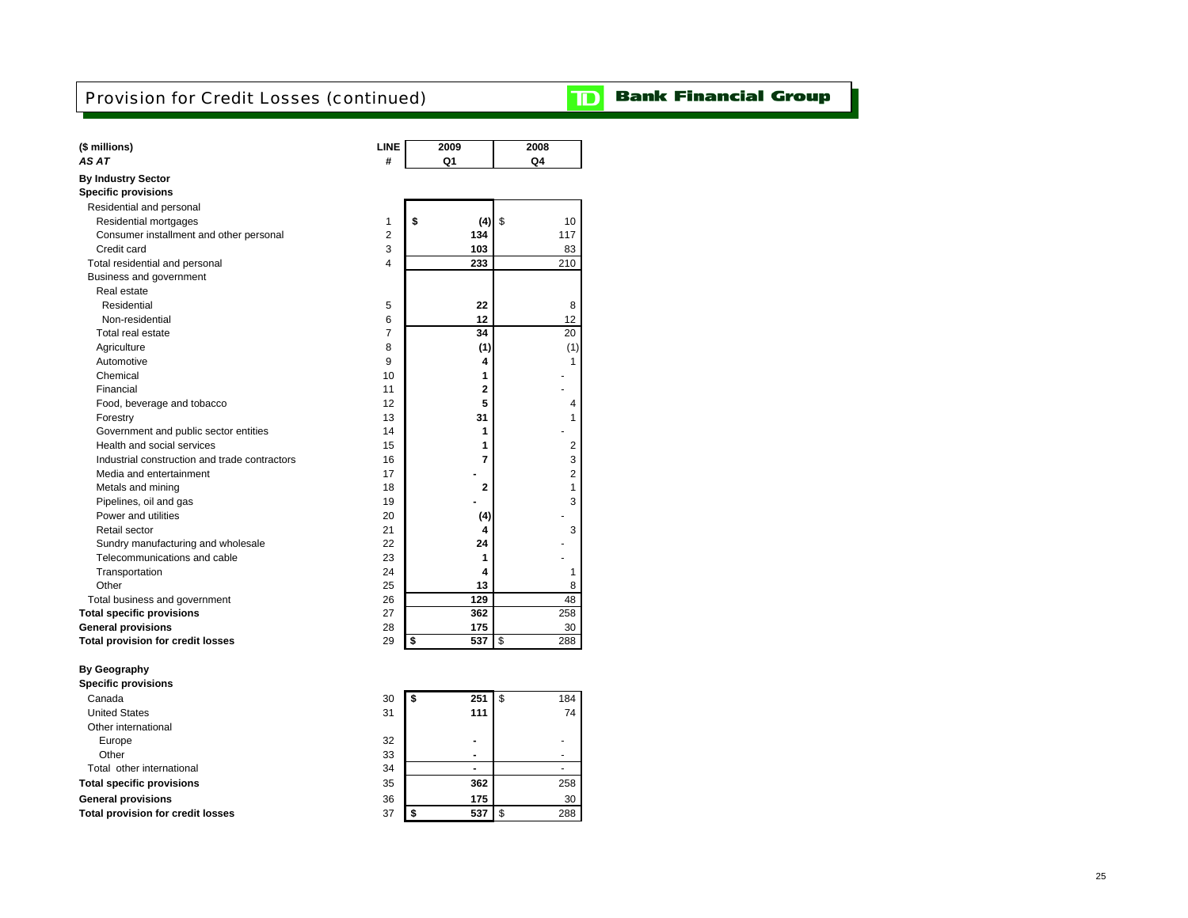# Provision for Credit Losses (continued)

**TD Bank Financial Group**

| ($ millions) *AS AT* | LINE # | 2009 Q1 | 2008 Q4 |
|---|---|---|---|
| **By Industry Sector** | | | |
| **Specific provisions** | | | |
| Residential and personal | | | |
| Residential mortgages | 1 | $ (4) | $ 10 |
| Consumer installment and other personal | 2 | 134 | 117 |
| Credit card | 3 | 103 | 83 |
| Total residential and personal | 4 | 233 | 210 |
| Business and government | | | |
| Real estate | | | |
| Residential | 5 | 22 | 8 |
| Non-residential | 6 | 12 | 12 |
| Total real estate | 7 | 34 | 20 |
| Agriculture | 8 | (1) | (1) |
| Automotive | 9 | 4 | 1 |
| Chemical | 10 | 1 | - |
| Financial | 11 | 2 | - |
| Food, beverage and tobacco | 12 | 5 | 4 |
| Forestry | 13 | 31 | 1 |
| Government and public sector entities | 14 | 1 | - |
| Health and social services | 15 | 1 | 2 |
| Industrial construction and trade contractors | 16 | 7 | 3 |
| Media and entertainment | 17 | - | 2 |
| Metals and mining | 18 | 2 | 1 |
| Pipelines, oil and gas | 19 | - | 3 |
| Power and utilities | 20 | (4) | - |
| Retail sector | 21 | 4 | 3 |
| Sundry manufacturing and wholesale | 22 | 24 | - |
| Telecommunications and cable | 23 | 1 | - |
| Transportation | 24 | 4 | 1 |
| Other | 25 | 13 | 8 |
| Total business and government | 26 | 129 | 48 |
| **Total specific provisions** | 27 | 362 | 258 |
| **General provisions** | 28 | 175 | 30 |
| **Total provision for credit losses** | 29 | $ 537 | $ 288 |
| | | | |
| **By Geography** | | | |
| **Specific provisions** | | | |
| Canada | 30 | $ 251 | $ 184 |
| United States | 31 | 111 | 74 |
| Other international | | | |
| Europe | 32 | - | - |
| Other | 33 | - | - |
| Total other international | 34 | - | - |
| **Total specific provisions** | 35 | 362 | 258 |
| **General provisions** | 36 | 175 | 30 |
| **Total provision for credit losses** | 37 | $ 537 | $ 288 |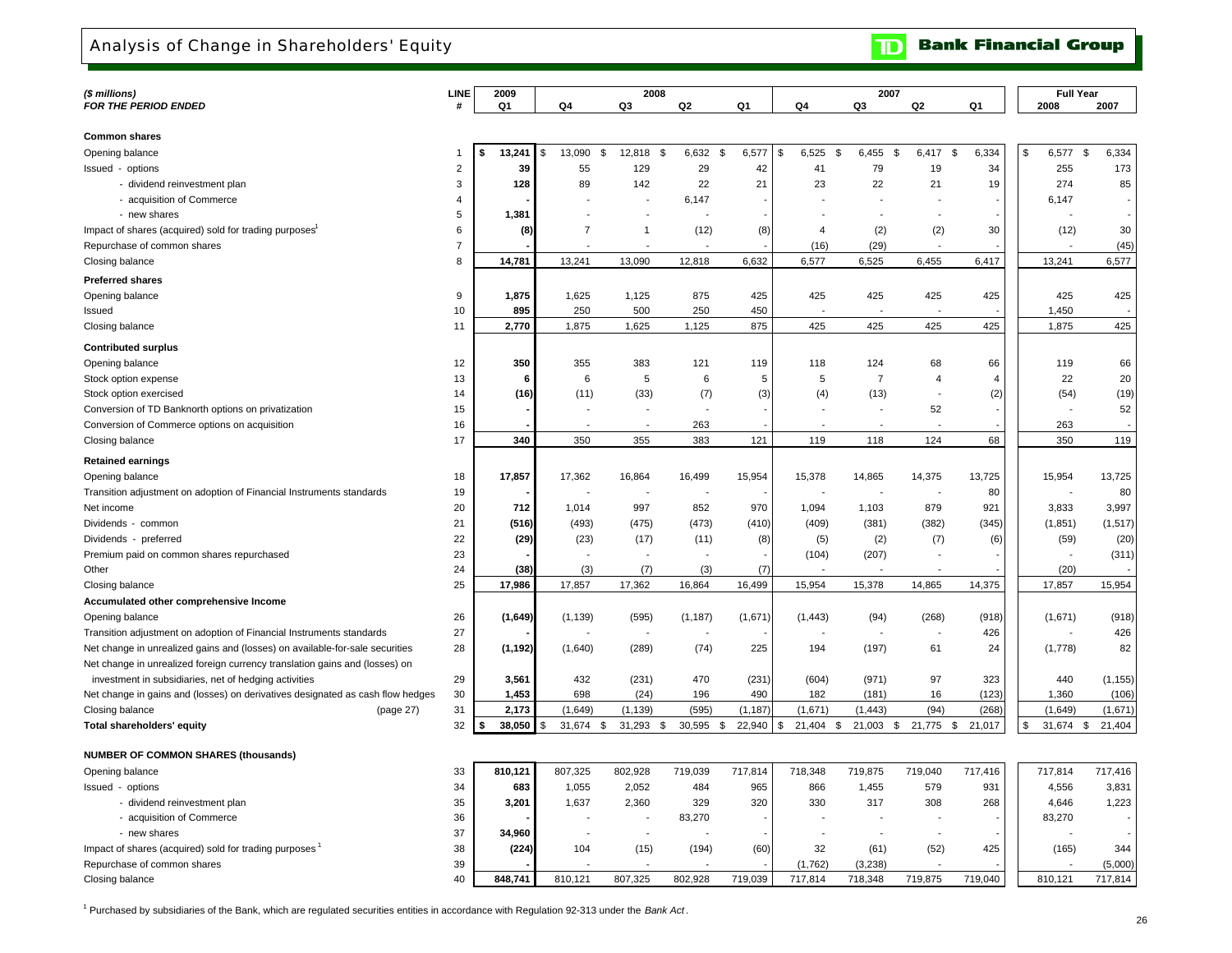# Analysis of Change in Shareholders' Equity

**Bank Financial Group**

| ($ millions) *FOR THE PERIOD ENDED* | LINE # | 2009 Q1 | 2008 Q4 | 2008 Q3 | 2008 Q2 | 2008 Q1 | 2007 Q4 | 2007 Q3 | 2007 Q2 | 2007 Q1 | Full Year 2008 | Full Year 2007 |
|---|---|---|---|---|---|---|---|---|---|---|---|---|
| **Common shares** | | | | | | | | | | | | |
| Opening balance | 1 | $ 13,241 | $ 13,090 | $ 12,818 | $ 6,632 | $ 6,577 | $ 6,525 | $ 6,455 | $ 6,417 | $ 6,334 | $ 6,577 | $ 6,334 |
| Issued - options | 2 | 39 | 55 | 129 | 29 | 42 | 41 | 79 | 19 | 34 | 255 | 173 |
| - dividend reinvestment plan | 3 | 128 | 89 | 142 | 22 | 21 | 23 | 22 | 21 | 19 | 274 | 85 |
| - acquisition of Commerce | 4 | - | - | - | 6,147 | - | - | - | - | - | 6,147 | - |
| - new shares | 5 | 1,381 | - | - | - | - | - | - | - | - | - | - |
| Impact of shares (acquired) sold for trading purposes[1] | 6 | (8) | 7 | 1 | (12) | (8) | 4 | (2) | (2) | 30 | (12) | 30 |
| Repurchase of common shares | 7 | - | - | - | - | - | (16) | (29) | - | - | - | (45) |
| Closing balance | 8 | 14,781 | 13,241 | 13,090 | 12,818 | 6,632 | 6,577 | 6,525 | 6,455 | 6,417 | 13,241 | 6,577 |
| **Preferred shares** | | | | | | | | | | | | |
| Opening balance | 9 | 1,875 | 1,625 | 1,125 | 875 | 425 | 425 | 425 | 425 | 425 | 425 | 425 |
| Issued | 10 | 895 | 250 | 500 | 250 | 450 | - | - | - | - | 1,450 | - |
| Closing balance | 11 | 2,770 | 1,875 | 1,625 | 1,125 | 875 | 425 | 425 | 425 | 425 | 1,875 | 425 |
| **Contributed surplus** | | | | | | | | | | | | |
| Opening balance | 12 | 350 | 355 | 383 | 121 | 119 | 118 | 124 | 68 | 66 | 119 | 66 |
| Stock option expense | 13 | 6 | 6 | 5 | 6 | 5 | 5 | 7 | 4 | 4 | 22 | 20 |
| Stock option exercised | 14 | (16) | (11) | (33) | (7) | (3) | (4) | (13) | - | (2) | (54) | (19) |
| Conversion of TD Banknorth options on privatization | 15 | - | - | - | - | - | - | - | 52 | - | - | 52 |
| Conversion of Commerce options on acquisition | 16 | - | - | - | 263 | - | - | - | - | - | 263 | - |
| Closing balance | 17 | 340 | 350 | 355 | 383 | 121 | 119 | 118 | 124 | 68 | 350 | 119 |
| **Retained earnings** | | | | | | | | | | | | |
| Opening balance | 18 | 17,857 | 17,362 | 16,864 | 16,499 | 15,954 | 15,378 | 14,865 | 14,375 | 13,725 | 15,954 | 13,725 |
| Transition adjustment on adoption of Financial Instruments standards | 19 | - | - | - | - | - | - | - | - | 80 | - | 80 |
| Net income | 20 | 712 | 1,014 | 997 | 852 | 970 | 1,094 | 1,103 | 879 | 921 | 3,833 | 3,997 |
| Dividends - common | 21 | (516) | (493) | (475) | (473) | (410) | (409) | (381) | (382) | (345) | (1,851) | (1,517) |
| Dividends - preferred | 22 | (29) | (23) | (17) | (11) | (8) | (5) | (2) | (7) | (6) | (59) | (20) |
| Premium paid on common shares repurchased | 23 | - | - | - | - | - | (104) | (207) | - | - | - | (311) |
| Other | 24 | (38) | (3) | (7) | (3) | (7) | - | - | - | - | (20) | - |
| Closing balance | 25 | 17,986 | 17,857 | 17,362 | 16,864 | 16,499 | 15,954 | 15,378 | 14,865 | 14,375 | 17,857 | 15,954 |
| **Accumulated other comprehensive Income** | | | | | | | | | | | | |
| Opening balance | 26 | (1,649) | (1,139) | (595) | (1,187) | (1,671) | (1,443) | (94) | (268) | (918) | (1,671) | (918) |
| Transition adjustment on adoption of Financial Instruments standards | 27 | - | - | - | - | - | - | - | - | 426 | - | 426 |
| Net change in unrealized gains and (losses) on available-for-sale securities | 28 | (1,192) | (1,640) | (289) | (74) | 225 | 194 | (197) | 61 | 24 | (1,778) | 82 |
| Net change in unrealized foreign currency translation gains and (losses) on investment in subsidiaries, net of hedging activities | 29 | 3,561 | 432 | (231) | 470 | (231) | (604) | (971) | 97 | 323 | 440 | (1,155) |
| Net change in gains and (losses) on derivatives designated as cash flow hedges | 30 | 1,453 | 698 | (24) | 196 | 490 | 182 | (181) | 16 | (123) | 1,360 | (106) |
| Closing balance (page 27) | 31 | 2,173 | (1,649) | (1,139) | (595) | (1,187) | (1,671) | (1,443) | (94) | (268) | (1,649) | (1,671) |
| **Total shareholders' equity** | 32 | $ 38,050 | $ 31,674 | $ 31,293 | $ 30,595 | $ 22,940 | $ 21,404 | $ 21,003 | $ 21,775 | $ 21,017 | $ 31,674 | $ 21,404 |
| **NUMBER OF COMMON SHARES (thousands)** | | | | | | | | | | | | |
| Opening balance | 33 | 810,121 | 807,325 | 802,928 | 719,039 | 717,814 | 718,348 | 719,875 | 719,040 | 717,416 | 717,814 | 717,416 |
| Issued - options | 34 | 683 | 1,055 | 2,052 | 484 | 965 | 866 | 1,455 | 579 | 931 | 4,556 | 3,831 |
| - dividend reinvestment plan | 35 | 3,201 | 1,637 | 2,360 | 329 | 320 | 330 | 317 | 308 | 268 | 4,646 | 1,223 |
| - acquisition of Commerce | 36 | - | - | - | 83,270 | - | - | - | - | - | 83,270 | - |
| - new shares | 37 | 34,960 | - | - | - | - | - | - | - | - | - | - |
| Impact of shares (acquired) sold for trading purposes[1] | 38 | (224) | 104 | (15) | (194) | (60) | 32 | (61) | (52) | 425 | (165) | 344 |
| Repurchase of common shares | 39 | - | - | - | - | - | (1,762) | (3,238) | - | - | - | (5,000) |
| Closing balance | 40 | 848,741 | 810,121 | 807,325 | 802,928 | 719,039 | 717,814 | 718,348 | 719,875 | 719,040 | 810,121 | 717,814 |

[1] Purchased by subsidiaries of the Bank, which are regulated securities entities in accordance with Regulation 92-313 under the *Bank Act*.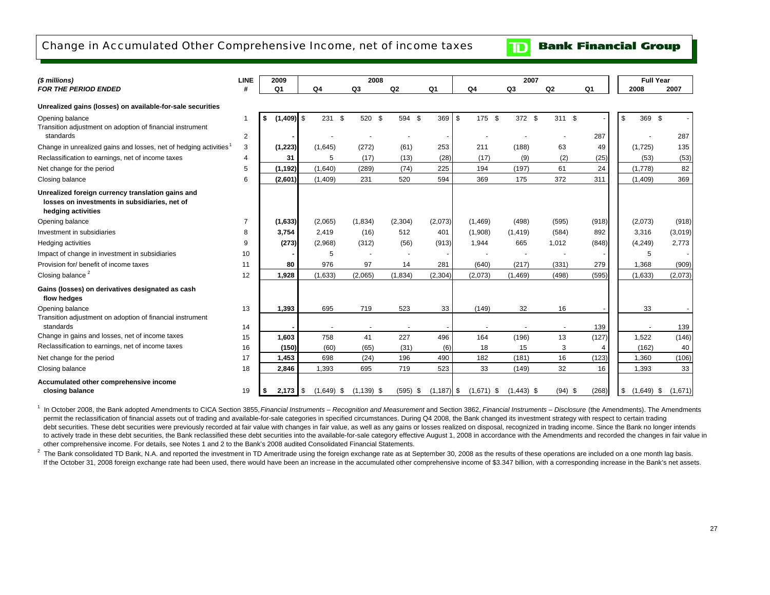# Change in Accumulated Other Comprehensive Income, net of income taxes

**TD Bank Financial Group**

| *($ millions)* *FOR THE PERIOD ENDED* | LINE # | 2009 Q1 | 2008 Q4 | 2008 Q3 | 2008 Q2 | 2008 Q1 | 2007 Q4 | 2007 Q3 | 2007 Q2 | 2007 Q1 | Full Year 2008 | Full Year 2007 |
|---|---|---|---|---|---|---|---|---|---|---|---|---|
| **Unrealized gains (losses) on available-for-sale securities** | | | | | | | | | | | | |
| Opening balance | 1 | $ (1,409) | $ 231 | $ 520 | $ 594 | $ 369 | $ 175 | $ 372 | $ 311 | $ - | $ 369 | $ - |
| Transition adjustment on adoption of financial instrument standards | 2 | - | - | - | - | - | - | - | - | 287 | - | 287 |
| Change in unrealized gains and losses, net of hedging activities [1] | 3 | (1,223) | (1,645) | (272) | (61) | 253 | 211 | (188) | 63 | 49 | (1,725) | 135 |
| Reclassification to earnings, net of income taxes | 4 | 31 | 5 | (17) | (13) | (28) | (17) | (9) | (2) | (25) | (53) | (53) |
| Net change for the period | 5 | (1,192) | (1,640) | (289) | (74) | 225 | 194 | (197) | 61 | 24 | (1,778) | 82 |
| Closing balance | 6 | (2,601) | (1,409) | 231 | 520 | 594 | 369 | 175 | 372 | 311 | (1,409) | 369 |
| **Unrealized foreign currency translation gains and losses on investments in subsidiaries, net of hedging activities** | | | | | | | | | | | | |
| Opening balance | 7 | (1,633) | (2,065) | (1,834) | (2,304) | (2,073) | (1,469) | (498) | (595) | (918) | (2,073) | (918) |
| Investment in subsidiaries | 8 | 3,754 | 2,419 | (16) | 512 | 401 | (1,908) | (1,419) | (584) | 892 | 3,316 | (3,019) |
| Hedging activities | 9 | (273) | (2,968) | (312) | (56) | (913) | 1,944 | 665 | 1,012 | (848) | (4,249) | 2,773 |
| Impact of change in investment in subsidiaries | 10 | - | 5 | - | - | - | - | - | - | - | 5 | - |
| Provision for/ benefit of income taxes | 11 | 80 | 976 | 97 | 14 | 281 | (640) | (217) | (331) | 279 | 1,368 | (909) |
| Closing balance [2] | 12 | 1,928 | (1,633) | (2,065) | (1,834) | (2,304) | (2,073) | (1,469) | (498) | (595) | (1,633) | (2,073) |
| **Gains (losses) on derivatives designated as cash flow hedges** | | | | | | | | | | | | |
| Opening balance | 13 | 1,393 | 695 | 719 | 523 | 33 | (149) | 32 | 16 | - | 33 | - |
| Transition adjustment on adoption of financial instrument standards | 14 | - | - | - | - | - | - | - | - | 139 | - | 139 |
| Change in gains and losses, net of income taxes | 15 | 1,603 | 758 | 41 | 227 | 496 | 164 | (196) | 13 | (127) | 1,522 | (146) |
| Reclassification to earnings, net of income taxes | 16 | (150) | (60) | (65) | (31) | (6) | 18 | 15 | 3 | 4 | (162) | 40 |
| Net change for the period | 17 | 1,453 | 698 | (24) | 196 | 490 | 182 | (181) | 16 | (123) | 1,360 | (106) |
| Closing balance | 18 | 2,846 | 1,393 | 695 | 719 | 523 | 33 | (149) | 32 | 16 | 1,393 | 33 |
| **Accumulated other comprehensive income closing balance** | 19 | $ 2,173 | $ (1,649) | $ (1,139) | $ (595) | $ (1,187) | $ (1,671) | $ (1,443) | $ (94) | $ (268) | $ (1,649) | $ (1,671) |

[1] In October 2008, the Bank adopted Amendments to CICA Section 3855, *Financial Instruments – Recognition and Measurement* and Section 3862, *Financial Instruments – Disclosure* (the Amendments). The Amendments permit the reclassification of financial assets out of trading and available-for-sale categories in specified circumstances. During Q4 2008, the Bank changed its investment strategy with respect to certain trading debt securities. These debt securities were previously recorded at fair value with changes in fair value, as well as any gains or losses realized on disposal, recognized in trading income. Since the Bank no longer intends to actively trade in these debt securities, the Bank reclassified these debt securities into the available-for-sale category effective August 1, 2008 in accordance with the Amendments and recorded the changes in fair value in other comprehensive income. For details, see Notes 1 and 2 to the Bank's 2008 audited Consolidated Financial Statements.

[2] The Bank consolidated TD Bank, N.A. and reported the investment in TD Ameritrade using the foreign exchange rate as at September 30, 2008 as the results of these operations are included on a one month lag basis. If the October 31, 2008 foreign exchange rate had been used, there would have been an increase in the accumulated other comprehensive income of $3.347 billion, with a corresponding increase in the Bank's net assets.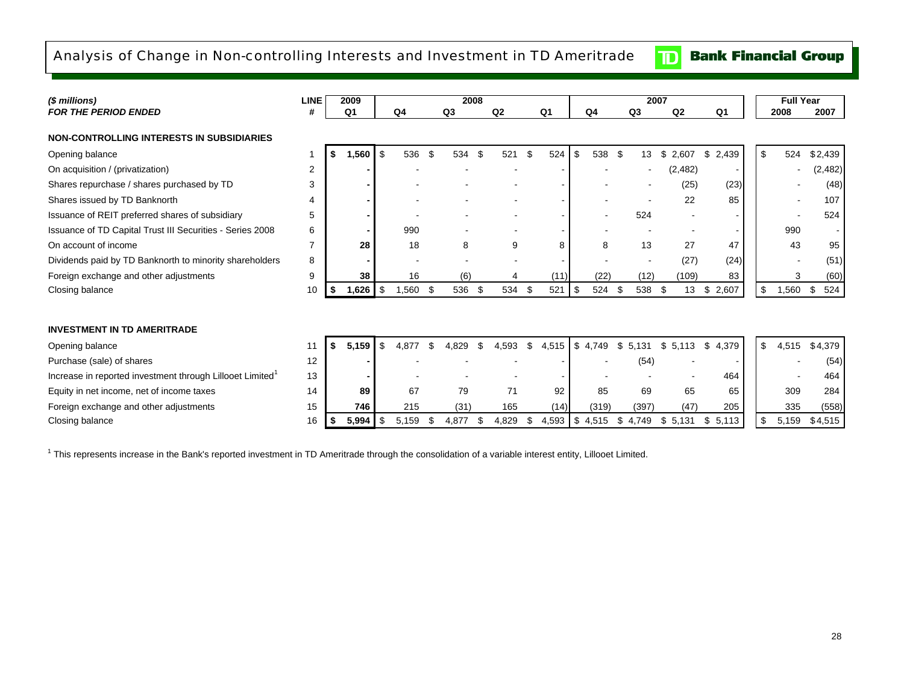# Analysis of Change in Non-controlling Interests and Investment in TD Ameritrade

| ($ millions) *FOR THE PERIOD ENDED* | LINE # | 2009 Q1 | 2008 Q4 | 2008 Q3 | 2008 Q2 | 2008 Q1 | 2007 Q4 | 2007 Q3 | 2007 Q2 | 2007 Q1 | Full Year 2008 | Full Year 2007 |
|---|---|---|---|---|---|---|---|---|---|---|---|---|
| **NON-CONTROLLING INTERESTS IN SUBSIDIARIES** | | | | | | | | | | | | |
| Opening balance | 1 | **$ 1,560** | $ 536 | $ 534 | $ 521 | $ 524 | $ 538 | $ 13 | $ 2,607 | $ 2,439 | $ 524 | $2,439 |
| On acquisition / (privatization) | 2 | **-** | - | - | - | - | - | - | (2,482) | - | - | (2,482) |
| Shares repurchase / shares purchased by TD | 3 | **-** | - | - | - | - | - | - | (25) | (23) | - | (48) |
| Shares issued by TD Banknorth | 4 | **-** | - | - | - | - | - | - | 22 | 85 | - | 107 |
| Issuance of REIT preferred shares of subsidiary | 5 | **-** | - | - | - | - | - | 524 | - | - | - | 524 |
| Issuance of TD Capital Trust III Securities - Series 2008 | 6 | **-** | 990 | - | - | - | - | - | - | - | 990 | - |
| On account of income | 7 | **28** | 18 | 8 | 9 | 8 | 8 | 13 | 27 | 47 | 43 | 95 |
| Dividends paid by TD Banknorth to minority shareholders | 8 | **-** | - | - | - | - | - | - | (27) | (24) | - | (51) |
| Foreign exchange and other adjustments | 9 | **38** | 16 | (6) | 4 | (11) | (22) | (12) | (109) | 83 | 3 | (60) |
| Closing balance | 10 | **$ 1,626** | $ 1,560 | $ 536 | $ 534 | $ 521 | $ 524 | $ 538 | $ 13 | $ 2,607 | $ 1,560 | $ 524 |
| **INVESTMENT IN TD AMERITRADE** | | | | | | | | | | | | |
| Opening balance | 11 | **$ 5,159** | $ 4,877 | $ 4,829 | $ 4,593 | $ 4,515 | $ 4,749 | $ 5,131 | $ 5,113 | $ 4,379 | $ 4,515 | $4,379 |
| Purchase (sale) of shares | 12 | **-** | - | - | - | - | - | (54) | - | - | - | (54) |
| Increase in reported investment through Lillooet Limited[1] | 13 | **-** | - | - | - | - | - | - | - | 464 | - | 464 |
| Equity in net income, net of income taxes | 14 | **89** | 67 | 79 | 71 | 92 | 85 | 69 | 65 | 65 | 309 | 284 |
| Foreign exchange and other adjustments | 15 | **746** | 215 | (31) | 165 | (14) | (319) | (397) | (47) | 205 | 335 | (558) |
| Closing balance | 16 | **$ 5,994** | $ 5,159 | $ 4,877 | $ 4,829 | $ 4,593 | $ 4,515 | $ 4,749 | $ 5,131 | $ 5,113 | $ 5,159 | $4,515 |

[1] This represents increase in the Bank's reported investment in TD Ameritrade through the consolidation of a variable interest entity, Lillooet Limited.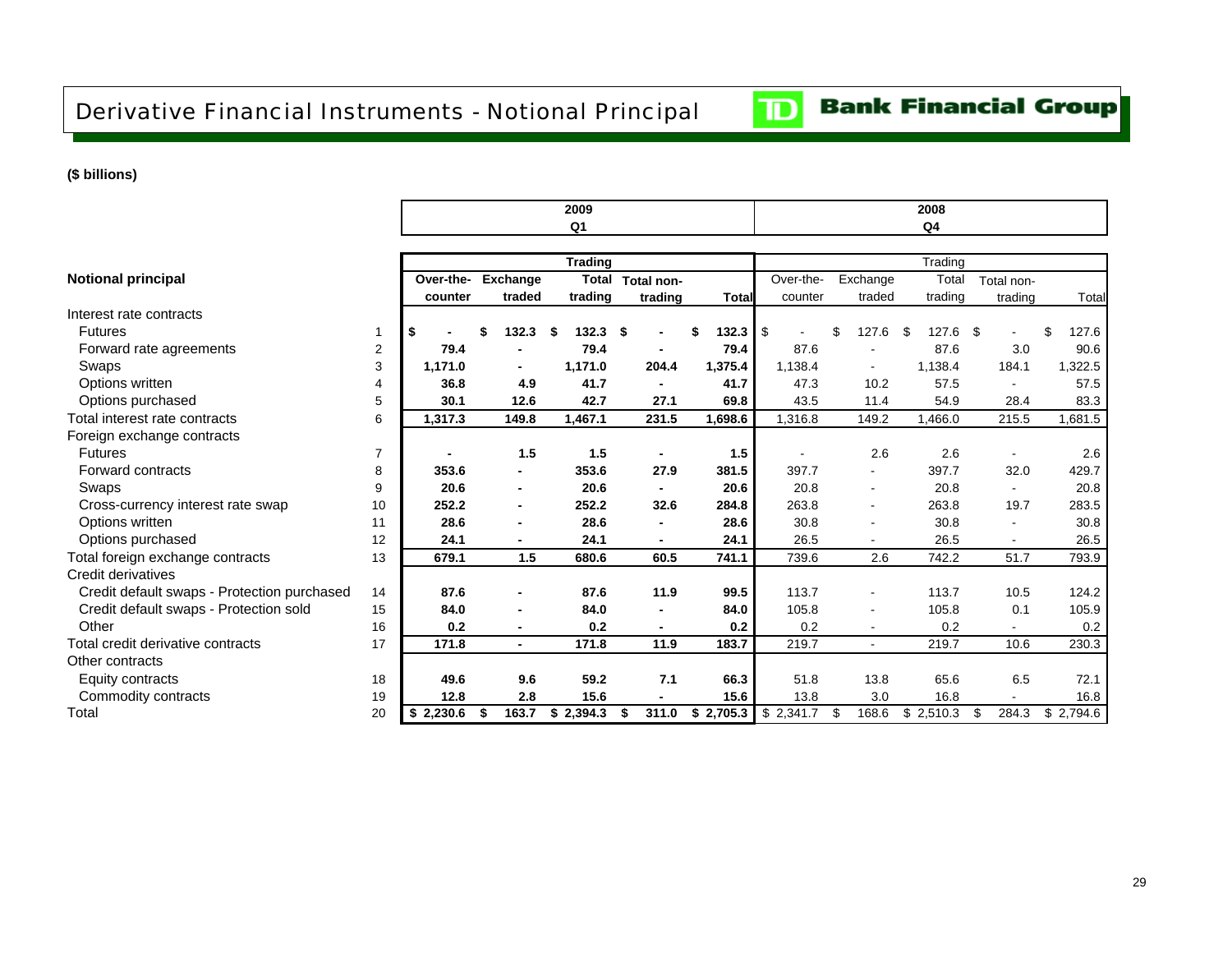# Derivative Financial Instruments - Notional Principal

**TD Bank Financial Group**

**($ billions)**

| | | 2009 Q1 | | | | | 2008 Q4 | | | | |
|---|---|---|---|---|---|---|---|---|---|---|---|
| | | **Trading** | | | | | Trading | | | | |
| **Notional principal** | | **Over-the-counter** | **Exchange traded** | **Total trading** | **Total non-trading** | **Total** | Over-the-counter | Exchange traded | Total trading | Total non-trading | Total |
| Interest rate contracts | | | | | | | | | | | |
| Futures | 1 | **$ -** | **$ 132.3** | **$ 132.3** | **$ -** | **$ 132.3** | $ - | $ 127.6 | $ 127.6 | $ - | $ 127.6 |
| Forward rate agreements | 2 | **79.4** | **-** | **79.4** | **-** | **79.4** | 87.6 | - | 87.6 | 3.0 | 90.6 |
| Swaps | 3 | **1,171.0** | **-** | **1,171.0** | **204.4** | **1,375.4** | 1,138.4 | - | 1,138.4 | 184.1 | 1,322.5 |
| Options written | 4 | **36.8** | **4.9** | **41.7** | **-** | **41.7** | 47.3 | 10.2 | 57.5 | - | 57.5 |
| Options purchased | 5 | **30.1** | **12.6** | **42.7** | **27.1** | **69.8** | 43.5 | 11.4 | 54.9 | 28.4 | 83.3 |
| Total interest rate contracts | 6 | **1,317.3** | **149.8** | **1,467.1** | **231.5** | **1,698.6** | 1,316.8 | 149.2 | 1,466.0 | 215.5 | 1,681.5 |
| Foreign exchange contracts | | | | | | | | | | | |
| Futures | 7 | **-** | **1.5** | **1.5** | **-** | **1.5** | - | 2.6 | 2.6 | - | 2.6 |
| Forward contracts | 8 | **353.6** | **-** | **353.6** | **27.9** | **381.5** | 397.7 | - | 397.7 | 32.0 | 429.7 |
| Swaps | 9 | **20.6** | **-** | **20.6** | **-** | **20.6** | 20.8 | - | 20.8 | - | 20.8 |
| Cross-currency interest rate swap | 10 | **252.2** | **-** | **252.2** | **32.6** | **284.8** | 263.8 | - | 263.8 | 19.7 | 283.5 |
| Options written | 11 | **28.6** | **-** | **28.6** | **-** | **28.6** | 30.8 | - | 30.8 | - | 30.8 |
| Options purchased | 12 | **24.1** | **-** | **24.1** | **-** | **24.1** | 26.5 | - | 26.5 | - | 26.5 |
| Total foreign exchange contracts | 13 | **679.1** | **1.5** | **680.6** | **60.5** | **741.1** | 739.6 | 2.6 | 742.2 | 51.7 | 793.9 |
| Credit derivatives | | | | | | | | | | | |
| Credit default swaps - Protection purchased | 14 | **87.6** | **-** | **87.6** | **11.9** | **99.5** | 113.7 | - | 113.7 | 10.5 | 124.2 |
| Credit default swaps - Protection sold | 15 | **84.0** | **-** | **84.0** | **-** | **84.0** | 105.8 | - | 105.8 | 0.1 | 105.9 |
| Other | 16 | **0.2** | **-** | **0.2** | **-** | **0.2** | 0.2 | - | 0.2 | - | 0.2 |
| Total credit derivative contracts | 17 | **171.8** | **-** | **171.8** | **11.9** | **183.7** | 219.7 | - | 219.7 | 10.6 | 230.3 |
| Other contracts | | | | | | | | | | | |
| Equity contracts | 18 | **49.6** | **9.6** | **59.2** | **7.1** | **66.3** | 51.8 | 13.8 | 65.6 | 6.5 | 72.1 |
| Commodity contracts | 19 | **12.8** | **2.8** | **15.6** | **-** | **15.6** | 13.8 | 3.0 | 16.8 | - | 16.8 |
| Total | 20 | **$ 2,230.6** | **$ 163.7** | **$ 2,394.3** | **$ 311.0** | **$ 2,705.3** | $ 2,341.7 | $ 168.6 | $ 2,510.3 | $ 284.3 | $ 2,794.6 |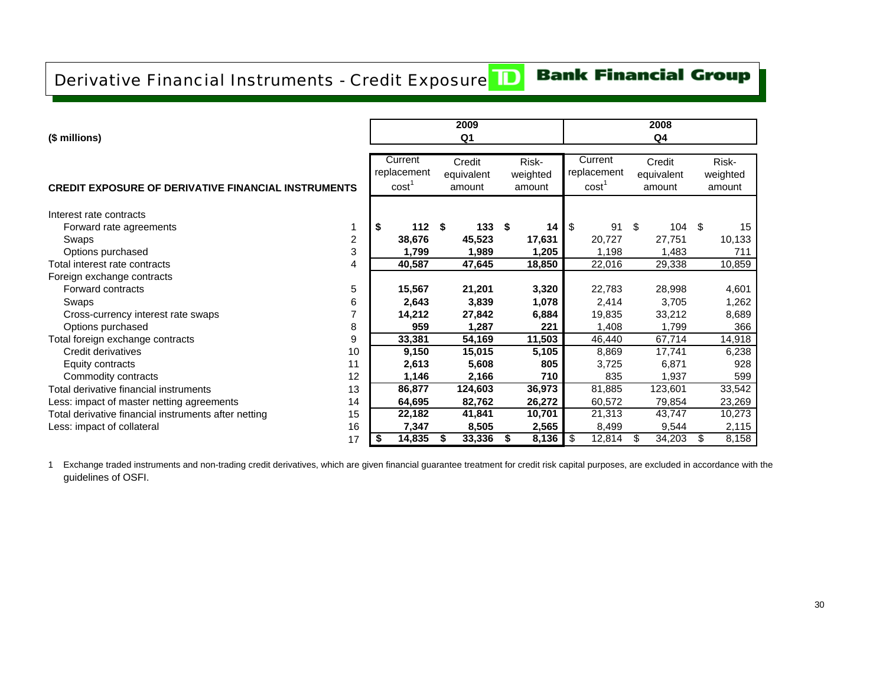# Derivative Financial Instruments - Credit Exposure

**Bank Financial Group**

| ($ millions) | | 2009 Q1 | | | 2008 Q4 | | |
|---|---|---|---|---|---|---|---|
| **CREDIT EXPOSURE OF DERIVATIVE FINANCIAL INSTRUMENTS** | | Current replacement cost[1] | Credit equivalent amount | Risk-weighted amount | Current replacement cost[1] | Credit equivalent amount | Risk-weighted amount |
| Interest rate contracts | | | | | | | |
| Forward rate agreements | 1 | **$ 112** | **$ 133** | **$ 14** | $ 91 | $ 104 | $ 15 |
| Swaps | 2 | **38,676** | **45,523** | **17,631** | 20,727 | 27,751 | 10,133 |
| Options purchased | 3 | **1,799** | **1,989** | **1,205** | 1,198 | 1,483 | 711 |
| Total interest rate contracts | 4 | **40,587** | **47,645** | **18,850** | 22,016 | 29,338 | 10,859 |
| Foreign exchange contracts | | | | | | | |
| Forward contracts | 5 | **15,567** | **21,201** | **3,320** | 22,783 | 28,998 | 4,601 |
| Swaps | 6 | **2,643** | **3,839** | **1,078** | 2,414 | 3,705 | 1,262 |
| Cross-currency interest rate swaps | 7 | **14,212** | **27,842** | **6,884** | 19,835 | 33,212 | 8,689 |
| Options purchased | 8 | **959** | **1,287** | **221** | 1,408 | 1,799 | 366 |
| Total foreign exchange contracts | 9 | **33,381** | **54,169** | **11,503** | 46,440 | 67,714 | 14,918 |
| Credit derivatives | 10 | **9,150** | **15,015** | **5,105** | 8,869 | 17,741 | 6,238 |
| Equity contracts | 11 | **2,613** | **5,608** | **805** | 3,725 | 6,871 | 928 |
| Commodity contracts | 12 | **1,146** | **2,166** | **710** | 835 | 1,937 | 599 |
| Total derivative financial instruments | 13 | **86,877** | **124,603** | **36,973** | 81,885 | 123,601 | 33,542 |
| Less: impact of master netting agreements | 14 | **64,695** | **82,762** | **26,272** | 60,572 | 79,854 | 23,269 |
| Total derivative financial instruments after netting | 15 | **22,182** | **41,841** | **10,701** | 21,313 | 43,747 | 10,273 |
| Less: impact of collateral | 16 | **7,347** | **8,505** | **2,565** | 8,499 | 9,544 | 2,115 |
| | 17 | **$ 14,835** | **$ 33,336** | **$ 8,136** | $ 12,814 | $ 34,203 | $ 8,158 |

1 Exchange traded instruments and non-trading credit derivatives, which are given financial guarantee treatment for credit risk capital purposes, are excluded in accordance with the guidelines of OSFI.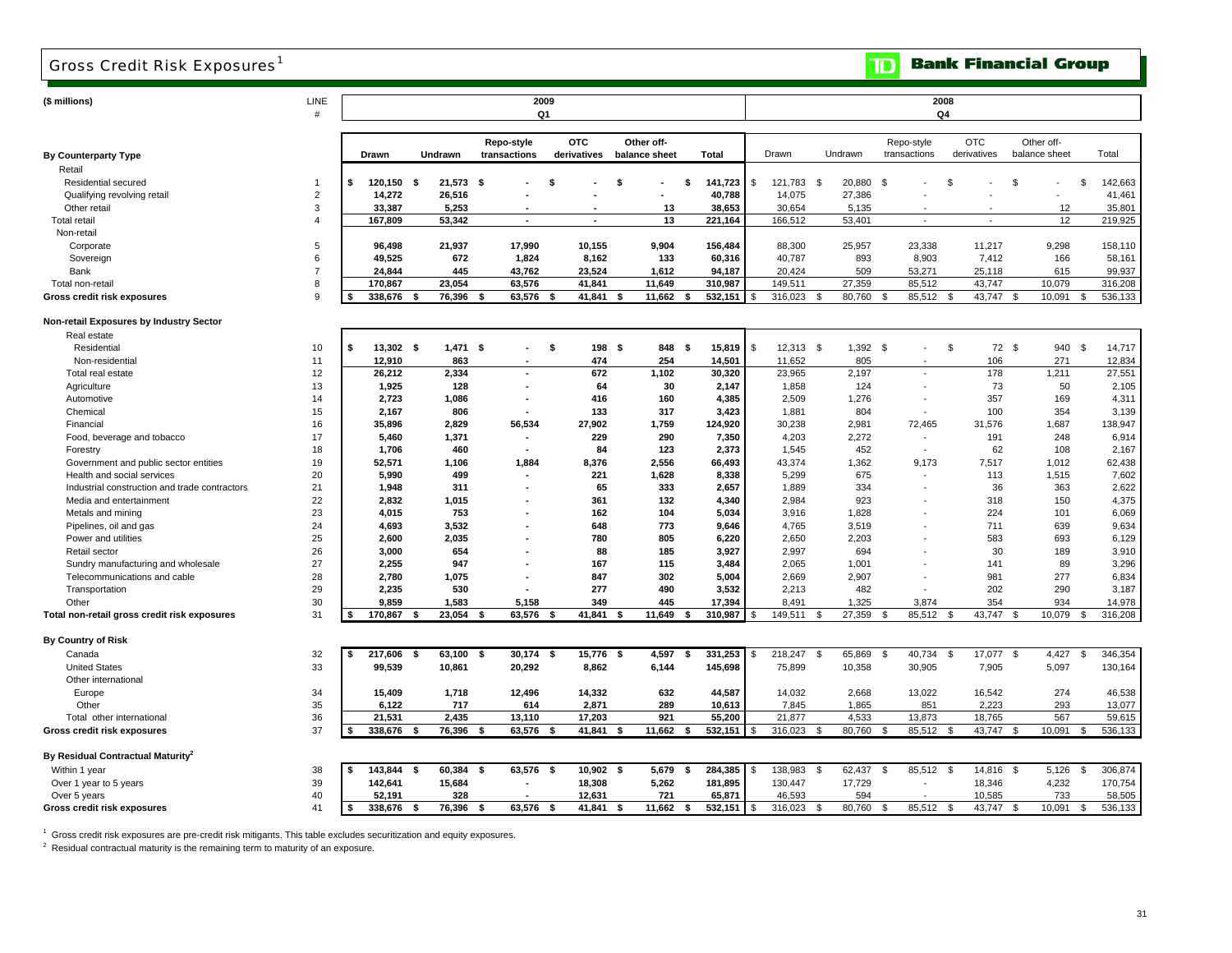# Gross Credit Risk Exposures[1]

**TD Bank Financial Group**

| ($ millions) | LINE # | 2009 Q1 Drawn | 2009 Q1 Undrawn | 2009 Q1 Repo-style transactions | 2009 Q1 OTC derivatives | 2009 Q1 Other off-balance sheet | 2009 Q1 Total | 2008 Q4 Drawn | 2008 Q4 Undrawn | 2008 Q4 Repo-style transactions | 2008 Q4 OTC derivatives | 2008 Q4 Other off-balance sheet | 2008 Q4 Total |
|---|---|---|---|---|---|---|---|---|---|---|---|---|---|
| **By Counterparty Type** | | | | | | | | | | | | | |
| Retail | | | | | | | | | | | | | |
| Residential secured | 1 | $ 120,150 | $ 21,573 | $ - | $ - | $ - | $ 141,723 | $ 121,783 | $ 20,880 | $ - | $ - | $ - | $ 142,663 |
| Qualifying revolving retail | 2 | 14,272 | 26,516 | - | - | - | 40,788 | 14,075 | 27,386 | - | - | - | 41,461 |
| Other retail | 3 | 33,387 | 5,253 | - | - | 13 | 38,653 | 30,654 | 5,135 | - | - | 12 | 35,801 |
| Total retail | 4 | 167,809 | 53,342 | - | - | 13 | 221,164 | 166,512 | 53,401 | - | - | 12 | 219,925 |
| Non-retail | | | | | | | | | | | | | |
| Corporate | 5 | 96,498 | 21,937 | 17,990 | 10,155 | 9,904 | 156,484 | 88,300 | 25,957 | 23,338 | 11,217 | 9,298 | 158,110 |
| Sovereign | 6 | 49,525 | 672 | 1,824 | 8,162 | 133 | 60,316 | 40,787 | 893 | 8,903 | 7,412 | 166 | 58,161 |
| Bank | 7 | 24,844 | 445 | 43,762 | 23,524 | 1,612 | 94,187 | 20,424 | 509 | 53,271 | 25,118 | 615 | 99,937 |
| Total non-retail | 8 | 170,867 | 23,054 | 63,576 | 41,841 | 11,649 | 310,987 | 149,511 | 27,359 | 85,512 | 43,747 | 10,079 | 316,208 |
| **Gross credit risk exposures** | 9 | $ 338,676 | $ 76,396 | $ 63,576 | $ 41,841 | $ 11,662 | $ 532,151 | $ 316,023 | $ 80,760 | $ 85,512 | $ 43,747 | $ 10,091 | $ 536,133 |
| **Non-retail Exposures by Industry Sector** | | | | | | | | | | | | | |
| Real estate | | | | | | | | | | | | | |
| Residential | 10 | $ 13,302 | $ 1,471 | $ - | $ 198 | $ 848 | $ 15,819 | $ 12,313 | $ 1,392 | $ - | $ 72 | $ 940 | $ 14,717 |
| Non-residential | 11 | 12,910 | 863 | - | 474 | 254 | 14,501 | 11,652 | 805 | - | 106 | 271 | 12,834 |
| Total real estate | 12 | 26,212 | 2,334 | - | 672 | 1,102 | 30,320 | 23,965 | 2,197 | - | 178 | 1,211 | 27,551 |
| Agriculture | 13 | 1,925 | 128 | - | 64 | 30 | 2,147 | 1,858 | 124 | - | 73 | 50 | 2,105 |
| Automotive | 14 | 2,723 | 1,086 | - | 416 | 160 | 4,385 | 2,509 | 1,276 | - | 357 | 169 | 4,311 |
| Chemical | 15 | 2,167 | 806 | - | 133 | 317 | 3,423 | 1,881 | 804 | - | 100 | 354 | 3,139 |
| Financial | 16 | 35,896 | 2,829 | 56,534 | 27,902 | 1,759 | 124,920 | 30,238 | 2,981 | 72,465 | 31,576 | 1,687 | 138,947 |
| Food, beverage and tobacco | 17 | 5,460 | 1,371 | - | 229 | 290 | 7,350 | 4,203 | 2,272 | - | 191 | 248 | 6,914 |
| Forestry | 18 | 1,706 | 460 | - | 84 | 123 | 2,373 | 1,545 | 452 | - | 62 | 108 | 2,167 |
| Government and public sector entities | 19 | 52,571 | 1,106 | 1,884 | 8,376 | 2,556 | 66,493 | 43,374 | 1,362 | 9,173 | 7,517 | 1,012 | 62,438 |
| Health and social services | 20 | 5,990 | 499 | - | 221 | 1,628 | 8,338 | 5,299 | 675 | - | 113 | 1,515 | 7,602 |
| Industrial construction and trade contractors | 21 | 1,948 | 311 | - | 65 | 333 | 2,657 | 1,889 | 334 | - | 36 | 363 | 2,622 |
| Media and entertainment | 22 | 2,832 | 1,015 | - | 361 | 132 | 4,340 | 2,984 | 923 | - | 318 | 150 | 4,375 |
| Metals and mining | 23 | 4,015 | 753 | - | 162 | 104 | 5,034 | 3,916 | 1,828 | - | 224 | 101 | 6,069 |
| Pipelines, oil and gas | 24 | 4,693 | 3,532 | - | 648 | 773 | 9,646 | 4,765 | 3,519 | - | 711 | 639 | 9,634 |
| Power and utilities | 25 | 2,600 | 2,035 | - | 780 | 805 | 6,220 | 2,650 | 2,203 | - | 583 | 693 | 6,129 |
| Retail sector | 26 | 3,000 | 654 | - | 88 | 185 | 3,927 | 2,997 | 694 | - | 30 | 189 | 3,910 |
| Sundry manufacturing and wholesale | 27 | 2,255 | 947 | - | 167 | 115 | 3,484 | 2,065 | 1,001 | - | 141 | 89 | 3,296 |
| Telecommunications and cable | 28 | 2,780 | 1,075 | - | 847 | 302 | 5,004 | 2,669 | 2,907 | - | 981 | 277 | 6,834 |
| Transportation | 29 | 2,235 | 530 | - | 277 | 490 | 3,532 | 2,213 | 482 | - | 202 | 290 | 3,187 |
| Other | 30 | 9,859 | 1,583 | 5,158 | 349 | 445 | 17,394 | 8,491 | 1,325 | 3,874 | 354 | 934 | 14,978 |
| **Total non-retail gross credit risk exposures** | 31 | $ 170,867 | $ 23,054 | $ 63,576 | $ 41,841 | $ 11,649 | $ 310,987 | $ 149,511 | $ 27,359 | $ 85,512 | $ 43,747 | $ 10,079 | $ 316,208 |
| **By Country of Risk** | | | | | | | | | | | | | |
| Canada | 32 | $ 217,606 | $ 63,100 | $ 30,174 | $ 15,776 | $ 4,597 | $ 331,253 | $ 218,247 | $ 65,869 | $ 40,734 | $ 17,077 | $ 4,427 | $ 346,354 |
| United States | 33 | 99,539 | 10,861 | 20,292 | 8,862 | 6,144 | 145,698 | 75,899 | 10,358 | 30,905 | 7,905 | 5,097 | 130,164 |
| Other international | | | | | | | | | | | | | |
| Europe | 34 | 15,409 | 1,718 | 12,496 | 14,332 | 632 | 44,587 | 14,032 | 2,668 | 13,022 | 16,542 | 274 | 46,538 |
| Other | 35 | 6,122 | 717 | 614 | 2,871 | 289 | 10,613 | 7,845 | 1,865 | 851 | 2,223 | 293 | 13,077 |
| Total other international | 36 | 21,531 | 2,435 | 13,110 | 17,203 | 921 | 55,200 | 21,877 | 4,533 | 13,873 | 18,765 | 567 | 59,615 |
| **Gross credit risk exposures** | 37 | $ 338,676 | $ 76,396 | $ 63,576 | $ 41,841 | $ 11,662 | $ 532,151 | $ 316,023 | $ 80,760 | $ 85,512 | $ 43,747 | $ 10,091 | $ 536,133 |
| **By Residual Contractual Maturity[2]** | | | | | | | | | | | | | |
| Within 1 year | 38 | $ 143,844 | $ 60,384 | $ 63,576 | $ 10,902 | $ 5,679 | $ 284,385 | $ 138,983 | $ 62,437 | $ 85,512 | $ 14,816 | $ 5,126 | $ 306,874 |
| Over 1 year to 5 years | 39 | 142,641 | 15,684 | - | 18,308 | 5,262 | 181,895 | 130,447 | 17,729 | - | 18,346 | 4,232 | 170,754 |
| Over 5 years | 40 | 52,191 | 328 | - | 12,631 | 721 | 65,871 | 46,593 | 594 | - | 10,585 | 733 | 58,505 |
| **Gross credit risk exposures** | 41 | $ 338,676 | $ 76,396 | $ 63,576 | $ 41,841 | $ 11,662 | $ 532,151 | $ 316,023 | $ 80,760 | $ 85,512 | $ 43,747 | $ 10,091 | $ 536,133 |

[1] Gross credit risk exposures are pre-credit risk mitigants. This table excludes securitization and equity exposures.

[2] Residual contractual maturity is the remaining term to maturity of an exposure.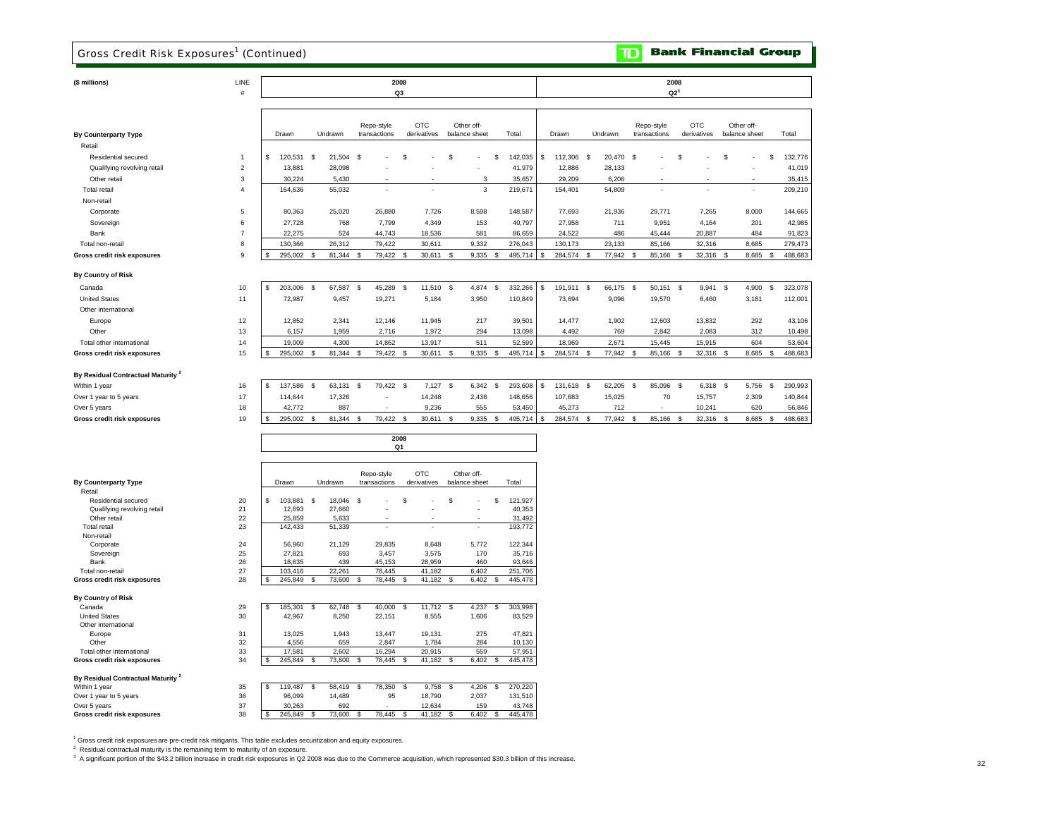# Gross Credit Risk Exposures[1] (Continued)

**TD Bank Financial Group**

| ($ millions) | LINE # | 2008 Q3 Drawn | Undrawn | Repo-style transactions | OTC derivatives | Other off-balance sheet | Total | 2008 Q2[3] Drawn | Undrawn | Repo-style transactions | OTC derivatives | Other off-balance sheet | Total |
|---|---|---|---|---|---|---|---|---|---|---|---|---|---|
| **By Counterparty Type** | | | | | | | | | | | | | |
| Retail | | | | | | | | | | | | | |
| Residential secured | 1 | $ 120,531 | $ 21,504 | $ - | $ - | $ - | $ 142,035 | $ 112,306 | $ 20,470 | $ - | $ - | $ - | $ 132,776 |
| Qualifying revolving retail | 2 | 13,881 | 28,098 | - | - | - | 41,979 | 12,886 | 28,133 | - | - | - | 41,019 |
| Other retail | 3 | 30,224 | 5,430 | - | - | 3 | 35,657 | 29,209 | 6,206 | - | - | - | 35,415 |
| Total retail | 4 | 164,636 | 55,032 | - | - | 3 | 219,671 | 154,401 | 54,809 | - | - | - | 209,210 |
| Non-retail | | | | | | | | | | | | | |
| Corporate | 5 | 80,363 | 25,020 | 26,880 | 7,726 | 8,598 | 148,587 | 77,693 | 21,936 | 29,771 | 7,265 | 8,000 | 144,665 |
| Sovereign | 6 | 27,728 | 768 | 7,799 | 4,349 | 153 | 40,797 | 27,958 | 711 | 9,951 | 4,164 | 201 | 42,985 |
| Bank | 7 | 22,275 | 524 | 44,743 | 18,536 | 581 | 86,659 | 24,522 | 486 | 45,444 | 20,887 | 484 | 91,823 |
| Total non-retail | 8 | 130,366 | 26,312 | 79,422 | 30,611 | 9,332 | 276,043 | 130,173 | 23,133 | 85,166 | 32,316 | 8,685 | 279,473 |
| **Gross credit risk exposures** | 9 | $ 295,002 | $ 81,344 | $ 79,422 | $ 30,611 | $ 9,335 | $ 495,714 | $ 284,574 | $ 77,942 | $ 85,166 | $ 32,316 | $ 8,685 | $ 488,683 |
| **By Country of Risk** | | | | | | | | | | | | | |
| Canada | 10 | $ 203,006 | $ 67,587 | $ 45,289 | $ 11,510 | $ 4,874 | $ 332,266 | $ 191,911 | $ 66,175 | $ 50,151 | $ 9,941 | $ 4,900 | $ 323,078 |
| United States | 11 | 72,987 | 9,457 | 19,271 | 5,184 | 3,950 | 110,849 | 73,694 | 9,096 | 19,570 | 6,460 | 3,181 | 112,001 |
| Other international | | | | | | | | | | | | | |
| Europe | 12 | 12,852 | 2,341 | 12,146 | 11,945 | 217 | 39,501 | 14,477 | 1,902 | 12,603 | 13,832 | 292 | 43,106 |
| Other | 13 | 6,157 | 1,959 | 2,716 | 1,972 | 294 | 13,098 | 4,492 | 769 | 2,842 | 2,083 | 312 | 10,498 |
| Total other international | 14 | 19,009 | 4,300 | 14,862 | 13,917 | 511 | 52,599 | 18,969 | 2,671 | 15,445 | 15,915 | 604 | 53,604 |
| **Gross credit risk exposures** | 15 | $ 295,002 | $ 81,344 | $ 79,422 | $ 30,611 | $ 9,335 | $ 495,714 | $ 284,574 | $ 77,942 | $ 85,166 | $ 32,316 | $ 8,685 | $ 488,683 |
| **By Residual Contractual Maturity[2]** | | | | | | | | | | | | | |
| Within 1 year | 16 | $ 137,586 | $ 63,131 | $ 79,422 | $ 7,127 | $ 6,342 | $ 293,608 | $ 131,618 | $ 62,205 | $ 85,096 | $ 6,318 | $ 5,756 | $ 290,993 |
| Over 1 year to 5 years | 17 | 114,644 | 17,326 | - | 14,248 | 2,438 | 148,656 | 107,683 | 15,025 | 70 | 15,757 | 2,309 | 140,844 |
| Over 5 years | 18 | 42,772 | 887 | - | 9,236 | 555 | 53,450 | 45,273 | 712 | - | 10,241 | 620 | 56,846 |
| **Gross credit risk exposures** | 19 | $ 295,002 | $ 81,344 | $ 79,422 | $ 30,611 | $ 9,335 | $ 495,714 | $ 284,574 | $ 77,942 | $ 85,166 | $ 32,316 | $ 8,685 | $ 488,683 |

| ($ millions) | LINE # | 2008 Q1 Drawn | Undrawn | Repo-style transactions | OTC derivatives | Other off-balance sheet | Total |
|---|---|---|---|---|---|---|---|
| **By Counterparty Type** | | | | | | | |
| Retail | | | | | | | |
| Residential secured | 20 | $ 103,881 | $ 18,046 | $ - | $ - | $ - | $ 121,927 |
| Qualifying revolving retail | 21 | 12,693 | 27,660 | - | - | - | 40,353 |
| Other retail | 22 | 25,859 | 5,633 | - | - | - | 31,492 |
| Total retail | 23 | 142,433 | 51,339 | - | - | - | 193,772 |
| Non-retail | | | | | | | |
| Corporate | 24 | 56,960 | 21,129 | 29,835 | 8,648 | 5,772 | 122,344 |
| Sovereign | 25 | 27,821 | 693 | 3,457 | 3,575 | 170 | 35,716 |
| Bank | 26 | 18,635 | 439 | 45,153 | 28,959 | 460 | 93,646 |
| Total non-retail | 27 | 103,416 | 22,261 | 78,445 | 41,182 | 6,402 | 251,706 |
| **Gross credit risk exposures** | 28 | $ 245,849 | $ 73,600 | $ 78,445 | $ 41,182 | $ 6,402 | $ 445,478 |
| **By Country of Risk** | | | | | | | |
| Canada | 29 | $ 185,301 | $ 62,748 | $ 40,000 | $ 11,712 | $ 4,237 | $ 303,998 |
| United States | 30 | 42,967 | 8,250 | 22,151 | 8,555 | 1,606 | 83,529 |
| Other international | | | | | | | |
| Europe | 31 | 13,025 | 1,943 | 13,447 | 19,131 | 275 | 47,821 |
| Other | 32 | 4,556 | 659 | 2,847 | 1,784 | 284 | 10,130 |
| Total other international | 33 | 17,581 | 2,602 | 16,294 | 20,915 | 559 | 57,951 |
| **Gross credit risk exposures** | 34 | $ 245,849 | $ 73,600 | $ 78,445 | $ 41,182 | $ 6,402 | $ 445,478 |
| **By Residual Contractual Maturity[2]** | | | | | | | |
| Within 1 year | 35 | $ 119,487 | $ 58,419 | $ 78,350 | $ 9,758 | $ 4,206 | $ 270,220 |
| Over 1 year to 5 years | 36 | 96,099 | 14,489 | 95 | 18,790 | 2,037 | 131,510 |
| Over 5 years | 37 | 30,263 | 692 | - | 12,634 | 159 | 43,748 |
| **Gross credit risk exposures** | 38 | $ 245,849 | $ 73,600 | $ 78,445 | $ 41,182 | $ 6,402 | $ 445,478 |

[1] Gross credit risk exposures are pre-credit risk mitigants. This table excludes securitization and equity exposures.

[2] Residual contractual maturity is the remaining term to maturity of an exposure.

[3] A significant portion of the $43.2 billion increase in credit risk exposures in Q2 2008 was due to the Commerce acquisition, which represented $30.3 billion of this increase.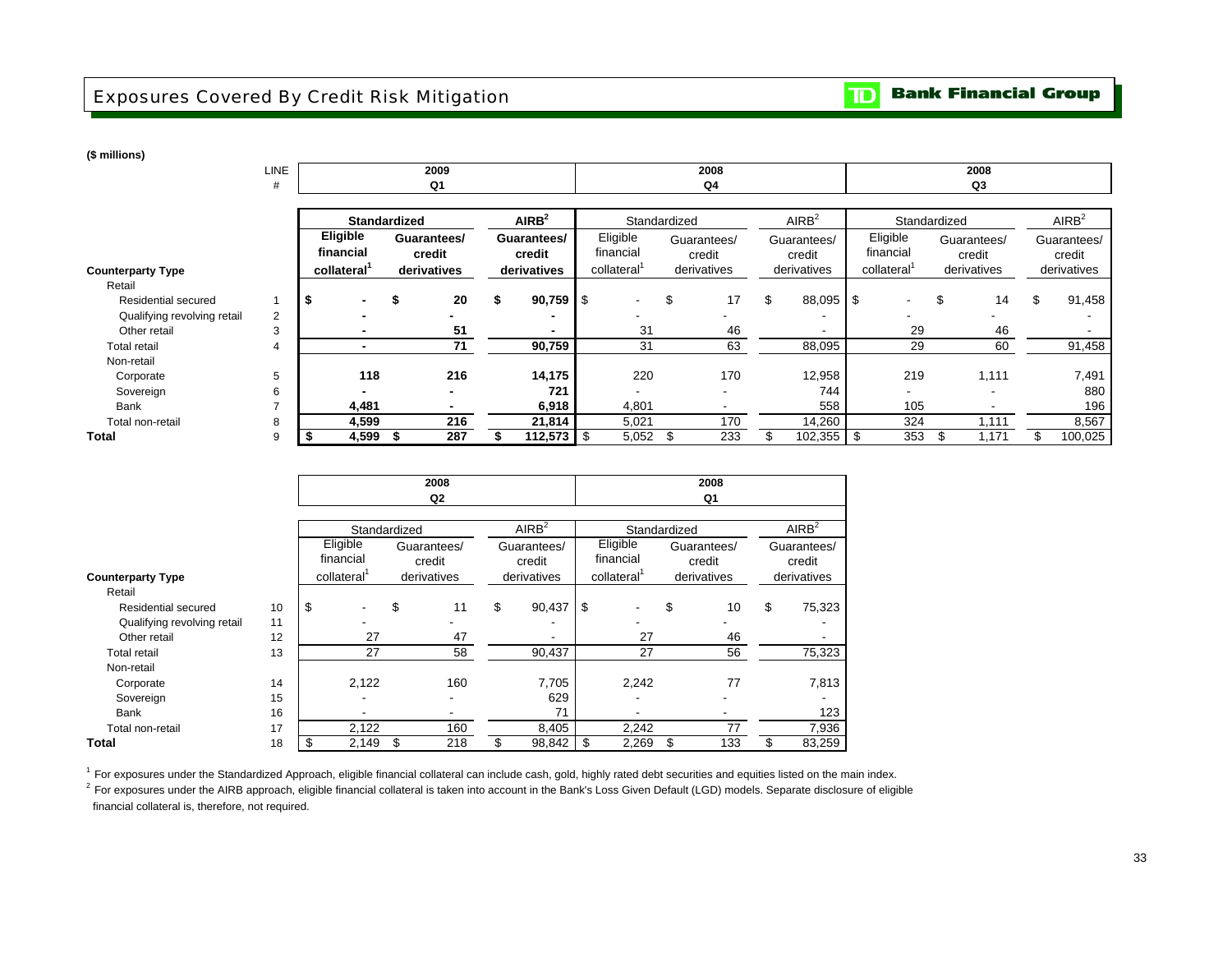# Exposures Covered By Credit Risk Mitigation

TD Bank Financial Group

**($ millions)**

| Counterparty Type | LINE # | 2009 Q1 Standardized Eligible financial collateral[1] | 2009 Q1 Standardized Guarantees/ credit derivatives | 2009 Q1 AIRB[2] Guarantees/ credit derivatives | 2008 Q4 Standardized Eligible financial collateral[1] | 2008 Q4 Standardized Guarantees/ credit derivatives | 2008 Q4 AIRB[2] Guarantees/ credit derivatives | 2008 Q3 Standardized Eligible financial collateral[1] | 2008 Q3 Standardized Guarantees/ credit derivatives | 2008 Q3 AIRB[2] Guarantees/ credit derivatives |
|---|---|---|---|---|---|---|---|---|---|---|
| Retail | | | | | | | | | | |
| Residential secured | 1 | $ - | $ 20 | $ 90,759 | $ - | $ 17 | $ 88,095 | $ - | $ 14 | $ 91,458 |
| Qualifying revolving retail | 2 | - | - | - | - | - | - | - | - | - |
| Other retail | 3 | - | 51 | - | 31 | 46 | - | 29 | 46 | - |
| Total retail | 4 | - | 71 | 90,759 | 31 | 63 | 88,095 | 29 | 60 | 91,458 |
| Non-retail | | | | | | | | | | |
| Corporate | 5 | 118 | 216 | 14,175 | 220 | 170 | 12,958 | 219 | 1,111 | 7,491 |
| Sovereign | 6 | - | - | 721 | - | - | 744 | - | - | 880 |
| Bank | 7 | 4,481 | - | 6,918 | 4,801 | - | 558 | 105 | - | 196 |
| Total non-retail | 8 | 4,599 | 216 | 21,814 | 5,021 | 170 | 14,260 | 324 | 1,111 | 8,567 |
| **Total** | 9 | $ 4,599 | $ 287 | $ 112,573 | $ 5,052 | $ 233 | $ 102,355 | $ 353 | $ 1,171 | $ 100,025 |

| Counterparty Type | LINE # | 2008 Q2 Standardized Eligible financial collateral[1] | 2008 Q2 Standardized Guarantees/ credit derivatives | 2008 Q2 AIRB[2] Guarantees/ credit derivatives | 2008 Q1 Standardized Eligible financial collateral[1] | 2008 Q1 Standardized Guarantees/ credit derivatives | 2008 Q1 AIRB[2] Guarantees/ credit derivatives |
|---|---|---|---|---|---|---|---|
| Retail | | | | | | | |
| Residential secured | 10 | $ - | $ 11 | $ 90,437 | $ - | $ 10 | $ 75,323 |
| Qualifying revolving retail | 11 | - | - | - | - | - | - |
| Other retail | 12 | 27 | 47 | - | 27 | 46 | - |
| Total retail | 13 | 27 | 58 | 90,437 | 27 | 56 | 75,323 |
| Non-retail | | | | | | | |
| Corporate | 14 | 2,122 | 160 | 7,705 | 2,242 | 77 | 7,813 |
| Sovereign | 15 | - | - | 629 | - | - | - |
| Bank | 16 | - | - | 71 | - | - | 123 |
| Total non-retail | 17 | 2,122 | 160 | 8,405 | 2,242 | 77 | 7,936 |
| **Total** | 18 | $ 2,149 | $ 218 | $ 98,842 | $ 2,269 | $ 133 | $ 83,259 |

[1] For exposures under the Standardized Approach, eligible financial collateral can include cash, gold, highly rated debt securities and equities listed on the main index.

[2] For exposures under the AIRB approach, eligible financial collateral is taken into account in the Bank's Loss Given Default (LGD) models. Separate disclosure of eligible financial collateral is, therefore, not required.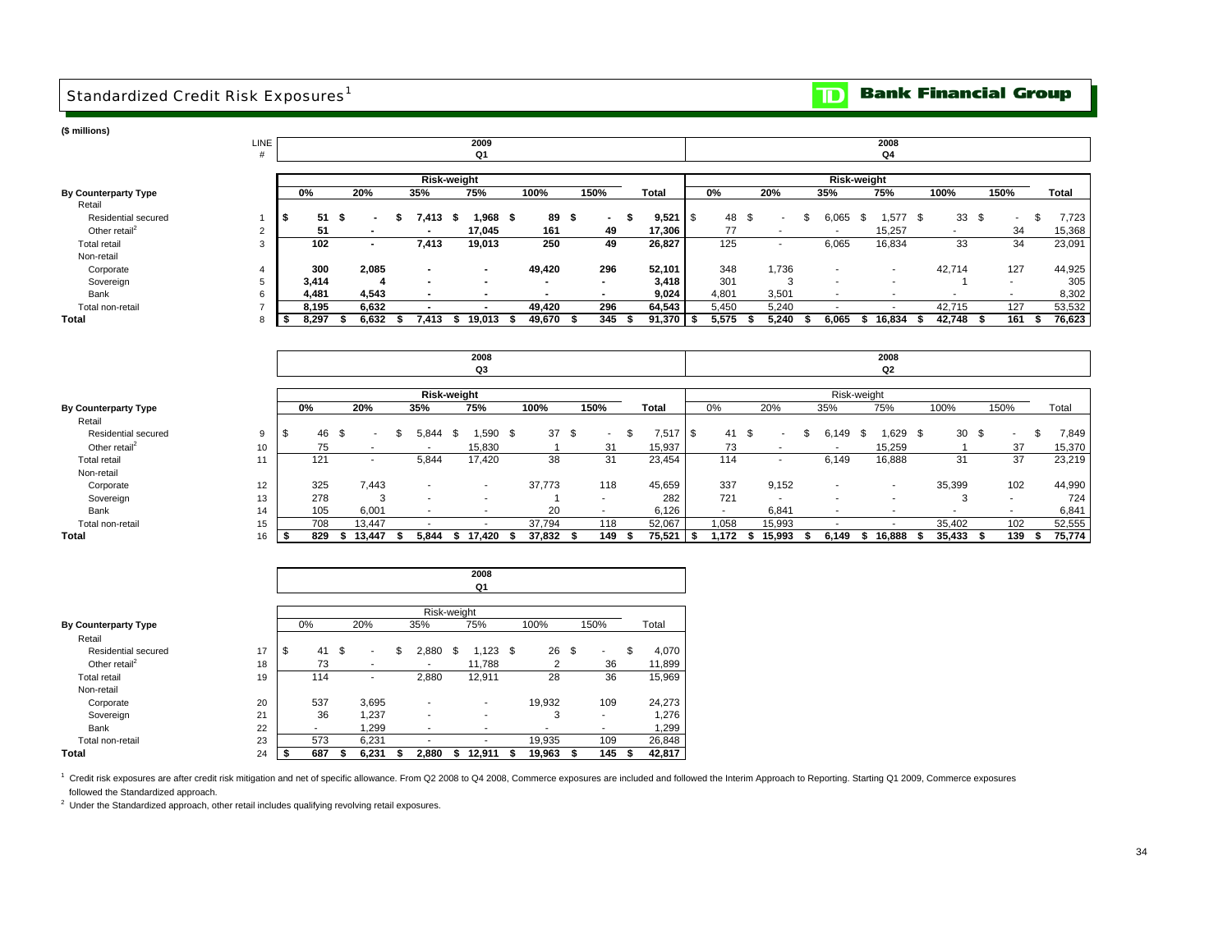# Standardized Credit Risk Exposures[1]

**($ millions)**

| By Counterparty Type | LINE # | 2009 Q1 Risk-weight 0% | 20% | 35% | 75% | 100% | 150% | Total | 2008 Q4 Risk-weight 0% | 20% | 35% | 75% | 100% | 150% | Total |
|---|---|---|---|---|---|---|---|---|---|---|---|---|---|---|---|
| Retail | | | | | | | | | | | | | | | |
| Residential secured | 1 | $ 51 | $ - | $ 7,413 | $ 1,968 | $ 89 | $ - | $ 9,521 | $ 48 | $ - | $ 6,065 | $ 1,577 | $ 33 | $ - | $ 7,723 |
| Other retail[2] | 2 | 51 | - | - | 17,045 | 161 | 49 | 17,306 | 77 | - | - | 15,257 | - | 34 | 15,368 |
| Total retail | 3 | 102 | - | 7,413 | 19,013 | 250 | 49 | 26,827 | 125 | - | 6,065 | 16,834 | 33 | 34 | 23,091 |
| Non-retail | | | | | | | | | | | | | | | |
| Corporate | 4 | 300 | 2,085 | - | - | 49,420 | 296 | 52,101 | 348 | 1,736 | - | - | 42,714 | 127 | 44,925 |
| Sovereign | 5 | 3,414 | 4 | - | - | - | - | 3,418 | 301 | 3 | - | - | 1 | - | 305 |
| Bank | 6 | 4,481 | 4,543 | - | - | - | - | 9,024 | 4,801 | 3,501 | - | - | - | - | 8,302 |
| Total non-retail | 7 | 8,195 | 6,632 | - | - | 49,420 | 296 | 64,543 | 5,450 | 5,240 | - | - | 42,715 | 127 | 53,532 |
| **Total** | 8 | $ 8,297 | $ 6,632 | $ 7,413 | $ 19,013 | $ 49,670 | $ 345 | $ 91,370 | $ 5,575 | $ 5,240 | $ 6,065 | $ 16,834 | $ 42,748 | $ 161 | $ 76,623 |

| By Counterparty Type | LINE # | 2008 Q3 Risk-weight 0% | 20% | 35% | 75% | 100% | 150% | Total | 2008 Q2 Risk-weight 0% | 20% | 35% | 75% | 100% | 150% | Total |
|---|---|---|---|---|---|---|---|---|---|---|---|---|---|---|---|
| Retail | | | | | | | | | | | | | | | |
| Residential secured | 9 | $ 46 | $ - | $ 5,844 | $ 1,590 | $ 37 | $ - | $ 7,517 | $ 41 | $ - | $ 6,149 | $ 1,629 | $ 30 | $ - | $ 7,849 |
| Other retail[2] | 10 | 75 | - | - | 15,830 | 1 | 31 | 15,937 | 73 | - | - | 15,259 | 1 | 37 | 15,370 |
| Total retail | 11 | 121 | - | 5,844 | 17,420 | 38 | 31 | 23,454 | 114 | - | 6,149 | 16,888 | 31 | 37 | 23,219 |
| Non-retail | | | | | | | | | | | | | | | |
| Corporate | 12 | 325 | 7,443 | - | - | 37,773 | 118 | 45,659 | 337 | 9,152 | - | - | 35,399 | 102 | 44,990 |
| Sovereign | 13 | 278 | 3 | - | - | 1 | - | 282 | 721 | - | - | - | 3 | - | 724 |
| Bank | 14 | 105 | 6,001 | - | - | 20 | - | 6,126 | - | 6,841 | - | - | - | - | 6,841 |
| Total non-retail | 15 | 708 | 13,447 | - | - | 37,794 | 118 | 52,067 | 1,058 | 15,993 | - | - | 35,402 | 102 | 52,555 |
| **Total** | 16 | $ 829 | $ 13,447 | $ 5,844 | $ 17,420 | $ 37,832 | $ 149 | $ 75,521 | $ 1,172 | $ 15,993 | $ 6,149 | $ 16,888 | $ 35,433 | $ 139 | $ 75,774 |

| By Counterparty Type | LINE # | 2008 Q1 Risk-weight 0% | 20% | 35% | 75% | 100% | 150% | Total |
|---|---|---|---|---|---|---|---|---|
| Retail | | | | | | | | |
| Residential secured | 17 | $ 41 | $ - | $ 2,880 | $ 1,123 | $ 26 | $ - | $ 4,070 |
| Other retail[2] | 18 | 73 | - | - | 11,788 | 2 | 36 | 11,899 |
| Total retail | 19 | 114 | - | 2,880 | 12,911 | 28 | 36 | 15,969 |
| Non-retail | | | | | | | | |
| Corporate | 20 | 537 | 3,695 | - | - | 19,932 | 109 | 24,273 |
| Sovereign | 21 | 36 | 1,237 | - | - | 3 | - | 1,276 |
| Bank | 22 | - | 1,299 | - | - | - | - | 1,299 |
| Total non-retail | 23 | 573 | 6,231 | - | - | 19,935 | 109 | 26,848 |
| **Total** | 24 | $ 687 | $ 6,231 | $ 2,880 | $ 12,911 | $ 19,963 | $ 145 | $ 42,817 |

[1] Credit risk exposures are after credit risk mitigation and net of specific allowance. From Q2 2008 to Q4 2008, Commerce exposures are included and followed the Interim Approach to Reporting. Starting Q1 2009, Commerce exposures followed the Standardized approach.

[2] Under the Standardized approach, other retail includes qualifying revolving retail exposures.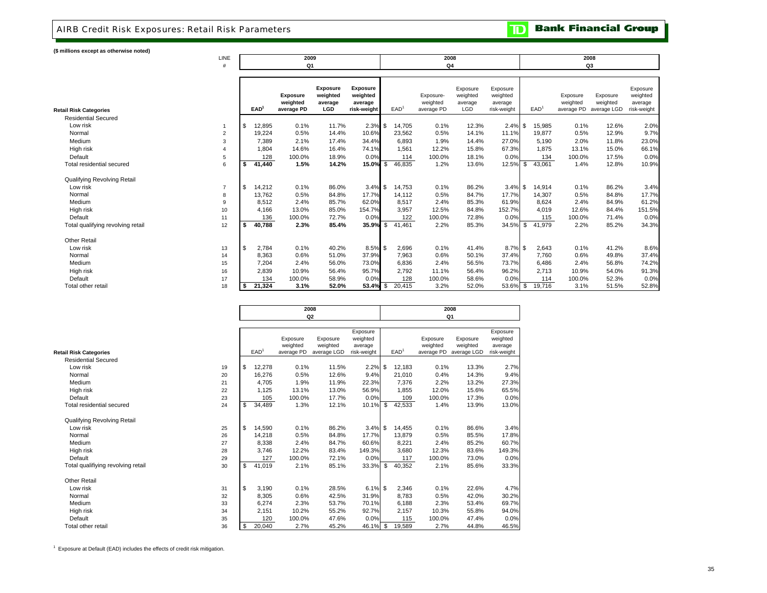# AIRB Credit Risk Exposures: Retail Risk Parameters

**Bank Financial Group**

**($ millions except as otherwise noted)**

| Retail Risk Categories | LINE # | 2009 Q1 EAD[1] | 2009 Q1 Exposure weighted average PD | 2009 Q1 Exposure weighted average LGD | 2009 Q1 Exposure weighted average risk-weight | 2008 Q4 EAD[1] | 2008 Q4 Exposure-weighted average PD | 2008 Q4 Exposure weighted average LGD | 2008 Q4 Exposure weighted average risk-weight | 2008 Q3 EAD[1] | 2008 Q3 Exposure weighted average PD | 2008 Q3 Exposure weighted average LGD | 2008 Q3 Exposure weighted average risk-weight |
|---|---|---|---|---|---|---|---|---|---|---|---|---|---|
| Residential Secured | | | | | | | | | | | | | |
| Low risk | 1 | $ 12,895 | 0.1% | 11.7% | 2.3% | $ 14,705 | 0.1% | 12.3% | 2.4% | $ 15,985 | 0.1% | 12.6% | 2.0% |
| Normal | 2 | 19,224 | 0.5% | 14.4% | 10.6% | 23,562 | 0.5% | 14.1% | 11.1% | 19,877 | 0.5% | 12.9% | 9.7% |
| Medium | 3 | 7,389 | 2.1% | 17.4% | 34.4% | 6,893 | 1.9% | 14.4% | 27.0% | 5,190 | 2.0% | 11.8% | 23.0% |
| High risk | 4 | 1,804 | 14.6% | 16.4% | 74.1% | 1,561 | 12.2% | 15.8% | 67.3% | 1,875 | 13.1% | 15.0% | 66.1% |
| Default | 5 | 128 | 100.0% | 18.9% | 0.0% | 114 | 100.0% | 18.1% | 0.0% | 134 | 100.0% | 17.5% | 0.0% |
| Total residential secured | 6 | **$ 41,440** | **1.5%** | **14.2%** | **15.0%** | $ 46,835 | 1.2% | 13.6% | 12.5% | $ 43,061 | 1.4% | 12.8% | 10.9% |
| Qualifying Revolving Retail | | | | | | | | | | | | | |
| Low risk | 7 | $ 14,212 | 0.1% | 86.0% | 3.4% | $ 14,753 | 0.1% | 86.2% | 3.4% | $ 14,914 | 0.1% | 86.2% | 3.4% |
| Normal | 8 | 13,762 | 0.5% | 84.8% | 17.7% | 14,112 | 0.5% | 84.7% | 17.7% | 14,307 | 0.5% | 84.8% | 17.7% |
| Medium | 9 | 8,512 | 2.4% | 85.7% | 62.0% | 8,517 | 2.4% | 85.3% | 61.9% | 8,624 | 2.4% | 84.9% | 61.2% |
| High risk | 10 | 4,166 | 13.0% | 85.0% | 154.7% | 3,957 | 12.5% | 84.8% | 152.7% | 4,019 | 12.6% | 84.4% | 151.5% |
| Default | 11 | 136 | 100.0% | 72.7% | 0.0% | 122 | 100.0% | 72.8% | 0.0% | 115 | 100.0% | 71.4% | 0.0% |
| Total qualifying revolving retail | 12 | **$ 40,788** | **2.3%** | **85.4%** | **35.9%** | $ 41,461 | 2.2% | 85.3% | 34.5% | $ 41,979 | 2.2% | 85.2% | 34.3% |
| Other Retail | | | | | | | | | | | | | |
| Low risk | 13 | $ 2,784 | 0.1% | 40.2% | 8.5% | $ 2,696 | 0.1% | 41.4% | 8.7% | $ 2,643 | 0.1% | 41.2% | 8.6% |
| Normal | 14 | 8,363 | 0.6% | 51.0% | 37.9% | 7,963 | 0.6% | 50.1% | 37.4% | 7,760 | 0.6% | 49.8% | 37.4% |
| Medium | 15 | 7,204 | 2.4% | 56.0% | 73.0% | 6,836 | 2.4% | 56.5% | 73.7% | 6,486 | 2.4% | 56.8% | 74.2% |
| High risk | 16 | 2,839 | 10.9% | 56.4% | 95.7% | 2,792 | 11.1% | 56.4% | 96.2% | 2,713 | 10.9% | 54.0% | 91.3% |
| Default | 17 | 134 | 100.0% | 58.9% | 0.0% | 128 | 100.0% | 58.6% | 0.0% | 114 | 100.0% | 52.3% | 0.0% |
| Total other retail | 18 | **$ 21,324** | **3.1%** | **52.0%** | **53.4%** | $ 20,415 | 3.2% | 52.0% | 53.6% | $ 19,716 | 3.1% | 51.5% | 52.8% |

| Retail Risk Categories | | 2008 Q2 EAD[1] | 2008 Q2 Exposure weighted average PD | 2008 Q2 Exposure weighted average LGD | 2008 Q2 Exposure weighted average risk-weight | 2008 Q1 EAD[1] | 2008 Q1 Exposure weighted average PD | 2008 Q1 Exposure weighted average LGD | 2008 Q1 Exposure weighted average risk-weight |
|---|---|---|---|---|---|---|---|---|---|
| Residential Secured | | | | | | | | | |
| Low risk | 19 | $ 12,278 | 0.1% | 11.5% | 2.2% | $ 12,183 | 0.1% | 13.3% | 2.7% |
| Normal | 20 | 16,276 | 0.5% | 12.6% | 9.4% | 21,010 | 0.4% | 14.3% | 9.4% |
| Medium | 21 | 4,705 | 1.9% | 11.9% | 22.3% | 7,376 | 2.2% | 13.2% | 27.3% |
| High risk | 22 | 1,125 | 13.1% | 13.0% | 56.9% | 1,855 | 12.0% | 15.6% | 65.5% |
| Default | 23 | 105 | 100.0% | 17.7% | 0.0% | 109 | 100.0% | 17.3% | 0.0% |
| Total residential secured | 24 | $ 34,489 | 1.3% | 12.1% | 10.1% | $ 42,533 | 1.4% | 13.9% | 13.0% |
| Qualifying Revolving Retail | | | | | | | | | |
| Low risk | 25 | $ 14,590 | 0.1% | 86.2% | 3.4% | $ 14,455 | 0.1% | 86.6% | 3.4% |
| Normal | 26 | 14,218 | 0.5% | 84.8% | 17.7% | 13,879 | 0.5% | 85.5% | 17.8% |
| Medium | 27 | 8,338 | 2.4% | 84.7% | 60.6% | 8,221 | 2.4% | 85.2% | 60.7% |
| High risk | 28 | 3,746 | 12.2% | 83.4% | 149.3% | 3,680 | 12.3% | 83.6% | 149.3% |
| Default | 29 | 127 | 100.0% | 72.1% | 0.0% | 117 | 100.0% | 73.0% | 0.0% |
| Total qualifiying revolving retail | 30 | $ 41,019 | 2.1% | 85.1% | 33.3% | $ 40,352 | 2.1% | 85.6% | 33.3% |
| Other Retail | | | | | | | | | |
| Low risk | 31 | $ 3,190 | 0.1% | 28.5% | 6.1% | $ 2,346 | 0.1% | 22.6% | 4.7% |
| Normal | 32 | 8,305 | 0.6% | 42.5% | 31.9% | 8,783 | 0.5% | 42.0% | 30.2% |
| Medium | 33 | 6,274 | 2.3% | 53.7% | 70.1% | 6,188 | 2.3% | 53.4% | 69.7% |
| High risk | 34 | 2,151 | 10.2% | 55.2% | 92.7% | 2,157 | 10.3% | 55.8% | 94.0% |
| Default | 35 | 120 | 100.0% | 47.6% | 0.0% | 115 | 100.0% | 47.4% | 0.0% |
| Total other retail | 36 | $ 20,040 | 2.7% | 45.2% | 46.1% | $ 19,589 | 2.7% | 44.8% | 46.5% |

[1] Exposure at Default (EAD) includes the effects of credit risk mitigation.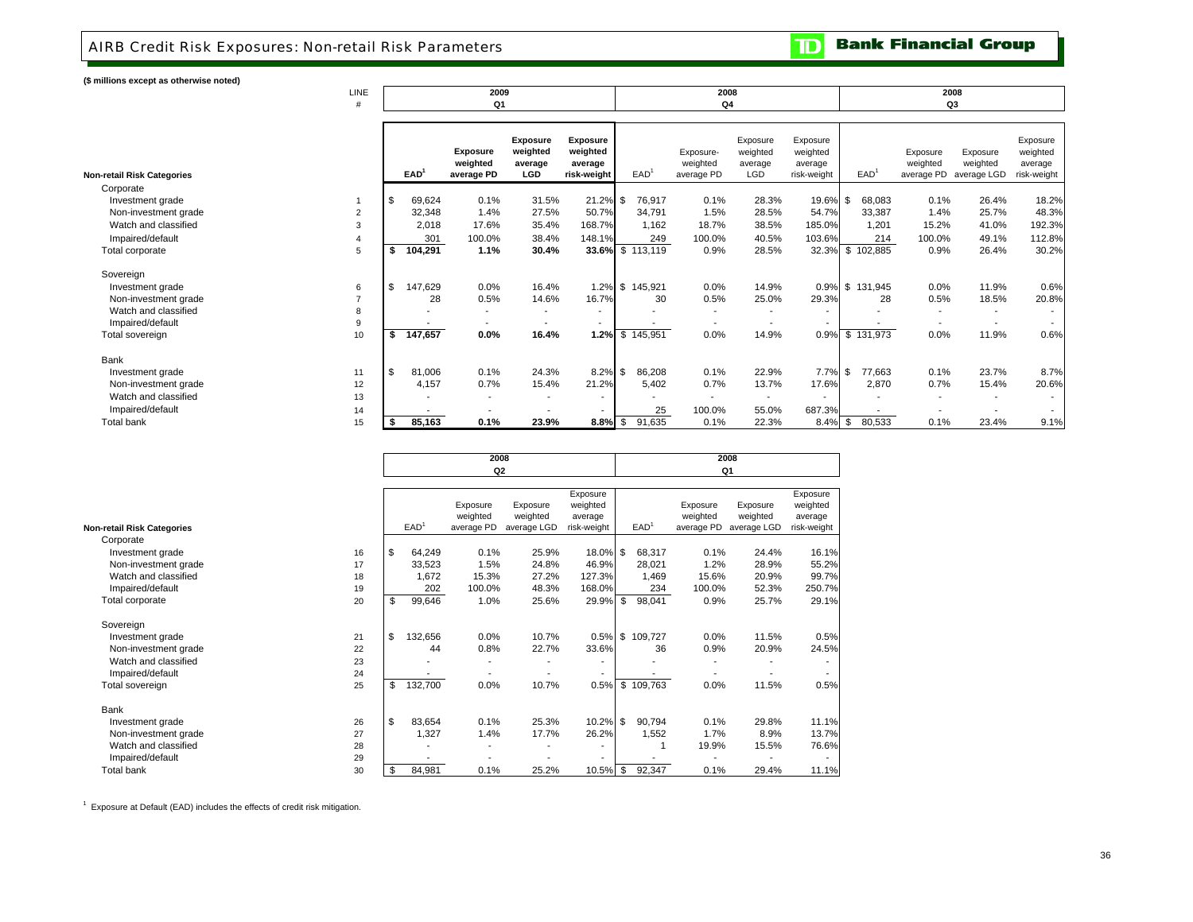# AIRB Credit Risk Exposures: Non-retail Risk Parameters

**($ millions except as otherwise noted)**

| Non-retail Risk Categories | LINE # | 2009 Q1 EAD[1] | 2009 Q1 Exposure weighted average PD | 2009 Q1 Exposure weighted average LGD | 2009 Q1 Exposure weighted average risk-weight | 2008 Q4 EAD[1] | 2008 Q4 Exposure-weighted average PD | 2008 Q4 Exposure weighted average LGD | 2008 Q4 Exposure weighted average risk-weight | 2008 Q3 EAD[1] | 2008 Q3 Exposure weighted average PD | 2008 Q3 Exposure weighted average LGD | 2008 Q3 Exposure weighted average risk-weight |
|---|---|---|---|---|---|---|---|---|---|---|---|---|---|
| **Corporate** | | | | | | | | | | | | | |
| Investment grade | 1 | $ 69,624 | 0.1% | 31.5% | 21.2% | $ 76,917 | 0.1% | 28.3% | 19.6% | $ 68,083 | 0.1% | 26.4% | 18.2% |
| Non-investment grade | 2 | 32,348 | 1.4% | 27.5% | 50.7% | 34,791 | 1.5% | 28.5% | 54.7% | 33,387 | 1.4% | 25.7% | 48.3% |
| Watch and classified | 3 | 2,018 | 17.6% | 35.4% | 168.7% | 1,162 | 18.7% | 38.5% | 185.0% | 1,201 | 15.2% | 41.0% | 192.3% |
| Impaired/default | 4 | 301 | 100.0% | 38.4% | 148.1% | 249 | 100.0% | 40.5% | 103.6% | 214 | 100.0% | 49.1% | 112.8% |
| Total corporate | 5 | **$ 104,291** | **1.1%** | **30.4%** | **33.6%** | $ 113,119 | 0.9% | 28.5% | 32.3% | $ 102,885 | 0.9% | 26.4% | 30.2% |
| **Sovereign** | | | | | | | | | | | | | |
| Investment grade | 6 | $ 147,629 | 0.0% | 16.4% | 1.2% | $ 145,921 | 0.0% | 14.9% | 0.9% | $ 131,945 | 0.0% | 11.9% | 0.6% |
| Non-investment grade | 7 | 28 | 0.5% | 14.6% | 16.7% | 30 | 0.5% | 25.0% | 29.3% | 28 | 0.5% | 18.5% | 20.8% |
| Watch and classified | 8 | - | - | - | - | - | - | - | - | - | - | - | - |
| Impaired/default | 9 | - | - | - | - | - | - | - | - | - | - | - | - |
| Total sovereign | 10 | **$ 147,657** | **0.0%** | **16.4%** | **1.2%** | $ 145,951 | 0.0% | 14.9% | 0.9% | $ 131,973 | 0.0% | 11.9% | 0.6% |
| **Bank** | | | | | | | | | | | | | |
| Investment grade | 11 | $ 81,006 | 0.1% | 24.3% | 8.2% | $ 86,208 | 0.1% | 22.9% | 7.7% | $ 77,663 | 0.1% | 23.7% | 8.7% |
| Non-investment grade | 12 | 4,157 | 0.7% | 15.4% | 21.2% | 5,402 | 0.7% | 13.7% | 17.6% | 2,870 | 0.7% | 15.4% | 20.6% |
| Watch and classified | 13 | - | - | - | - | - | - | - | - | - | - | - | - |
| Impaired/default | 14 | - | - | - | - | 25 | 100.0% | 55.0% | 687.3% | - | - | - | - |
| Total bank | 15 | **$ 85,163** | **0.1%** | **23.9%** | **8.8%** | $ 91,635 | 0.1% | 22.3% | 8.4% | $ 80,533 | 0.1% | 23.4% | 9.1% |

| Non-retail Risk Categories | LINE # | 2008 Q2 EAD[1] | 2008 Q2 Exposure weighted average PD | 2008 Q2 Exposure weighted average LGD | 2008 Q2 Exposure weighted average risk-weight | 2008 Q1 EAD[1] | 2008 Q1 Exposure weighted average PD | 2008 Q1 Exposure weighted average LGD | 2008 Q1 Exposure weighted average risk-weight |
|---|---|---|---|---|---|---|---|---|---|
| **Corporate** | | | | | | | | | |
| Investment grade | 16 | $ 64,249 | 0.1% | 25.9% | 18.0% | $ 68,317 | 0.1% | 24.4% | 16.1% |
| Non-investment grade | 17 | 33,523 | 1.5% | 24.8% | 46.9% | 28,021 | 1.2% | 28.9% | 55.2% |
| Watch and classified | 18 | 1,672 | 15.3% | 27.2% | 127.3% | 1,469 | 15.6% | 20.9% | 99.7% |
| Impaired/default | 19 | 202 | 100.0% | 48.3% | 168.0% | 234 | 100.0% | 52.3% | 250.7% |
| Total corporate | 20 | $ 99,646 | 1.0% | 25.6% | 29.9% | $ 98,041 | 0.9% | 25.7% | 29.1% |
| **Sovereign** | | | | | | | | | |
| Investment grade | 21 | $ 132,656 | 0.0% | 10.7% | 0.5% | $ 109,727 | 0.0% | 11.5% | 0.5% |
| Non-investment grade | 22 | 44 | 0.8% | 22.7% | 33.6% | 36 | 0.9% | 20.9% | 24.5% |
| Watch and classified | 23 | - | - | - | - | - | - | - | - |
| Impaired/default | 24 | - | - | - | - | - | - | - | - |
| Total sovereign | 25 | $ 132,700 | 0.0% | 10.7% | 0.5% | $ 109,763 | 0.0% | 11.5% | 0.5% |
| **Bank** | | | | | | | | | |
| Investment grade | 26 | $ 83,654 | 0.1% | 25.3% | 10.2% | $ 90,794 | 0.1% | 29.8% | 11.1% |
| Non-investment grade | 27 | 1,327 | 1.4% | 17.7% | 26.2% | 1,552 | 1.7% | 8.9% | 13.7% |
| Watch and classified | 28 | - | - | - | - | 1 | 19.9% | 15.5% | 76.6% |
| Impaired/default | 29 | - | - | - | - | - | - | - | - |
| Total bank | 30 | $ 84,981 | 0.1% | 25.2% | 10.5% | $ 92,347 | 0.1% | 29.4% | 11.1% |

[1] Exposure at Default (EAD) includes the effects of credit risk mitigation.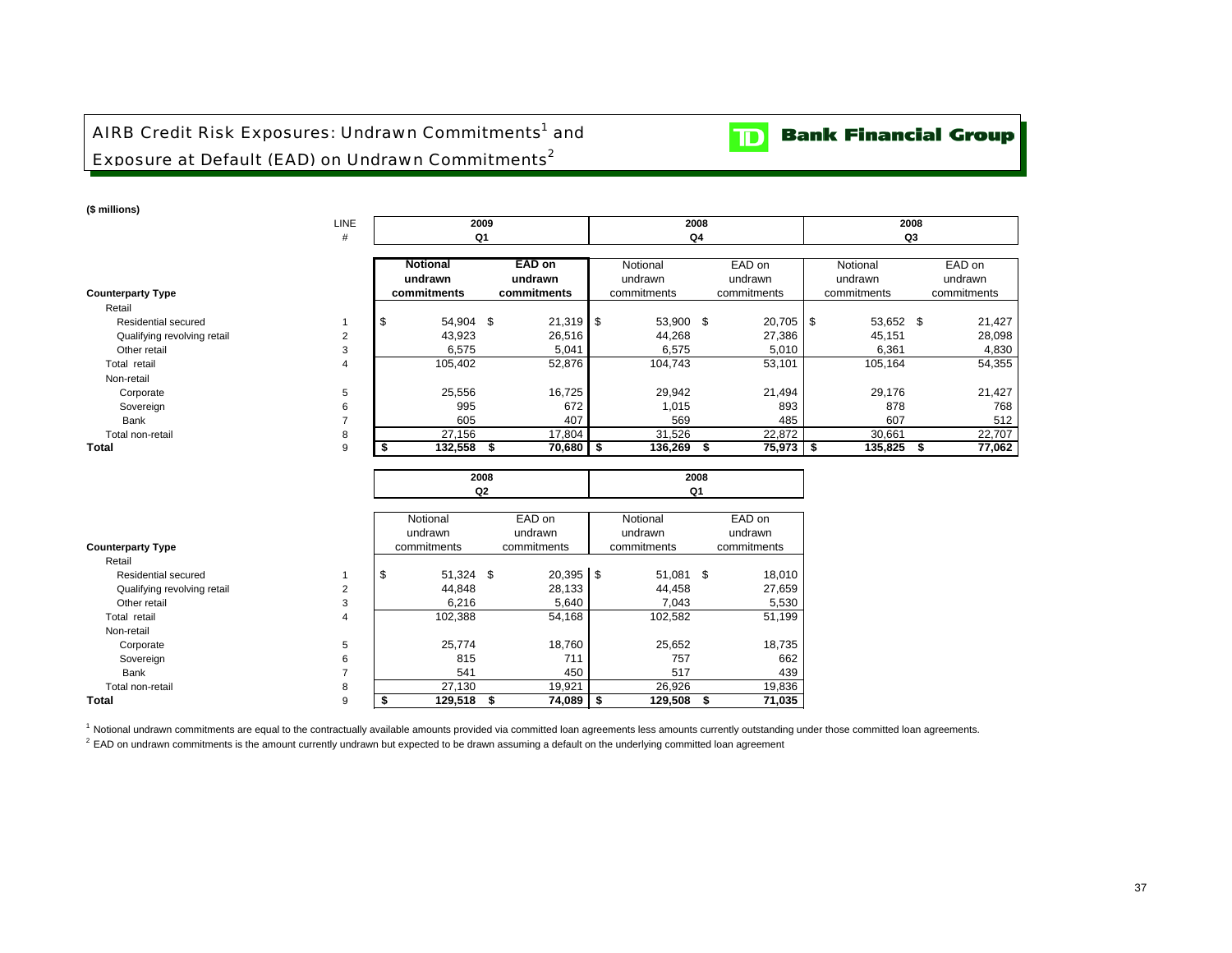# AIRB Credit Risk Exposures: Undrawn Commitments[1] and Exposure at Default (EAD) on Undrawn Commitments[2]

**TD Bank Financial Group**

**($ millions)**

| Counterparty Type | LINE # | 2009 Q1 Notional undrawn commitments | 2009 Q1 EAD on undrawn commitments | 2008 Q4 Notional undrawn commitments | 2008 Q4 EAD on undrawn commitments | 2008 Q3 Notional undrawn commitments | 2008 Q3 EAD on undrawn commitments |
|---|---|---|---|---|---|---|---|
| Retail | | | | | | | |
| Residential secured | 1 | $ 54,904 | $ 21,319 | $ 53,900 | $ 20,705 | $ 53,652 | $ 21,427 |
| Qualifying revolving retail | 2 | 43,923 | 26,516 | 44,268 | 27,386 | 45,151 | 28,098 |
| Other retail | 3 | 6,575 | 5,041 | 6,575 | 5,010 | 6,361 | 4,830 |
| Total retail | 4 | 105,402 | 52,876 | 104,743 | 53,101 | 105,164 | 54,355 |
| Non-retail | | | | | | | |
| Corporate | 5 | 25,556 | 16,725 | 29,942 | 21,494 | 29,176 | 21,427 |
| Sovereign | 6 | 995 | 672 | 1,015 | 893 | 878 | 768 |
| Bank | 7 | 605 | 407 | 569 | 485 | 607 | 512 |
| Total non-retail | 8 | 27,156 | 17,804 | 31,526 | 22,872 | 30,661 | 22,707 |
| **Total** | 9 | **$ 132,558** | **$ 70,680** | **$ 136,269** | **$ 75,973** | **$ 135,825** | **$ 77,062** |

| Counterparty Type | LINE # | 2008 Q2 Notional undrawn commitments | 2008 Q2 EAD on undrawn commitments | 2008 Q1 Notional undrawn commitments | 2008 Q1 EAD on undrawn commitments |
|---|---|---|---|---|---|
| Retail | | | | | |
| Residential secured | 1 | $ 51,324 | $ 20,395 | $ 51,081 | $ 18,010 |
| Qualifying revolving retail | 2 | 44,848 | 28,133 | 44,458 | 27,659 |
| Other retail | 3 | 6,216 | 5,640 | 7,043 | 5,530 |
| Total retail | 4 | 102,388 | 54,168 | 102,582 | 51,199 |
| Non-retail | | | | | |
| Corporate | 5 | 25,774 | 18,760 | 25,652 | 18,735 |
| Sovereign | 6 | 815 | 711 | 757 | 662 |
| Bank | 7 | 541 | 450 | 517 | 439 |
| Total non-retail | 8 | 27,130 | 19,921 | 26,926 | 19,836 |
| **Total** | 9 | **$ 129,518** | **$ 74,089** | **$ 129,508** | **$ 71,035** |

[1] Notional undrawn commitments are equal to the contractually available amounts provided via committed loan agreements less amounts currently outstanding under those committed loan agreements.

[2] EAD on undrawn commitments is the amount currently undrawn but expected to be drawn assuming a default on the underlying committed loan agreement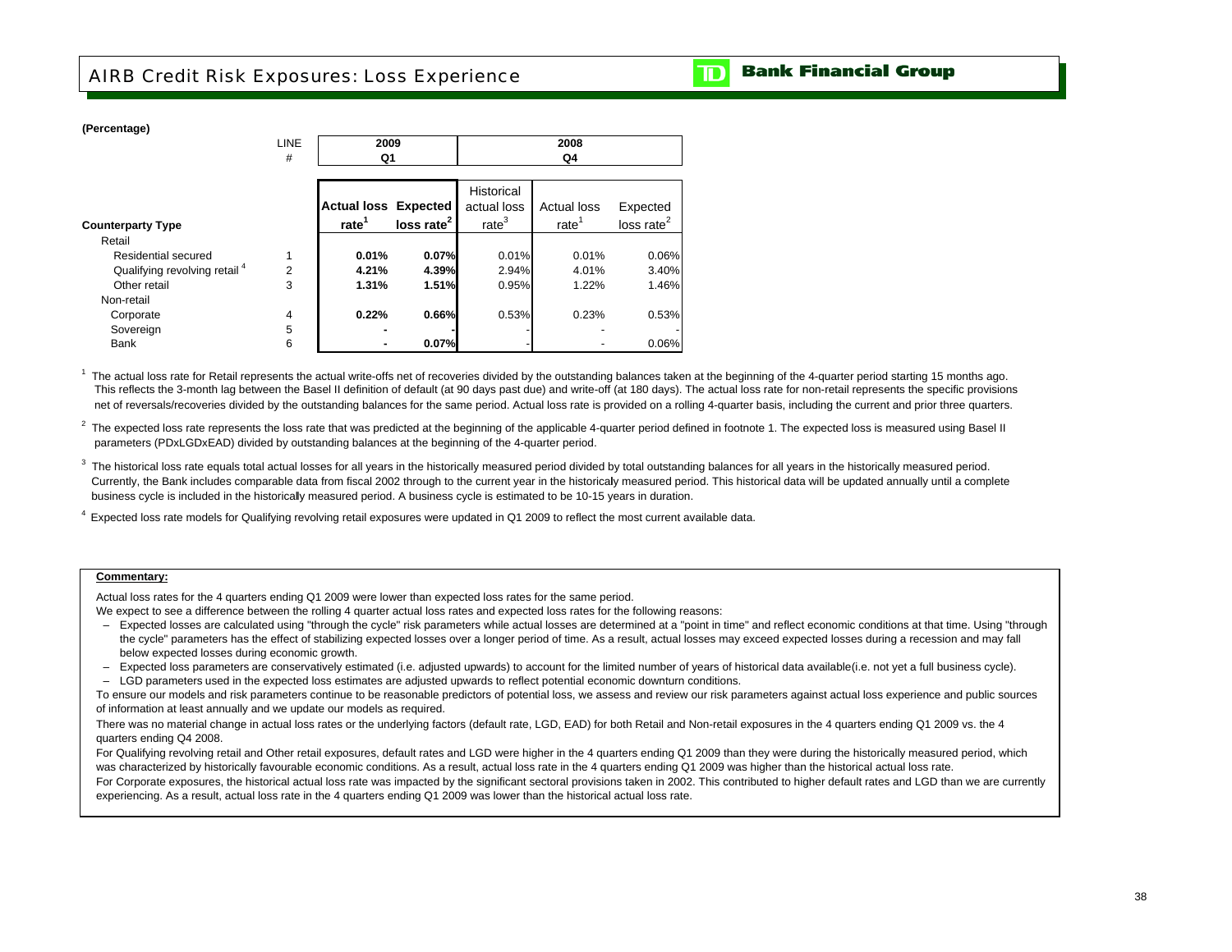# AIRB Credit Risk Exposures: Loss Experience

**(Percentage)**

| Counterparty Type | LINE # | 2009 Q1 Actual loss rate[1] | 2009 Q1 Expected loss rate[2] | 2008 Q4 Historical actual loss rate[3] | 2008 Q4 Actual loss rate[1] | 2008 Q4 Expected loss rate[2] |
|---|---|---|---|---|---|---|
| Retail | | | | | | |
| Residential secured | 1 | **0.01%** | **0.07%** | 0.01% | 0.01% | 0.06% |
| Qualifying revolving retail [4] | 2 | **4.21%** | **4.39%** | 2.94% | 4.01% | 3.40% |
| Other retail | 3 | **1.31%** | **1.51%** | 0.95% | 1.22% | 1.46% |
| Non-retail | | | | | | |
| Corporate | 4 | **0.22%** | **0.66%** | 0.53% | 0.23% | 0.53% |
| Sovereign | 5 | **-** | **-** | - | - | - |
| Bank | 6 | **-** | **0.07%** | - | - | 0.06% |

[1] The actual loss rate for Retail represents the actual write-offs net of recoveries divided by the outstanding balances taken at the beginning of the 4-quarter period starting 15 months ago. This reflects the 3-month lag between the Basel II definition of default (at 90 days past due) and write-off (at 180 days). The actual loss rate for non-retail represents the specific provisions net of reversals/recoveries divided by the outstanding balances for the same period. Actual loss rate is provided on a rolling 4-quarter basis, including the current and prior three quarters.

[2] The expected loss rate represents the loss rate that was predicted at the beginning of the applicable 4-quarter period defined in footnote 1. The expected loss is measured using Basel II parameters (PDxLGDxEAD) divided by outstanding balances at the beginning of the 4-quarter period.

[3] The historical loss rate equals total actual losses for all years in the historically measured period divided by total outstanding balances for all years in the historically measured period. Currently, the Bank includes comparable data from fiscal 2002 through to the current year in the historically measured period. This historical data will be updated annually until a complete business cycle is included in the historically measured period. A business cycle is estimated to be 10-15 years in duration.

[4] Expected loss rate models for Qualifying revolving retail exposures were updated in Q1 2009 to reflect the most current available data.

**Commentary:**

Actual loss rates for the 4 quarters ending Q1 2009 were lower than expected loss rates for the same period.

We expect to see a difference between the rolling 4 quarter actual loss rates and expected loss rates for the following reasons:

- Expected losses are calculated using "through the cycle" risk parameters while actual losses are determined at a "point in time" and reflect economic conditions at that time. Using "through the cycle" parameters has the effect of stabilizing expected losses over a longer period of time. As a result, actual losses may exceed expected losses during a recession and may fall below expected losses during economic growth.
- Expected loss parameters are conservatively estimated (i.e. adjusted upwards) to account for the limited number of years of historical data available(i.e. not yet a full business cycle).
- LGD parameters used in the expected loss estimates are adjusted upwards to reflect potential economic downturn conditions.

To ensure our models and risk parameters continue to be reasonable predictors of potential loss, we assess and review our risk parameters against actual loss experience and public sources of information at least annually and we update our models as required.

There was no material change in actual loss rates or the underlying factors (default rate, LGD, EAD) for both Retail and Non-retail exposures in the 4 quarters ending Q1 2009 vs. the 4 quarters ending Q4 2008.

For Qualifying revolving retail and Other retail exposures, default rates and LGD were higher in the 4 quarters ending Q1 2009 than they were during the historically measured period, which was characterized by historically favourable economic conditions. As a result, actual loss rate in the 4 quarters ending Q1 2009 was higher than the historical actual loss rate.

For Corporate exposures, the historical actual loss rate was impacted by the significant sectoral provisions taken in 2002. This contributed to higher default rates and LGD than we are currently experiencing. As a result, actual loss rate in the 4 quarters ending Q1 2009 was lower than the historical actual loss rate.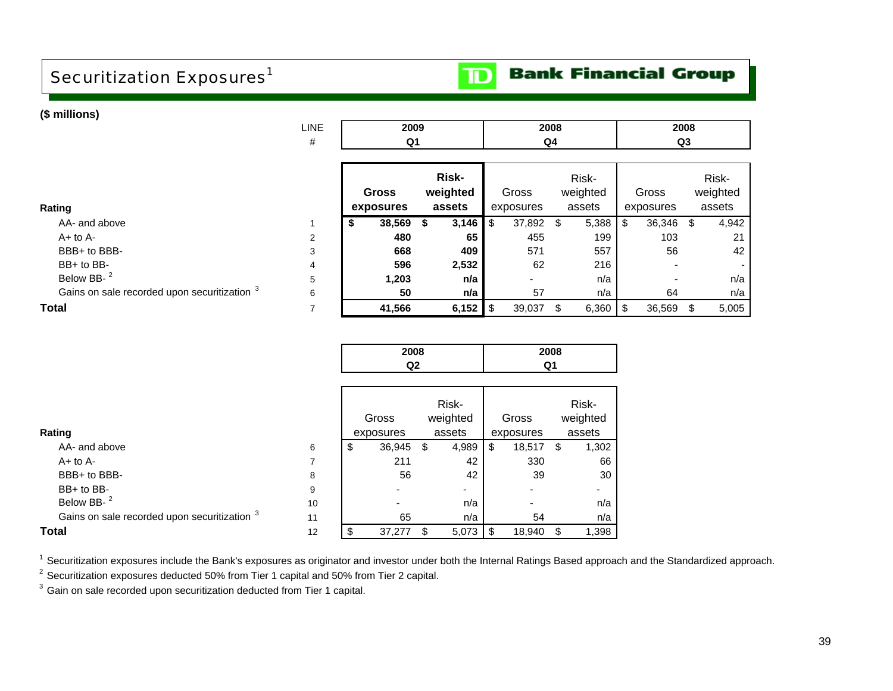# Securitization Exposures[1]

**TD Bank Financial Group**

**($ millions)**

| Rating | LINE # | 2009 Q1 Gross exposures | 2009 Q1 Risk-weighted assets | 2008 Q4 Gross exposures | 2008 Q4 Risk-weighted assets | 2008 Q3 Gross exposures | 2008 Q3 Risk-weighted assets |
|---|---|---|---|---|---|---|---|
| AA- and above | 1 | **$ 38,569** | **$ 3,146** | $ 37,892 | $ 5,388 | $ 36,346 | $ 4,942 |
| A+ to A- | 2 | **480** | **65** | 455 | 199 | 103 | 21 |
| BBB+ to BBB- | 3 | **668** | **409** | 571 | 557 | 56 | 42 |
| BB+ to BB- | 4 | **596** | **2,532** | 62 | 216 | - | - |
| Below BB- [2] | 5 | **1,203** | **n/a** | - | n/a | - | n/a |
| Gains on sale recorded upon securitization [3] | 6 | **50** | **n/a** | 57 | n/a | 64 | n/a |
| **Total** | 7 | **41,566** | **6,152** | $ 39,037 | $ 6,360 | $ 36,569 | $ 5,005 |

| Rating | LINE # | 2008 Q2 Gross exposures | 2008 Q2 Risk-weighted assets | 2008 Q1 Gross exposures | 2008 Q1 Risk-weighted assets |
|---|---|---|---|---|---|
| AA- and above | 6 | $ 36,945 | $ 4,989 | $ 18,517 | $ 1,302 |
| A+ to A- | 7 | 211 | 42 | 330 | 66 |
| BBB+ to BBB- | 8 | 56 | 42 | 39 | 30 |
| BB+ to BB- | 9 | - | - | - | - |
| Below BB- [2] | 10 | - | n/a | - | n/a |
| Gains on sale recorded upon securitization [3] | 11 | 65 | n/a | 54 | n/a |
| **Total** | 12 | $ 37,277 | $ 5,073 | $ 18,940 | $ 1,398 |

[1] Securitization exposures include the Bank's exposures as originator and investor under both the Internal Ratings Based approach and the Standardized approach.

[2] Securitization exposures deducted 50% from Tier 1 capital and 50% from Tier 2 capital.

[3] Gain on sale recorded upon securitization deducted from Tier 1 capital.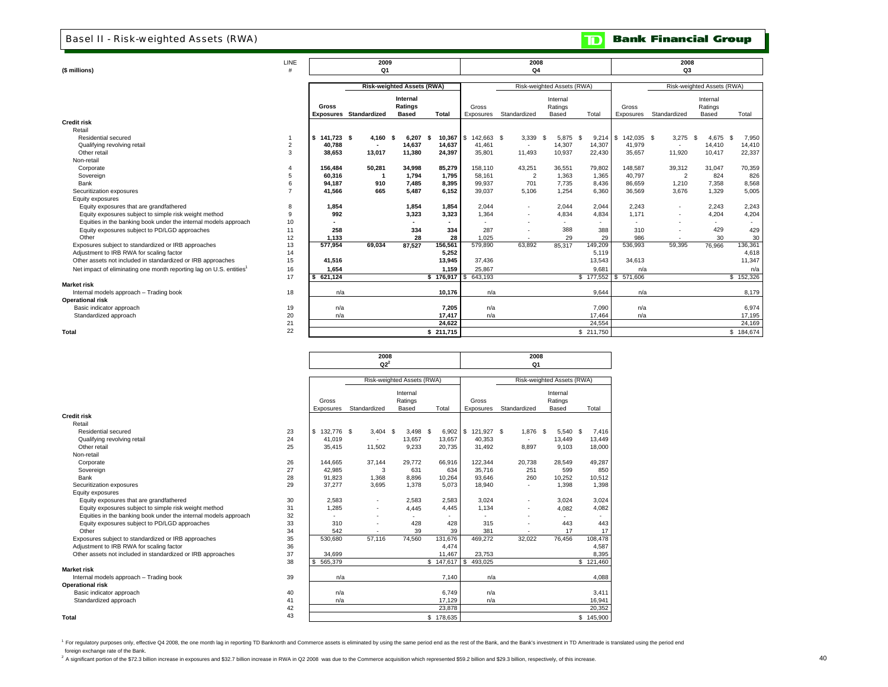# Basel II - Risk-weighted Assets (RWA)

**TD Bank Financial Group**

| ($ millions) | LINE # | 2009 Q1 Gross Exposures | 2009 Q1 RWA Standardized | 2009 Q1 RWA Internal Ratings Based | 2009 Q1 RWA Total | 2008 Q4 Gross Exposures | 2008 Q4 RWA Standardized | 2008 Q4 RWA Internal Ratings Based | 2008 Q4 RWA Total | 2008 Q3 Gross Exposures | 2008 Q3 RWA Standardized | 2008 Q3 RWA Internal Ratings Based | 2008 Q3 RWA Total |
|---|---|---|---|---|---|---|---|---|---|---|---|---|---|
| **Credit risk** | | | | | | | | | | | | | |
| Retail | | | | | | | | | | | | | |
| Residential secured | 1 | $ 141,723 | $ 4,160 | $ 6,207 | $ 10,367 | $ 142,663 | $ 3,339 | $ 5,875 | $ 9,214 | $ 142,035 | $ 3,275 | $ 4,675 | $ 7,950 |
| Qualifying revolving retail | 2 | 40,788 | - | 14,637 | 14,637 | 41,461 | - | 14,307 | 14,307 | 41,979 | - | 14,410 | 14,410 |
| Other retail | 3 | 38,653 | 13,017 | 11,380 | 24,397 | 35,801 | 11,493 | 10,937 | 22,430 | 35,657 | 11,920 | 10,417 | 22,337 |
| Non-retail | | | | | | | | | | | | | |
| Corporate | 4 | 156,484 | 50,281 | 34,998 | 85,279 | 158,110 | 43,251 | 36,551 | 79,802 | 148,587 | 39,312 | 31,047 | 70,359 |
| Sovereign | 5 | 60,316 | 1 | 1,794 | 1,795 | 58,161 | 2 | 1,363 | 1,365 | 40,797 | 2 | 824 | 826 |
| Bank | 6 | 94,187 | 910 | 7,485 | 8,395 | 99,937 | 701 | 7,735 | 8,436 | 86,659 | 1,210 | 7,358 | 8,568 |
| Securitization exposures | 7 | 41,566 | 665 | 5,487 | 6,152 | 39,037 | 5,106 | 1,254 | 6,360 | 36,569 | 3,676 | 1,329 | 5,005 |
| Equity exposures | | | | | | | | | | | | | |
| Equity exposures that are grandfathered | 8 | 1,854 | | 1,854 | 1,854 | 2,044 | - | 2,044 | 2,044 | 2,243 | - | 2,243 | 2,243 |
| Equity exposures subject to simple risk weight method | 9 | 992 | | 3,323 | 3,323 | 1,364 | - | 4,834 | 4,834 | 1,171 | - | 4,204 | 4,204 |
| Equities in the banking book under the internal models approach | 10 | - | | - | - | - | - | - | - | - | - | - | - |
| Equity exposures subject to PD/LGD approaches | 11 | 258 | | 334 | 334 | 287 | - | 388 | 388 | 310 | - | 429 | 429 |
| Other | 12 | 1,133 | | 28 | 28 | 1,025 | - | 29 | 29 | 986 | - | 30 | 30 |
| Exposures subject to standardized or IRB approaches | 13 | 577,954 | 69,034 | 87,527 | 156,561 | 579,890 | 63,892 | 85,317 | 149,209 | 536,993 | 59,395 | 76,966 | 136,361 |
| Adjustment to IRB RWA for scaling factor | 14 | | | | 5,252 | | | | 5,119 | | | | 4,618 |
| Other assets not included in standardized or IRB approaches | 15 | 41,516 | | | 13,945 | 37,436 | | | 13,543 | 34,613 | | | 11,347 |
| Net impact of eliminating one month reporting lag on U.S. entities[1] | 16 | 1,654 | | | 1,159 | 25,867 | | | 9,681 | n/a | | | n/a |
| | 17 | $ 621,124 | | | $ 176,917 | $ 643,193 | | | $ 177,552 | $ 571,606 | | | $ 152,326 |
| **Market risk** | | | | | | | | | | | | | |
| Internal models approach – Trading book | 18 | n/a | | | 10,176 | n/a | | | 9,644 | n/a | | | 8,179 |
| **Operational risk** | | | | | | | | | | | | | |
| Basic indicator approach | 19 | n/a | | | 7,205 | n/a | | | 7,090 | n/a | | | 6,974 |
| Standardized approach | 20 | n/a | | | 17,417 | n/a | | | 17,464 | n/a | | | 17,195 |
| | 21 | | | | 24,622 | | | | 24,554 | | | | 24,169 |
| **Total** | 22 | | | | $ 211,715 | | | | $ 211,750 | | | | $ 184,674 |

| ($ millions) | LINE # | 2008 Q2[2] Gross Exposures | 2008 Q2[2] RWA Standardized | 2008 Q2[2] RWA Internal Ratings Based | 2008 Q2[2] RWA Total | 2008 Q1 Gross Exposures | 2008 Q1 RWA Standardized | 2008 Q1 RWA Internal Ratings Based | 2008 Q1 RWA Total |
|---|---|---|---|---|---|---|---|---|---|
| **Credit risk** | | | | | | | | | |
| Retail | | | | | | | | | |
| Residential secured | 23 | $ 132,776 | $ 3,404 | $ 3,498 | $ 6,902 | $ 121,927 | $ 1,876 | $ 5,540 | $ 7,416 |
| Qualifying revolving retail | 24 | 41,019 | - | 13,657 | 13,657 | 40,353 | - | 13,449 | 13,449 |
| Other retail | 25 | 35,415 | 11,502 | 9,233 | 20,735 | 31,492 | 8,897 | 9,103 | 18,000 |
| Non-retail | | | | | | | | | |
| Corporate | 26 | 144,665 | 37,144 | 29,772 | 66,916 | 122,344 | 20,738 | 28,549 | 49,287 |
| Sovereign | 27 | 42,985 | 3 | 631 | 634 | 35,716 | 251 | 599 | 850 |
| Bank | 28 | 91,823 | 1,368 | 8,896 | 10,264 | 93,646 | 260 | 10,252 | 10,512 |
| Securitization exposures | 29 | 37,277 | 3,695 | 1,378 | 5,073 | 18,940 | - | 1,398 | 1,398 |
| Equity exposures | | | | | | | | | |
| Equity exposures that are grandfathered | 30 | 2,583 | - | 2,583 | 2,583 | 3,024 | - | 3,024 | 3,024 |
| Equity exposures subject to simple risk weight method | 31 | 1,285 | - | 4,445 | 4,445 | 1,134 | - | 4,082 | 4,082 |
| Equities in the banking book under the internal models approach | 32 | - | - | - | - | - | - | - | - |
| Equity exposures subject to PD/LGD approaches | 33 | 310 | - | 428 | 428 | 315 | - | 443 | 443 |
| Other | 34 | 542 | - | 39 | 39 | 381 | - | 17 | 17 |
| Exposures subject to standardized or IRB approaches | 35 | 530,680 | 57,116 | 74,560 | 131,676 | 469,272 | 32,022 | 76,456 | 108,478 |
| Adjustment to IRB RWA for scaling factor | 36 | | | | 4,474 | | | | 4,587 |
| Other assets not included in standardized or IRB approaches | 37 | 34,699 | | | 11,467 | 23,753 | | | 8,395 |
| | 38 | $ 565,379 | | | $ 147,617 | $ 493,025 | | | $ 121,460 |
| **Market risk** | | | | | | | | | |
| Internal models approach – Trading book | 39 | n/a | | | 7,140 | n/a | | | 4,088 |
| **Operational risk** | | | | | | | | | |
| Basic indicator approach | 40 | n/a | | | 6,749 | n/a | | | 3,411 |
| Standardized approach | 41 | n/a | | | 17,129 | n/a | | | 16,941 |
| | 42 | | | | 23,878 | | | | 20,352 |
| **Total** | 43 | | | | $ 178,635 | | | | $ 145,900 |

[1] For regulatory purposes only, effective Q4 2008, the one month lag in reporting TD Banknorth and Commerce assets is eliminated by using the same period end as the rest of the Bank, and the Bank's investment in TD Ameritrade is translated using the period end foreign exchange rate of the Bank.

[2] A significant portion of the $72.3 billion increase in exposures and $32.7 billion increase in RWA in Q2 2008 was due to the Commerce acquisition which represented $59.2 billion and $29.3 billion, respectively, of this increase.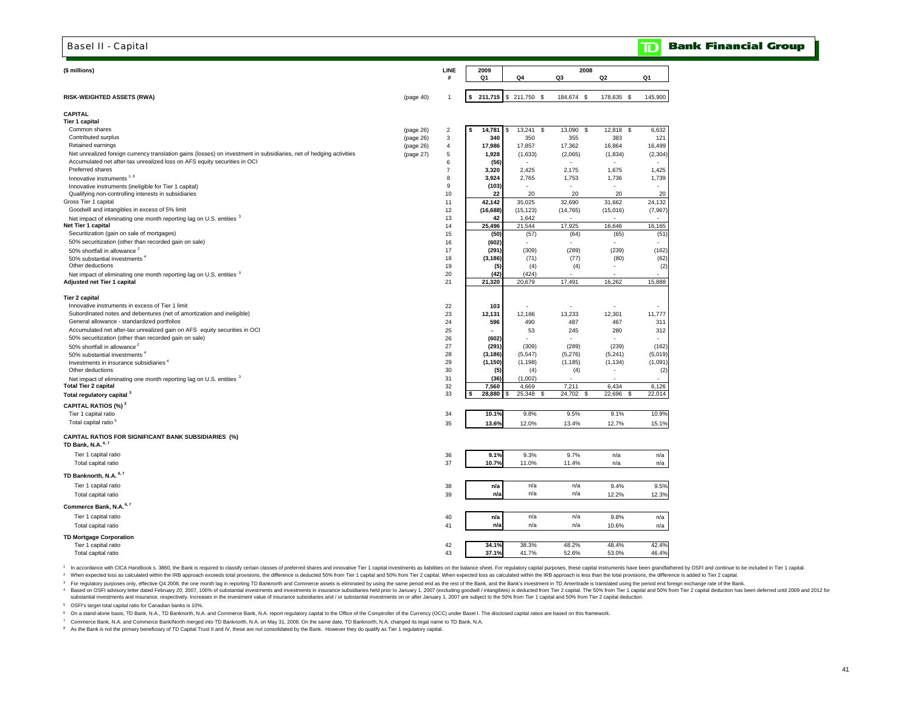# Basel II - Capital

**TD Bank Financial Group**

| ($ millions) | | LINE # | 2009 Q1 | 2008 Q4 | 2008 Q3 | 2008 Q2 | 2008 Q1 |
|---|---|---|---|---|---|---|---|
| **RISK-WEIGHTED ASSETS (RWA)** | (page 40) | 1 | $ 211,715 | $ 211,750 | $ 184,674 | $ 178,635 | $ 145,900 |
| **CAPITAL** | | | | | | | |
| **Tier 1 capital** | | | | | | | |
| Common shares | (page 26) | 2 | $ 14,781 | $ 13,241 | $ 13,090 | $ 12,818 | $ 6,632 |
| Contributed surplus | (page 26) | 3 | 340 | 350 | 355 | 383 | 121 |
| Retained earnings | (page 26) | 4 | 17,986 | 17,857 | 17,362 | 16,864 | 16,499 |
| Net unrealized foreign currency translation gains (losses) on investment in subsidiaries, net of hedging activities | (page 27) | 5 | 1,928 | (1,633) | (2,065) | (1,834) | (2,304) |
| Accumulated net after-tax unrealized loss on AFS equity securities in OCI | | 6 | (56) | - | - | - | - |
| Preferred shares | | 7 | 3,320 | 2,425 | 2,175 | 1,675 | 1,425 |
| Innovative instruments [1, 8] | | 8 | 3,924 | 2,765 | 1,753 | 1,736 | 1,739 |
| Innovative instruments (ineligible for Tier 1 capital) | | 9 | (103) | - | - | - | - |
| Qualifying non-controlling interests in subsidiaries | | 10 | 22 | 20 | 20 | 20 | 20 |
| Gross Tier 1 capital | | 11 | 42,142 | 35,025 | 32,690 | 31,662 | 24,132 |
| Goodwill and intangibles in excess of 5% limit | | 12 | (16,688) | (15,123) | (14,765) | (15,016) | (7,967) |
| Net impact of eliminating one month reporting lag on U.S. entities [3] | | 13 | 42 | 1,642 | - | - | - |
| **Net Tier 1 capital** | | 14 | 25,496 | 21,544 | 17,925 | 16,646 | 16,165 |
| Securitization (gain on sale of mortgages) | | 15 | (50) | (57) | (64) | (65) | (51) |
| 50% securitization (other than recorded gain on sale) | | 16 | (602) | - | - | - | - |
| 50% shortfall in allowance [2] | | 17 | (291) | (309) | (289) | (239) | (162) |
| 50% substantial investments [4] | | 18 | (3,186) | (71) | (77) | (80) | (62) |
| Other deductions | | 19 | (5) | (4) | (4) | - | (2) |
| Net impact of eliminating one month reporting lag on U.S. entities [3] | | 20 | (42) | (424) | - | - | - |
| **Adjusted net Tier 1 capital** | | 21 | 21,320 | 20,679 | 17,491 | 16,262 | 15,888 |
| **Tier 2 capital** | | | | | | | |
| Innovative instruments in excess of Tier 1 limit | | 22 | 103 | - | - | - | - |
| Subordinated notes and debentures (net of amortization and ineligible) | | 23 | 12,131 | 12,186 | 13,233 | 12,301 | 11,777 |
| General allowance - standardized portfolios | | 24 | 596 | 490 | 487 | 467 | 311 |
| Accumulated net after-tax unrealized gain on AFS equity securities in OCI | | 25 | - | 53 | 245 | 280 | 312 |
| 50% securitization (other than recorded gain on sale) | | 26 | (602) | - | - | - | - |
| 50% shortfall in allowance [2] | | 27 | (291) | (309) | (289) | (239) | (162) |
| 50% substantial investments [4] | | 28 | (3,186) | (5,547) | (5,276) | (5,241) | (5,019) |
| Investments in insurance subsidiaries [4] | | 29 | (1,150) | (1,198) | (1,185) | (1,134) | (1,091) |
| Other deductions | | 30 | (5) | (4) | (4) | - | (2) |
| Net impact of eliminating one month reporting lag on U.S. entities [3] | | 31 | (36) | (1,002) | - | - | - |
| **Total Tier 2 capital** | | 32 | 7,560 | 4,669 | 7,211 | 6,434 | 6,126 |
| **Total regulatory capital [3]** | | 33 | $ 28,880 | $ 25,348 | $ 24,702 | $ 22,696 | $ 22,014 |
| **CAPITAL RATIOS (%) [3]** | | | | | | | |
| Tier 1 capital ratio | | 34 | 10.1% | 9.8% | 9.5% | 9.1% | 10.9% |
| Total capital ratio [5] | | 35 | 13.6% | 12.0% | 13.4% | 12.7% | 15.1% |
| **CAPITAL RATIOS FOR SIGNIFICANT BANK SUBSIDIARIES (%)** | | | | | | | |
| **TD Bank, N.A. [6, 7]** | | | | | | | |
| Tier 1 capital ratio | | 36 | 9.1% | 9.3% | 9.7% | n/a | n/a |
| Total capital ratio | | 37 | 10.7% | 11.0% | 11.4% | n/a | n/a |
| **TD Banknorth, N.A. [6, 7]** | | | | | | | |
| Tier 1 capital ratio | | 38 | n/a | n/a | n/a | 9.4% | 9.5% |
| Total capital ratio | | 39 | n/a | n/a | n/a | 12.2% | 12.3% |
| **Commerce Bank, N.A. [6, 7]** | | | | | | | |
| Tier 1 capital ratio | | 40 | n/a | n/a | n/a | 9.8% | n/a |
| Total capital ratio | | 41 | n/a | n/a | n/a | 10.6% | n/a |
| **TD Mortgage Corporation** | | | | | | | |
| Tier 1 capital ratio | | 42 | 34.1% | 38.3% | 48.2% | 48.4% | 42.4% |
| Total capital ratio | | 43 | 37.1% | 41.7% | 52.6% | 53.0% | 46.4% |

[1] In accordance with CICA Handbook s. 3860, the Bank is required to classify certain classes of preferred shares and innovative Tier 1 capital investments as liabilities on the balance sheet. For regulatory capital purposes, these capital instruments have been grandfathered by OSFI and continue to be included in Tier 1 capital.

[2] When expected loss as calculated within the IRB approach exceeds total provisions, the difference is deducted 50% from Tier 1 capital and 50% from Tier 2 capital. When expected loss as calculated within the IRB approach is less than the total provisions, the difference is added to Tier 2 capital.

[3] For regulatory purposes only, effective Q4 2008, the one month lag in reporting TD Banknorth and Commerce assets is eliminated by using the same period end as the rest of the Bank, and the Bank's investment in TD Ameritrade is translated using the period end foreign exchange rate of the Bank.

[4] Based on OSFI advisory letter dated February 20, 2007, 100% of substantial investments and investments in insurance subsidiaries held prior to January 1, 2007 (excluding goodwill / intangibles) is deducted from Tier 2 capital. The 50% from Tier 1 capital and 50% from Tier 2 capital deduction has been deferred until 2009 and 2012 for substantial investments and insurance, respectively. Increases in the investment value of insurance subsidiaries and / or substantial investments on or after January 1, 2007 are subject to the 50% from Tier 1 capital and 50% from Tier 2 capital deduction.

[5] OSFI's target total capital ratio for Canadian banks is 10%.

[6] On a stand-alone basis, TD Bank, N.A., TD Banknorth, N.A. and Commerce Bank, N.A. report regulatory capital to the Office of the Comptroller of the Currency (OCC) under Basel I. The disclosed capital ratios are based on this framework.

[7] Commerce Bank, N.A. and Commerce Bank/North merged into TD Banknorth, N.A. on May 31, 2008. On the same date, TD Banknorth, N.A. changed its legal name to TD Bank, N.A.

[8] As the Bank is not the primary beneficiary of TD Capital Trust II and IV, these are not consolidated by the Bank. However they do qualify as Tier 1 regulatory capital.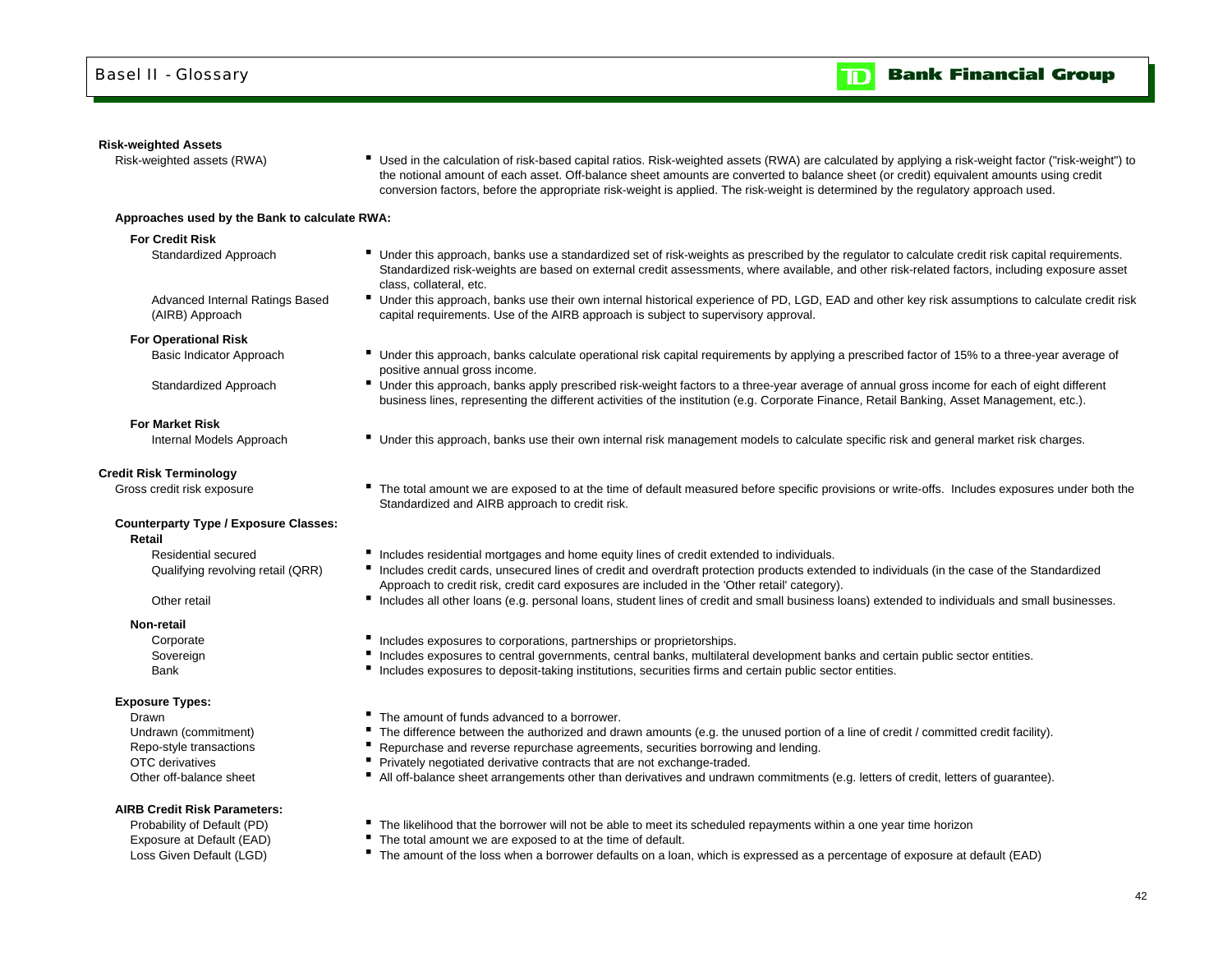# Basel II - Glossary

## Risk-weighted Assets

**Risk-weighted assets (RWA)**
- Used in the calculation of risk-based capital ratios. Risk-weighted assets (RWA) are calculated by applying a risk-weight factor ("risk-weight") to the notional amount of each asset. Off-balance sheet amounts are converted to balance sheet (or credit) equivalent amounts using credit conversion factors, before the appropriate risk-weight is applied. The risk-weight is determined by the regulatory approach used.

### Approaches used by the Bank to calculate RWA:

#### For Credit Risk

**Standardized Approach**
- Under this approach, banks use a standardized set of risk-weights as prescribed by the regulator to calculate credit risk capital requirements. Standardized risk-weights are based on external credit assessments, where available, and other risk-related factors, including exposure asset class, collateral, etc.

**Advanced Internal Ratings Based (AIRB) Approach**
- Under this approach, banks use their own internal historical experience of PD, LGD, EAD and other key risk assumptions to calculate credit risk capital requirements. Use of the AIRB approach is subject to supervisory approval.

#### For Operational Risk

**Basic Indicator Approach**
- Under this approach, banks calculate operational risk capital requirements by applying a prescribed factor of 15% to a three-year average of positive annual gross income.

**Standardized Approach**
- Under this approach, banks apply prescribed risk-weight factors to a three-year average of annual gross income for each of eight different business lines, representing the different activities of the institution (e.g. Corporate Finance, Retail Banking, Asset Management, etc.).

#### For Market Risk

**Internal Models Approach**
- Under this approach, banks use their own internal risk management models to calculate specific risk and general market risk charges.

## Credit Risk Terminology

**Gross credit risk exposure**
- The total amount we are exposed to at the time of default measured before specific provisions or write-offs. Includes exposures under both the Standardized and AIRB approach to credit risk.

### Counterparty Type / Exposure Classes:

#### Retail

**Residential secured**
- Includes residential mortgages and home equity lines of credit extended to individuals.

**Qualifying revolving retail (QRR)**
- Includes credit cards, unsecured lines of credit and overdraft protection products extended to individuals (in the case of the Standardized Approach to credit risk, credit card exposures are included in the 'Other retail' category).

**Other retail**
- Includes all other loans (e.g. personal loans, student lines of credit and small business loans) extended to individuals and small businesses.

#### Non-retail

**Corporate**
- Includes exposures to corporations, partnerships or proprietorships.

**Sovereign**
- Includes exposures to central governments, central banks, multilateral development banks and certain public sector entities.

**Bank**
- Includes exposures to deposit-taking institutions, securities firms and certain public sector entities.

### Exposure Types:

**Drawn**
- The amount of funds advanced to a borrower.

**Undrawn (commitment)**
- The difference between the authorized and drawn amounts (e.g. the unused portion of a line of credit / committed credit facility).

**Repo-style transactions**
- Repurchase and reverse repurchase agreements, securities borrowing and lending.

**OTC derivatives**
- Privately negotiated derivative contracts that are not exchange-traded.

**Other off-balance sheet**
- All off-balance sheet arrangements other than derivatives and undrawn commitments (e.g. letters of credit, letters of guarantee).

### AIRB Credit Risk Parameters:

**Probability of Default (PD)**
- The likelihood that the borrower will not be able to meet its scheduled repayments within a one year time horizon

**Exposure at Default (EAD)**
- The total amount we are exposed to at the time of default.

**Loss Given Default (LGD)**
- The amount of the loss when a borrower defaults on a loan, which is expressed as a percentage of exposure at default (EAD)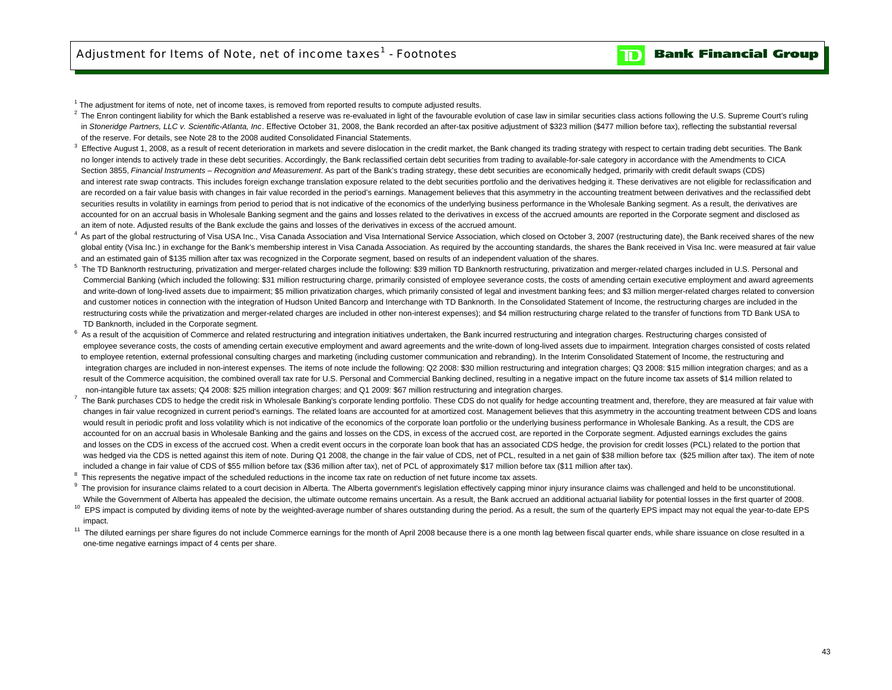# Adjustment for Items of Note, net of income taxes[1] - Footnotes

[1] The adjustment for items of note, net of income taxes, is removed from reported results to compute adjusted results.

[2] The Enron contingent liability for which the Bank established a reserve was re-evaluated in light of the favourable evolution of case law in similar securities class actions following the U.S. Supreme Court's ruling in *Stoneridge Partners, LLC v. Scientific-Atlanta, Inc*. Effective October 31, 2008, the Bank recorded an after-tax positive adjustment of $323 million ($477 million before tax), reflecting the substantial reversal of the reserve. For details, see Note 28 to the 2008 audited Consolidated Financial Statements.

[3] Effective August 1, 2008, as a result of recent deterioration in markets and severe dislocation in the credit market, the Bank changed its trading strategy with respect to certain trading debt securities. The Bank no longer intends to actively trade in these debt securities. Accordingly, the Bank reclassified certain debt securities from trading to available-for-sale category in accordance with the Amendments to CICA Section 3855, *Financial Instruments – Recognition and Measurement*. As part of the Bank's trading strategy, these debt securities are economically hedged, primarily with credit default swaps (CDS) and interest rate swap contracts. This includes foreign exchange translation exposure related to the debt securities portfolio and the derivatives hedging it. These derivatives are not eligible for reclassification and are recorded on a fair value basis with changes in fair value recorded in the period's earnings. Management believes that this asymmetry in the accounting treatment between derivatives and the reclassified debt securities results in volatility in earnings from period to period that is not indicative of the economics of the underlying business performance in the Wholesale Banking segment. As a result, the derivatives are accounted for on an accrual basis in Wholesale Banking segment and the gains and losses related to the derivatives in excess of the accrued amounts are reported in the Corporate segment and disclosed as an item of note. Adjusted results of the Bank exclude the gains and losses of the derivatives in excess of the accrued amount.

[4] As part of the global restructuring of Visa USA Inc., Visa Canada Association and Visa International Service Association, which closed on October 3, 2007 (restructuring date), the Bank received shares of the new global entity (Visa Inc.) in exchange for the Bank's membership interest in Visa Canada Association. As required by the accounting standards, the shares the Bank received in Visa Inc. were measured at fair value and an estimated gain of $135 million after tax was recognized in the Corporate segment, based on results of an independent valuation of the shares.

[5] The TD Banknorth restructuring, privatization and merger-related charges include the following: $39 million TD Banknorth restructuring, privatization and merger-related charges included in U.S. Personal and Commercial Banking (which included the following: $31 million restructuring charge, primarily consisted of employee severance costs, the costs of amending certain executive employment and award agreements and write-down of long-lived assets due to impairment; $5 million privatization charges, which primarily consisted of legal and investment banking fees; and $3 million merger-related charges related to conversion and customer notices in connection with the integration of Hudson United Bancorp and Interchange with TD Banknorth. In the Consolidated Statement of Income, the restructuring charges are included in the restructuring costs while the privatization and merger-related charges are included in other non-interest expenses); and $4 million restructuring charge related to the transfer of functions from TD Bank USA to TD Banknorth, included in the Corporate segment.

[6] As a result of the acquisition of Commerce and related restructuring and integration initiatives undertaken, the Bank incurred restructuring and integration charges. Restructuring charges consisted of employee severance costs, the costs of amending certain executive employment and award agreements and the write-down of long-lived assets due to impairment. Integration charges consisted of costs related to employee retention, external professional consulting charges and marketing (including customer communication and rebranding). In the Interim Consolidated Statement of Income, the restructuring and integration charges are included in non-interest expenses. The items of note include the following: Q2 2008: $30 million restructuring and integration charges; Q3 2008: $15 million integration charges; and as a result of the Commerce acquisition, the combined overall tax rate for U.S. Personal and Commercial Banking declined, resulting in a negative impact on the future income tax assets of $14 million related to non-intangible future tax assets; Q4 2008: $25 million integration charges; and Q1 2009: $67 million restructuring and integration charges.

[7] The Bank purchases CDS to hedge the credit risk in Wholesale Banking's corporate lending portfolio. These CDS do not qualify for hedge accounting treatment and, therefore, they are measured at fair value with changes in fair value recognized in current period's earnings. The related loans are accounted for at amortized cost. Management believes that this asymmetry in the accounting treatment between CDS and loans would result in periodic profit and loss volatility which is not indicative of the economics of the corporate loan portfolio or the underlying business performance in Wholesale Banking. As a result, the CDS are accounted for on an accrual basis in Wholesale Banking and the gains and losses on the CDS, in excess of the accrued cost, are reported in the Corporate segment. Adjusted earnings excludes the gains and losses on the CDS in excess of the accrued cost. When a credit event occurs in the corporate loan book that has an associated CDS hedge, the provision for credit losses (PCL) related to the portion that was hedged via the CDS is netted against this item of note. During Q1 2008, the change in the fair value of CDS, net of PCL, resulted in a net gain of $38 million before tax ($25 million after tax). The item of note included a change in fair value of CDS of $55 million before tax ($36 million after tax), net of PCL of approximately $17 million before tax ($11 million after tax).

[8] This represents the negative impact of the scheduled reductions in the income tax rate on reduction of net future income tax assets.

[9] The provision for insurance claims related to a court decision in Alberta. The Alberta government's legislation effectively capping minor injury insurance claims was challenged and held to be unconstitutional. While the Government of Alberta has appealed the decision, the ultimate outcome remains uncertain. As a result, the Bank accrued an additional actuarial liability for potential losses in the first quarter of 2008.

[10] EPS impact is computed by dividing items of note by the weighted-average number of shares outstanding during the period. As a result, the sum of the quarterly EPS impact may not equal the year-to-date EPS impact.

[11] The diluted earnings per share figures do not include Commerce earnings for the month of April 2008 because there is a one month lag between fiscal quarter ends, while share issuance on close resulted in a one-time negative earnings impact of 4 cents per share.